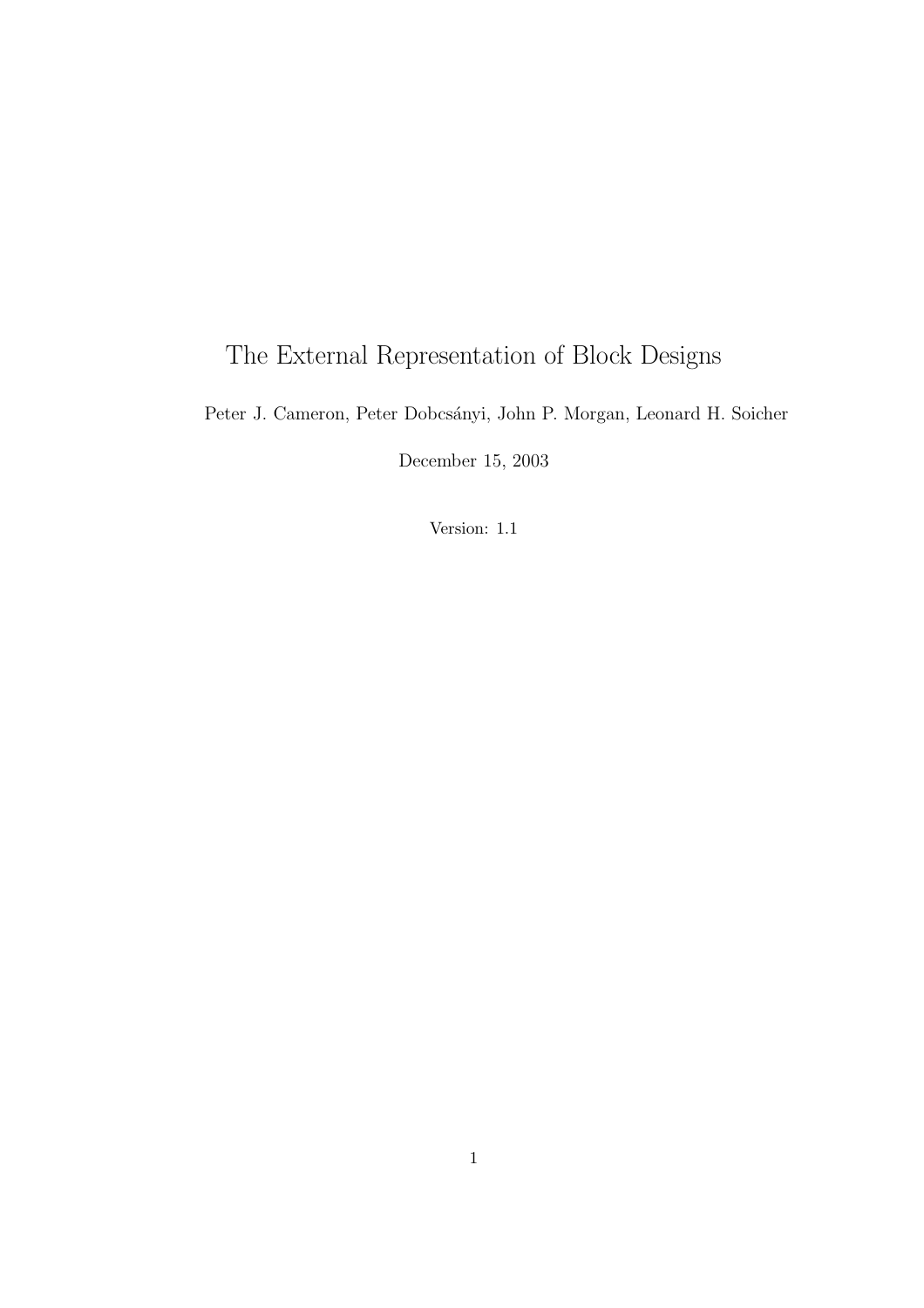# The External Representation of Block Designs

Peter J. Cameron, Peter Dobcsányi, John P. Morgan, Leonard H. Soicher

December 15, 2003

Version: 1.1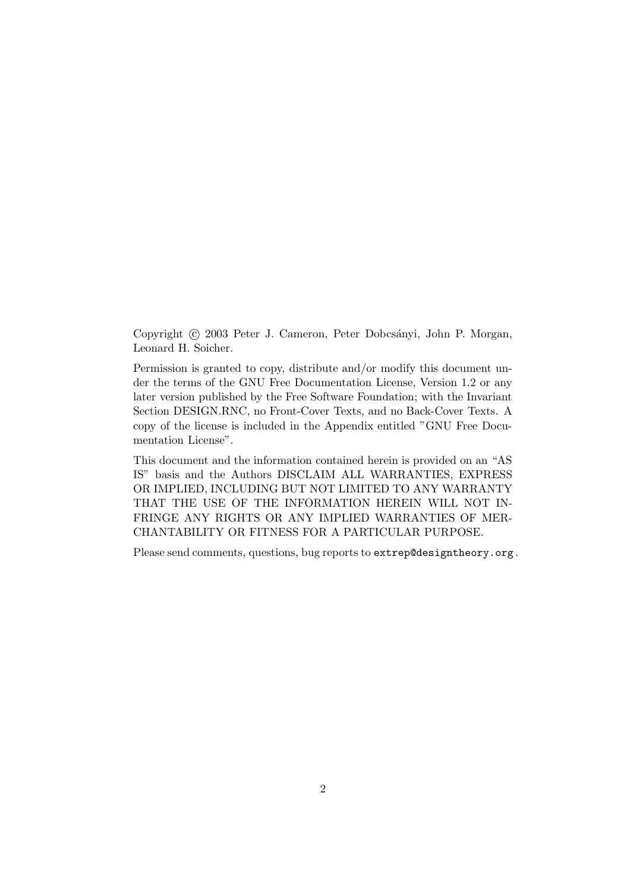Copyright © 2003 Peter J. Cameron, Peter Dobcsányi, John P. Morgan, Leonard H. Soicher.

Permission is granted to copy, distribute and/or modify this document under the terms of the GNU Free Documentation License, Version 1.2 or any later version published by the Free Software Foundation; with the Invariant Section DESIGN.RNC, no Front-Cover Texts, and no Back-Cover Texts. A copy of the license is included in the Appendix entitled "GNU Free Documentation License".

This document and the information contained herein is provided on an "AS IS" basis and the Authors DISCLAIM ALL WARRANTIES, EXPRESS OR IMPLIED, INCLUDING BUT NOT LIMITED TO ANY WARRANTY THAT THE USE OF THE INFORMATION HEREIN WILL NOT INFRINGE ANY RIGHTS OR ANY IMPLIED WARRANTIES OF MERCHANTABILITY OR FITNESS FOR A PARTICULAR PURPOSE.

Please send comments, questions, bug reports to `extrep@designtheory.org`.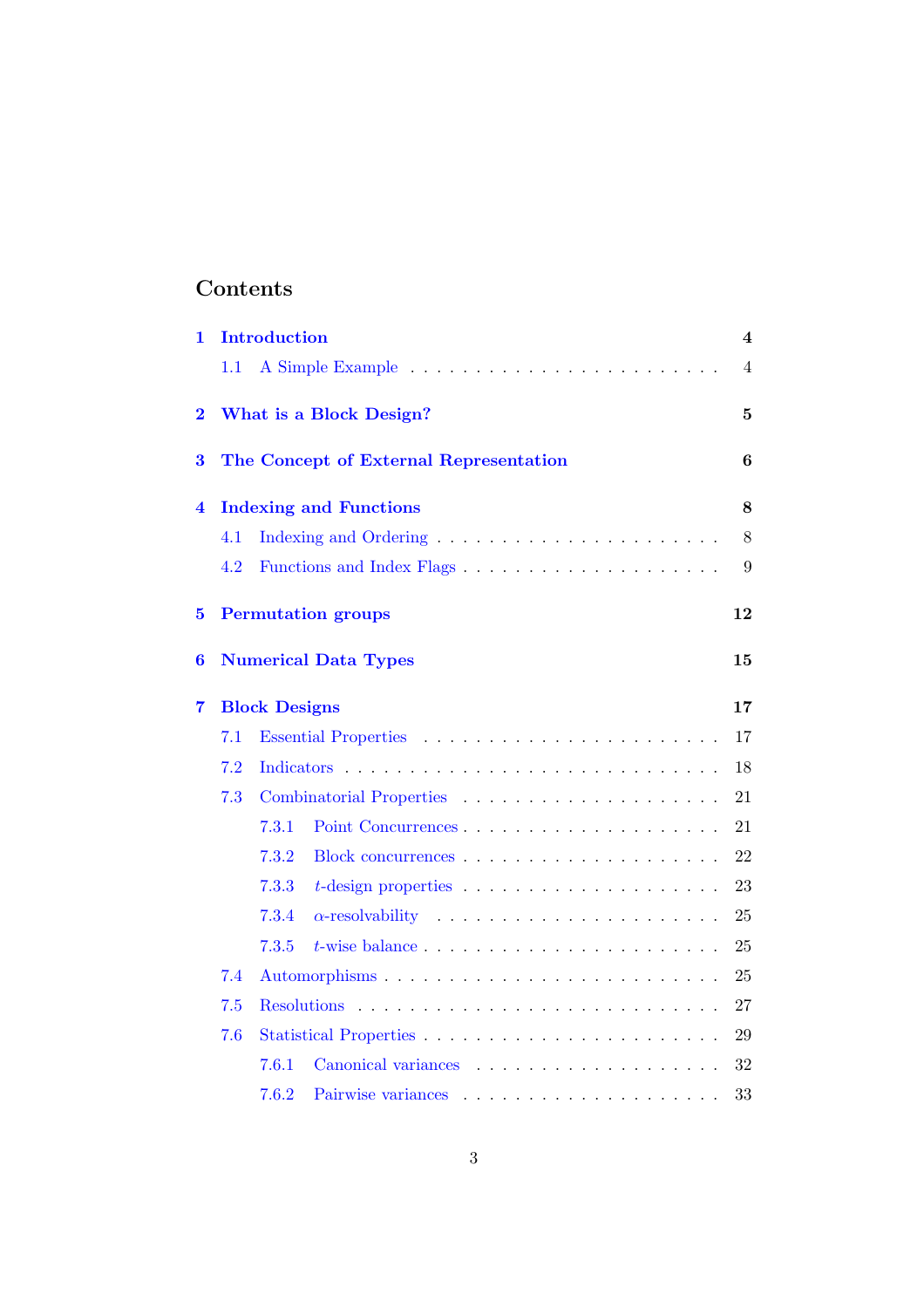# Contents

- **1 Introduction** — 4
  - 1.1 A Simple Example — 4
- **2 What is a Block Design?** — 5
- **3 The Concept of External Representation** — 6
- **4 Indexing and Functions** — 8
  - 4.1 Indexing and Ordering — 8
  - 4.2 Functions and Index Flags — 9
- **5 Permutation groups** — 12
- **6 Numerical Data Types** — 15
- **7 Block Designs** — 17
  - 7.1 Essential Properties — 17
  - 7.2 Indicators — 18
  - 7.3 Combinatorial Properties — 21
    - 7.3.1 Point Concurrences — 21
    - 7.3.2 Block concurrences — 22
    - 7.3.3 $t$-design properties — 23
    - 7.3.4 $\alpha$-resolvability — 25
    - 7.3.5 $t$-wise balance — 25
  - 7.4 Automorphisms — 25
  - 7.5 Resolutions — 27
  - 7.6 Statistical Properties — 29
    - 7.6.1 Canonical variances — 32
    - 7.6.2 Pairwise variances — 33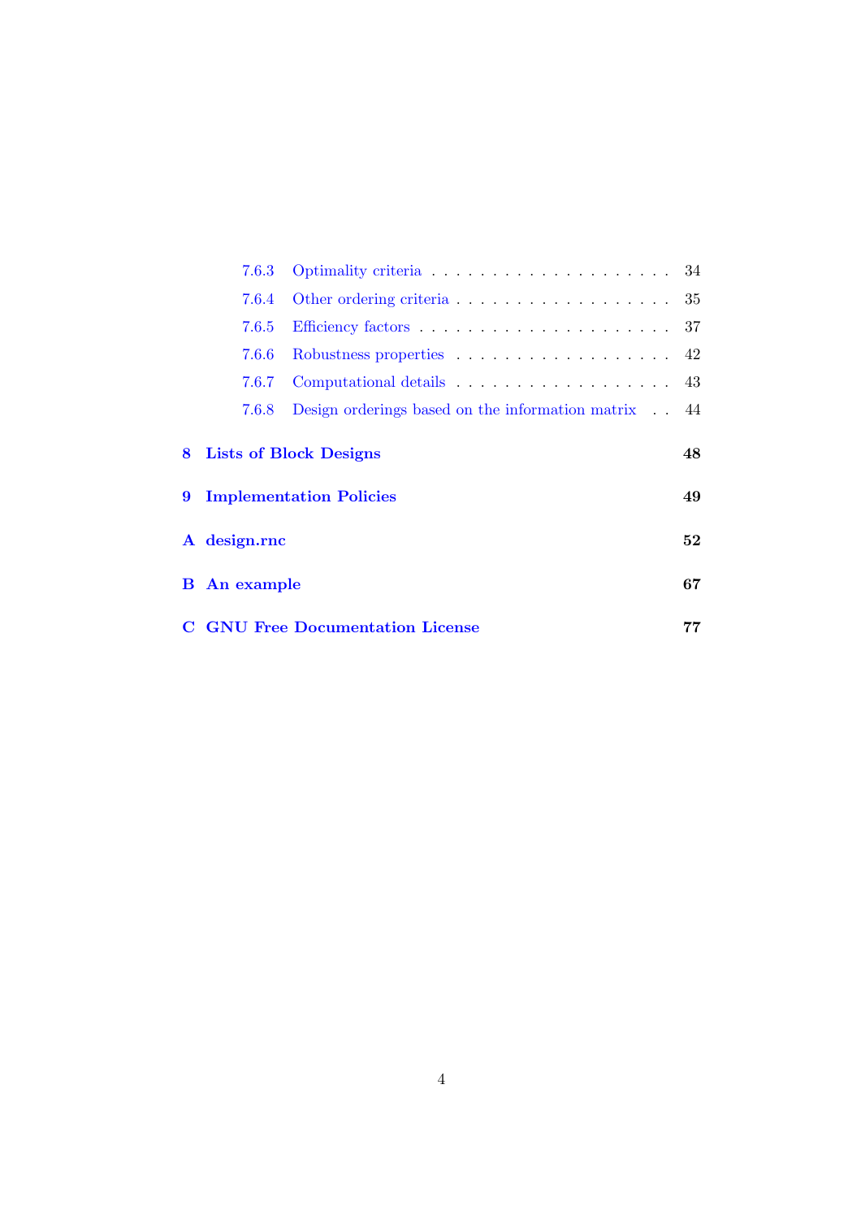7.6.3 Optimality criteria . . . . . . . . . . . . . . . . . . . . 34

7.6.4 Other ordering criteria . . . . . . . . . . . . . . . . . . 35

7.6.5 Efficiency factors . . . . . . . . . . . . . . . . . . . . 37

7.6.6 Robustness properties . . . . . . . . . . . . . . . . . . 42

7.6.7 Computational details . . . . . . . . . . . . . . . . . . 43

7.6.8 Design orderings based on the information matrix . . 44

**8 Lists of Block Designs 48**

**9 Implementation Policies 49**

**A design.rnc 52**

**B An example 67**

**C GNU Free Documentation License 77**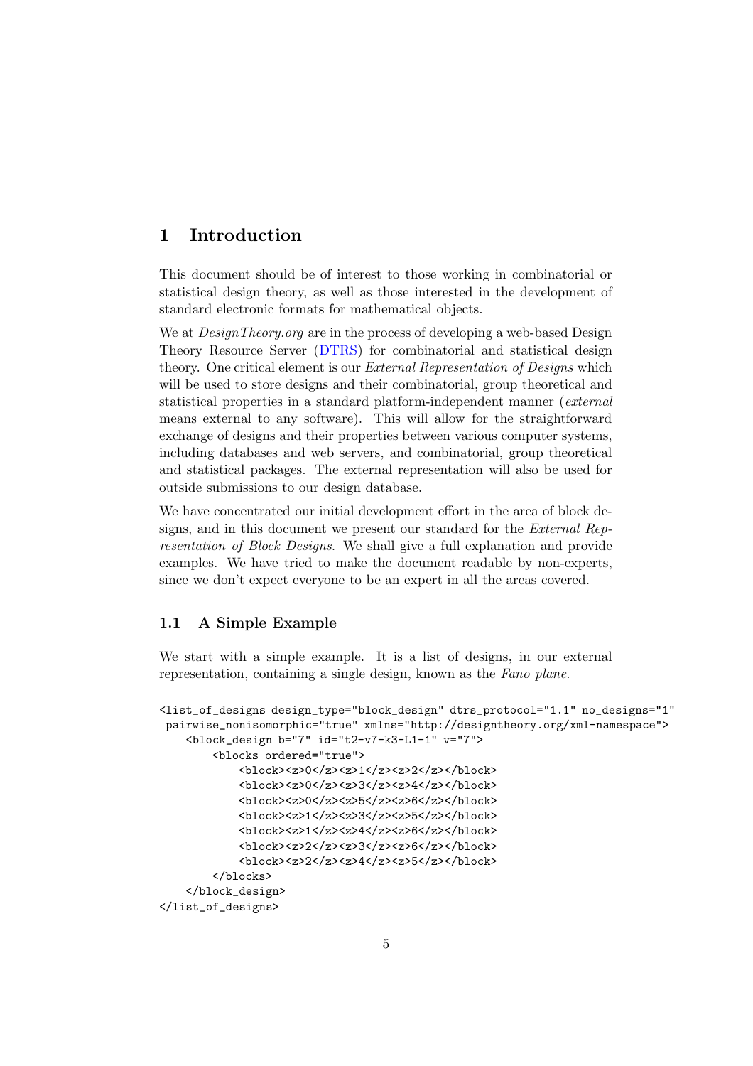# 1 Introduction

This document should be of interest to those working in combinatorial or statistical design theory, as well as those interested in the development of standard electronic formats for mathematical objects.

We at *DesignTheory.org* are in the process of developing a web-based Design Theory Resource Server (DTRS) for combinatorial and statistical design theory. One critical element is our *External Representation of Designs* which will be used to store designs and their combinatorial, group theoretical and statistical properties in a standard platform-independent manner (*external* means external to any software). This will allow for the straightforward exchange of designs and their properties between various computer systems, including databases and web servers, and combinatorial, group theoretical and statistical packages. The external representation will also be used for outside submissions to our design database.

We have concentrated our initial development effort in the area of block designs, and in this document we present our standard for the *External Representation of Block Designs*. We shall give a full explanation and provide examples. We have tried to make the document readable by non-experts, since we don't expect everyone to be an expert in all the areas covered.

## 1.1 A Simple Example

We start with a simple example. It is a list of designs, in our external representation, containing a single design, known as the *Fano plane*.

```
<list_of_designs design_type="block_design" dtrs_protocol="1.1" no_designs="1"
 pairwise_nonisomorphic="true" xmlns="http://designtheory.org/xml-namespace">
    <block_design b="7" id="t2-v7-k3-L1-1" v="7">
        <blocks ordered="true">
            <block><z>0</z><z>1</z><z>2</z></block>
            <block><z>0</z><z>3</z><z>4</z></block>
            <block><z>0</z><z>5</z><z>6</z></block>
            <block><z>1</z><z>3</z><z>5</z></block>
            <block><z>1</z><z>4</z><z>6</z></block>
            <block><z>2</z><z>3</z><z>6</z></block>
            <block><z>2</z><z>4</z><z>5</z></block>
        </blocks>
    </block_design>
</list_of_designs>
```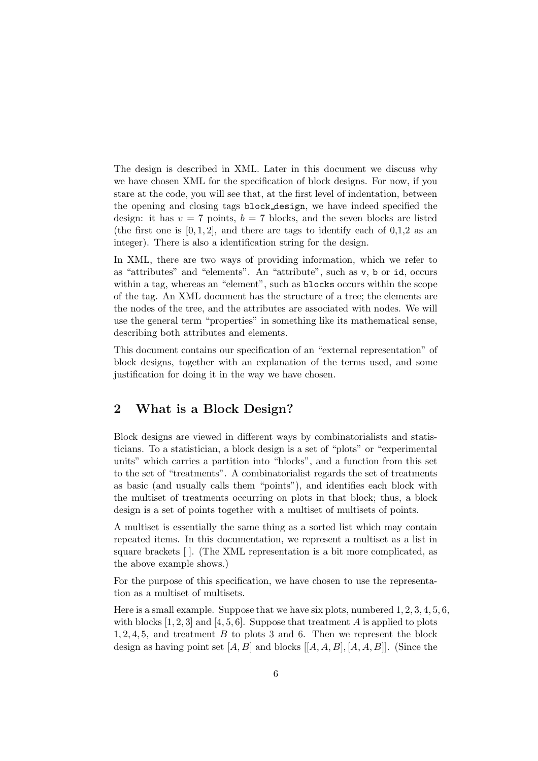The design is described in XML. Later in this document we discuss why we have chosen XML for the specification of block designs. For now, if you stare at the code, you will see that, at the first level of indentation, between the opening and closing tags `block_design`, we have indeed specified the design: it has $v = 7$ points, $b = 7$ blocks, and the seven blocks are listed (the first one is $[0, 1, 2]$, and there are tags to identify each of 0,1,2 as an integer). There is also a identification string for the design.

In XML, there are two ways of providing information, which we refer to as "attributes" and "elements". An "attribute", such as `v`, `b` or `id`, occurs within a tag, whereas an "element", such as `blocks` occurs within the scope of the tag. An XML document has the structure of a tree; the elements are the nodes of the tree, and the attributes are associated with nodes. We will use the general term "properties" in something like its mathematical sense, describing both attributes and elements.

This document contains our specification of an "external representation" of block designs, together with an explanation of the terms used, and some justification for doing it in the way we have chosen.

## 2 What is a Block Design?

Block designs are viewed in different ways by combinatorialists and statisticians. To a statistician, a block design is a set of "plots" or "experimental units" which carries a partition into "blocks", and a function from this set to the set of "treatments". A combinatorialist regards the set of treatments as basic (and usually calls them "points"), and identifies each block with the multiset of treatments occurring on plots in that block; thus, a block design is a set of points together with a multiset of multisets of points.

A multiset is essentially the same thing as a sorted list which may contain repeated items. In this documentation, we represent a multiset as a list in square brackets [ ]. (The XML representation is a bit more complicated, as the above example shows.)

For the purpose of this specification, we have chosen to use the representation as a multiset of multisets.

Here is a small example. Suppose that we have six plots, numbered $1, 2, 3, 4, 5, 6$, with blocks $[1, 2, 3]$ and $[4, 5, 6]$. Suppose that treatment $A$ is applied to plots $1, 2, 4, 5$, and treatment $B$ to plots 3 and 6. Then we represent the block design as having point set $[A, B]$ and blocks $[[A, A, B], [A, A, B]]$. (Since the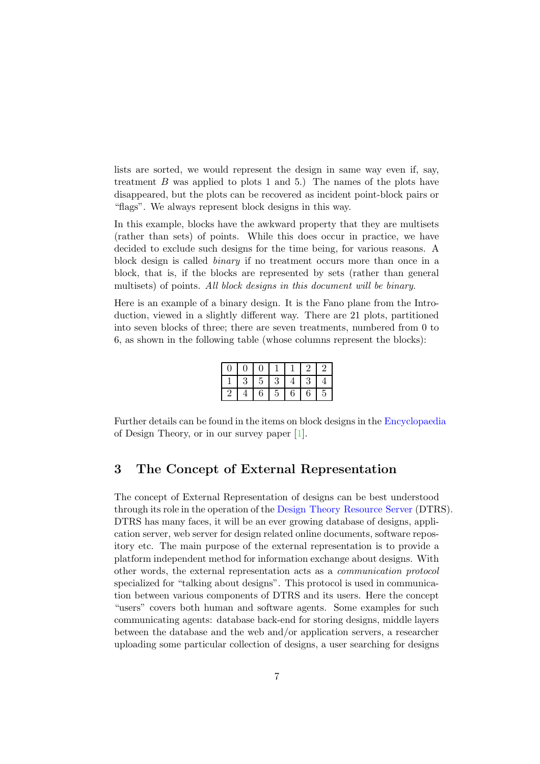lists are sorted, we would represent the design in same way even if, say, treatment $B$ was applied to plots 1 and 5.) The names of the plots have disappeared, but the plots can be recovered as incident point-block pairs or "flags". We always represent block designs in this way.

In this example, blocks have the awkward property that they are multisets (rather than sets) of points. While this does occur in practice, we have decided to exclude such designs for the time being, for various reasons. A block design is called *binary* if no treatment occurs more than once in a block, that is, if the blocks are represented by sets (rather than general multisets) of points. *All block designs in this document will be binary.*

Here is an example of a binary design. It is the Fano plane from the Introduction, viewed in a slightly different way. There are 21 plots, partitioned into seven blocks of three; there are seven treatments, numbered from 0 to 6, as shown in the following table (whose columns represent the blocks):

| | | | | | | |
|---|---|---|---|---|---|---|
| 0 | 0 | 0 | 1 | 1 | 2 | 2 |
| 1 | 3 | 5 | 3 | 4 | 3 | 4 |
| 2 | 4 | 6 | 5 | 6 | 6 | 5 |

Further details can be found in the items on block designs in the Encyclopaedia of Design Theory, or in our survey paper [1].

## 3 The Concept of External Representation

The concept of External Representation of designs can be best understood through its role in the operation of the Design Theory Resource Server (DTRS). DTRS has many faces, it will be an ever growing database of designs, application server, web server for design related online documents, software repository etc. The main purpose of the external representation is to provide a platform independent method for information exchange about designs. With other words, the external representation acts as a *communication protocol* specialized for "talking about designs". This protocol is used in communication between various components of DTRS and its users. Here the concept "users" covers both human and software agents. Some examples for such communicating agents: database back-end for storing designs, middle layers between the database and the web and/or application servers, a researcher uploading some particular collection of designs, a user searching for designs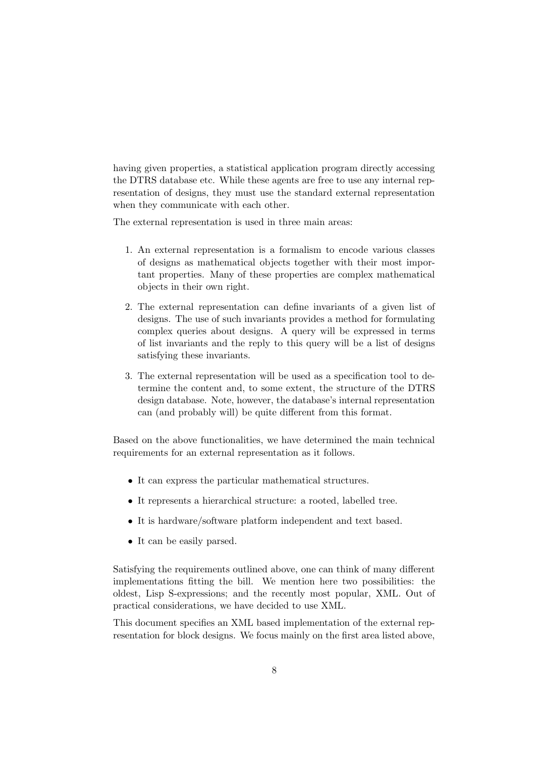having given properties, a statistical application program directly accessing the DTRS database etc. While these agents are free to use any internal representation of designs, they must use the standard external representation when they communicate with each other.

The external representation is used in three main areas:

1. An external representation is a formalism to encode various classes of designs as mathematical objects together with their most important properties. Many of these properties are complex mathematical objects in their own right.

2. The external representation can define invariants of a given list of designs. The use of such invariants provides a method for formulating complex queries about designs. A query will be expressed in terms of list invariants and the reply to this query will be a list of designs satisfying these invariants.

3. The external representation will be used as a specification tool to determine the content and, to some extent, the structure of the DTRS design database. Note, however, the database's internal representation can (and probably will) be quite different from this format.

Based on the above functionalities, we have determined the main technical requirements for an external representation as it follows.

- It can express the particular mathematical structures.
- It represents a hierarchical structure: a rooted, labelled tree.
- It is hardware/software platform independent and text based.
- It can be easily parsed.

Satisfying the requirements outlined above, one can think of many different implementations fitting the bill. We mention here two possibilities: the oldest, Lisp S-expressions; and the recently most popular, XML. Out of practical considerations, we have decided to use XML.

This document specifies an XML based implementation of the external representation for block designs. We focus mainly on the first area listed above,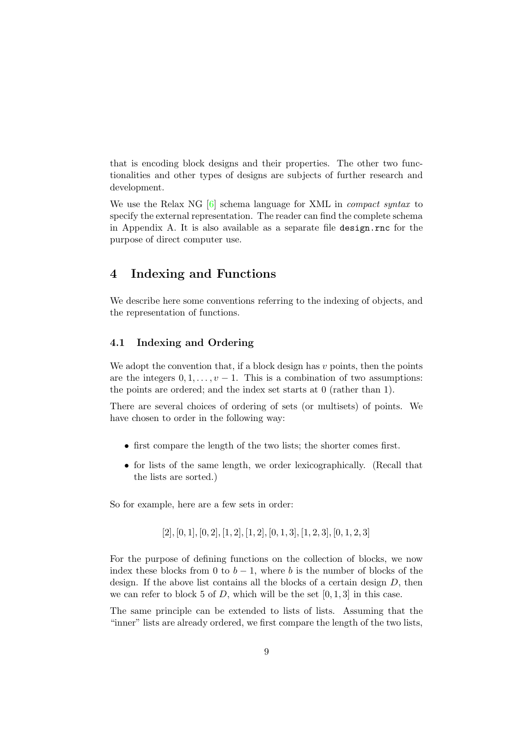that is encoding block designs and their properties. The other two functionalities and other types of designs are subjects of further research and development.

We use the Relax NG [6] schema language for XML in *compact syntax* to specify the external representation. The reader can find the complete schema in Appendix A. It is also available as a separate file `design.rnc` for the purpose of direct computer use.

## 4 Indexing and Functions

We describe here some conventions referring to the indexing of objects, and the representation of functions.

### 4.1 Indexing and Ordering

We adopt the convention that, if a block design has $v$ points, then the points are the integers $0, 1, \ldots, v-1$. This is a combination of two assumptions: the points are ordered; and the index set starts at 0 (rather than 1).

There are several choices of ordering of sets (or multisets) of points. We have chosen to order in the following way:

- first compare the length of the two lists; the shorter comes first.
- for lists of the same length, we order lexicographically. (Recall that the lists are sorted.)

So for example, here are a few sets in order:

$$[2], [0, 1], [0, 2], [1, 2], [1, 2], [0, 1, 3], [1, 2, 3], [0, 1, 2, 3]$$

For the purpose of defining functions on the collection of blocks, we now index these blocks from 0 to $b-1$, where $b$ is the number of blocks of the design. If the above list contains all the blocks of a certain design $D$, then we can refer to block 5 of $D$, which will be the set $[0, 1, 3]$ in this case.

The same principle can be extended to lists of lists. Assuming that the "inner" lists are already ordered, we first compare the length of the two lists,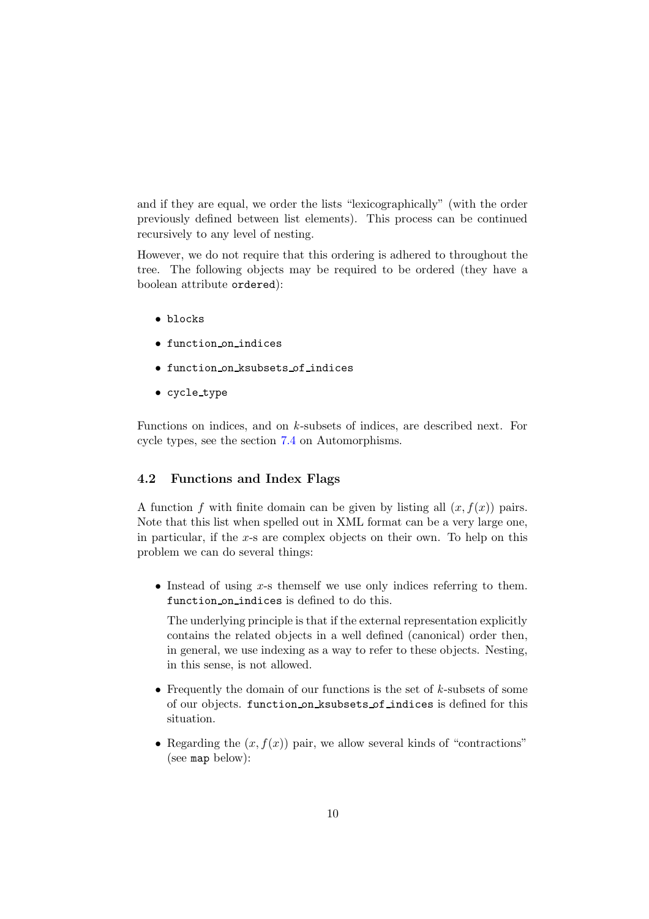and if they are equal, we order the lists "lexicographically" (with the order previously defined between list elements). This process can be continued recursively to any level of nesting.

However, we do not require that this ordering is adhered to throughout the tree. The following objects may be required to be ordered (they have a boolean attribute `ordered`):

- `blocks`
- `function_on_indices`
- `function_on_ksubsets_of_indices`
- `cycle_type`

Functions on indices, and on $k$-subsets of indices, are described next. For cycle types, see the section 7.4 on Automorphisms.

### 4.2 Functions and Index Flags

A function $f$ with finite domain can be given by listing all $(x, f(x))$ pairs. Note that this list when spelled out in XML format can be a very large one, in particular, if the $x$-s are complex objects on their own. To help on this problem we can do several things:

- Instead of using $x$-s themself we use only indices referring to them. `function_on_indices` is defined to do this.

  The underlying principle is that if the external representation explicitly contains the related objects in a well defined (canonical) order then, in general, we use indexing as a way to refer to these objects. Nesting, in this sense, is not allowed.

- Frequently the domain of our functions is the set of $k$-subsets of some of our objects. `function_on_ksubsets_of_indices` is defined for this situation.

- Regarding the $(x, f(x))$ pair, we allow several kinds of "contractions" (see `map` below):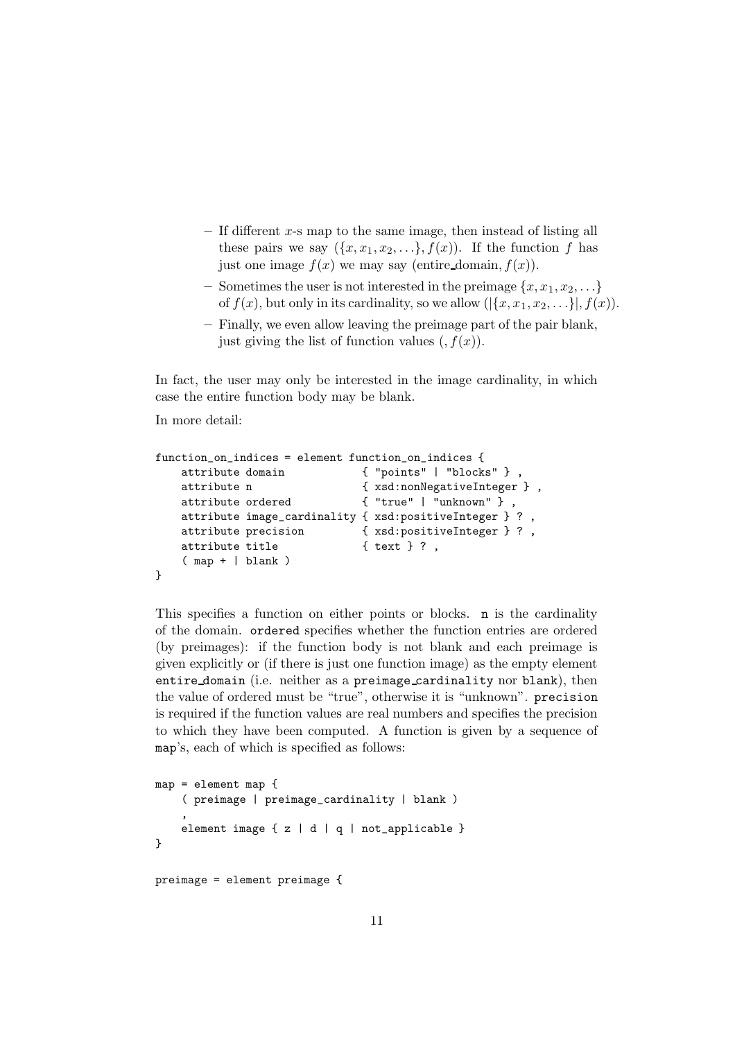- If different $x$-s map to the same image, then instead of listing all these pairs we say $(\{x, x_1, x_2, \ldots\}, f(x))$. If the function $f$ has just one image $f(x)$ we may say (entire_domain, $f(x)$).
- Sometimes the user is not interested in the preimage $\{x, x_1, x_2, \ldots\}$ of $f(x)$, but only in its cardinality, so we allow $(|\{x, x_1, x_2, \ldots\}|, f(x))$.
- Finally, we even allow leaving the preimage part of the pair blank, just giving the list of function values $(, f(x))$.

In fact, the user may only be interested in the image cardinality, in which case the entire function body may be blank.

In more detail:

```
function_on_indices = element function_on_indices {
    attribute domain           { "points" | "blocks" } ,
    attribute n                { xsd:nonNegativeInteger } ,
    attribute ordered          { "true" | "unknown" } ,
    attribute image_cardinality { xsd:positiveInteger } ? ,
    attribute precision        { xsd:positiveInteger } ? ,
    attribute title            { text } ? ,
    ( map + | blank )
}
```

This specifies a function on either points or blocks. `n` is the cardinality of the domain. `ordered` specifies whether the function entries are ordered (by preimages): if the function body is not blank and each preimage is given explicitly or (if there is just one function image) as the empty element `entire_domain` (i.e. neither as a `preimage_cardinality` nor `blank`), then the value of ordered must be "true", otherwise it is "unknown". `precision` is required if the function values are real numbers and specifies the precision to which they have been computed. A function is given by a sequence of `map`'s, each of which is specified as follows:

```
map = element map {
    ( preimage | preimage_cardinality | blank )
    ,
    element image { z | d | q | not_applicable }
}

preimage = element preimage {
```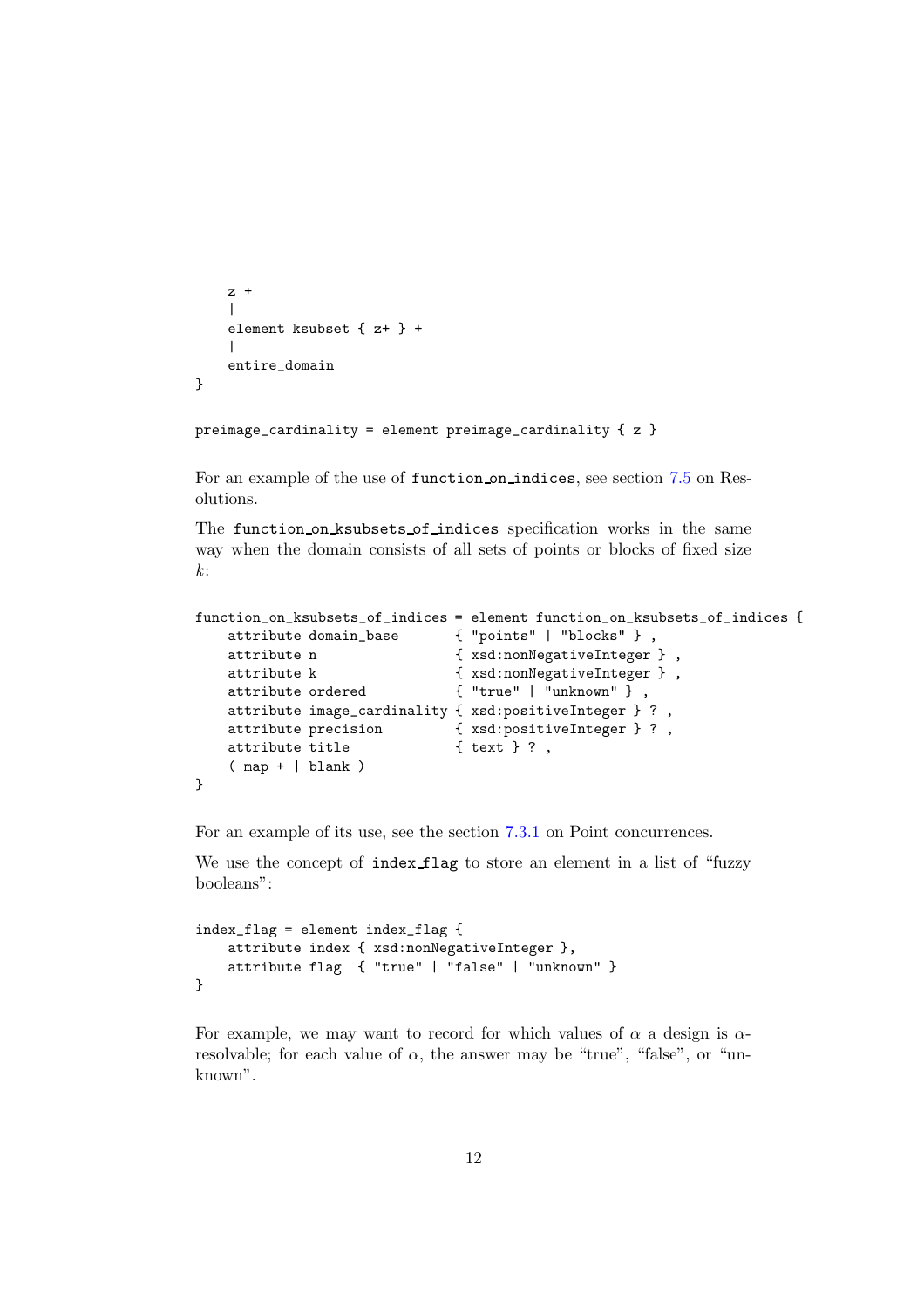```
    z +
    |
    element ksubset { z+ } +
    |
    entire_domain
}

preimage_cardinality = element preimage_cardinality { z }
```

For an example of the use of `function_on_indices`, see section 7.5 on Resolutions.

The `function_on_ksubsets_of_indices` specification works in the same way when the domain consists of all sets of points or blocks of fixed size $k$:

```
function_on_ksubsets_of_indices = element function_on_ksubsets_of_indices {
    attribute domain_base       { "points" | "blocks" } ,
    attribute n                 { xsd:nonNegativeInteger } ,
    attribute k                 { xsd:nonNegativeInteger } ,
    attribute ordered           { "true" | "unknown" } ,
    attribute image_cardinality { xsd:positiveInteger } ? ,
    attribute precision         { xsd:positiveInteger } ? ,
    attribute title             { text } ? ,
    ( map + | blank )
}
```

For an example of its use, see the section 7.3.1 on Point concurrences.

We use the concept of `index_flag` to store an element in a list of "fuzzy booleans":

```
index_flag = element index_flag {
    attribute index { xsd:nonNegativeInteger },
    attribute flag  { "true" | "false" | "unknown" }
}
```

For example, we may want to record for which values of $\alpha$ a design is $\alpha$-resolvable; for each value of $\alpha$, the answer may be "true", "false", or "unknown".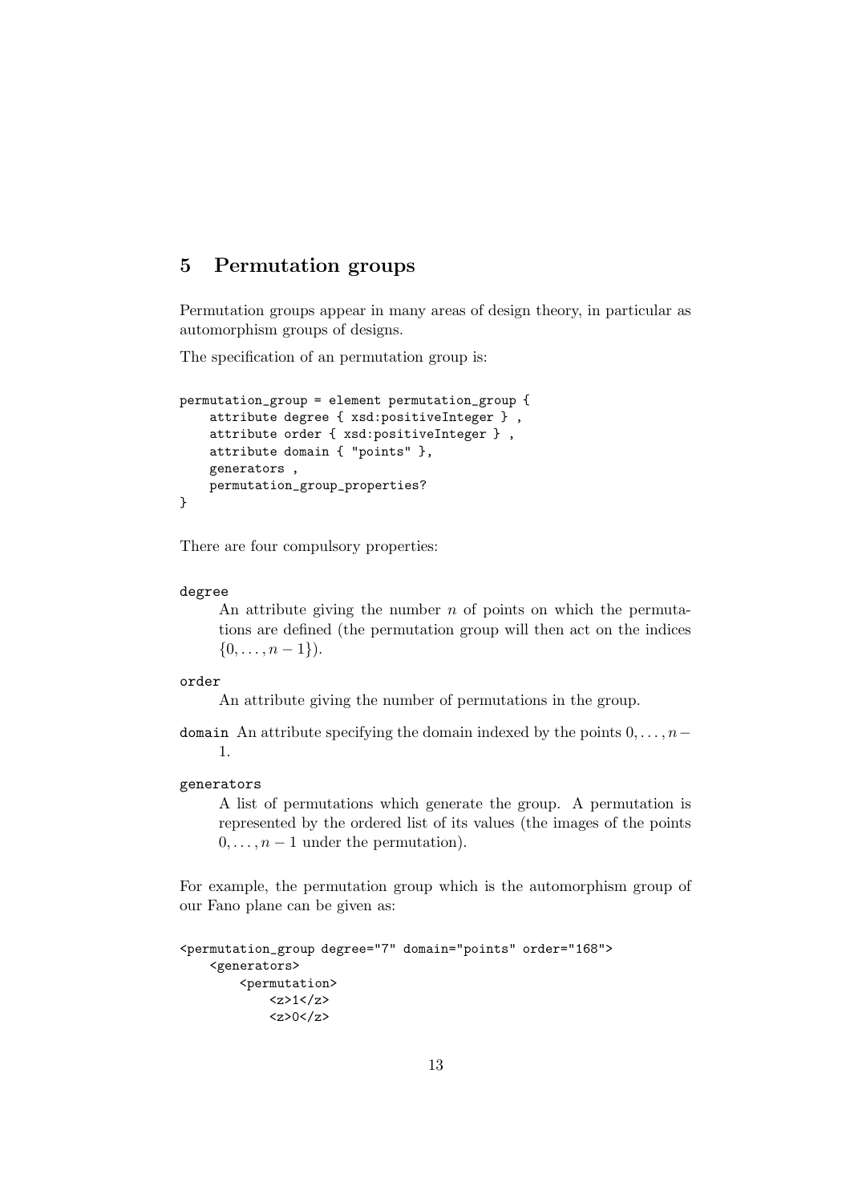## 5 Permutation groups

Permutation groups appear in many areas of design theory, in particular as automorphism groups of designs.

The specification of an permutation group is:

```
permutation_group = element permutation_group {
    attribute degree { xsd:positiveInteger } ,
    attribute order { xsd:positiveInteger } ,
    attribute domain { "points" },
    generators ,
    permutation_group_properties?
}
```

There are four compulsory properties:

`degree`
: An attribute giving the number $n$ of points on which the permutations are defined (the permutation group will then act on the indices $\{0, \ldots, n-1\}$).

`order`
: An attribute giving the number of permutations in the group.

`domain` An attribute specifying the domain indexed by the points $0, \ldots, n-1$.

`generators`
: A list of permutations which generate the group. A permutation is represented by the ordered list of its values (the images of the points $0, \ldots, n-1$ under the permutation).

For example, the permutation group which is the automorphism group of our Fano plane can be given as:

```
<permutation_group degree="7" domain="points" order="168">
    <generators>
        <permutation>
            <z>1</z>
            <z>0</z>
```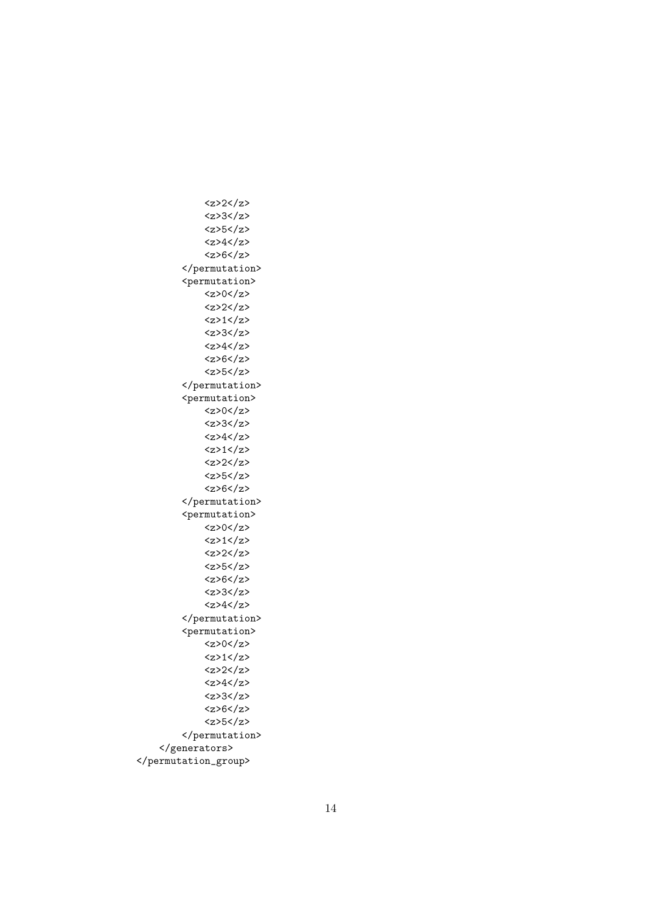```
            <z>2</z>
            <z>3</z>
            <z>5</z>
            <z>4</z>
            <z>6</z>
        </permutation>
        <permutation>
            <z>0</z>
            <z>2</z>
            <z>1</z>
            <z>3</z>
            <z>4</z>
            <z>6</z>
            <z>5</z>
        </permutation>
        <permutation>
            <z>0</z>
            <z>3</z>
            <z>4</z>
            <z>1</z>
            <z>2</z>
            <z>5</z>
            <z>6</z>
        </permutation>
        <permutation>
            <z>0</z>
            <z>1</z>
            <z>2</z>
            <z>5</z>
            <z>6</z>
            <z>3</z>
            <z>4</z>
        </permutation>
        <permutation>
            <z>0</z>
            <z>1</z>
            <z>2</z>
            <z>4</z>
            <z>3</z>
            <z>6</z>
            <z>5</z>
        </permutation>
    </generators>
</permutation_group>
```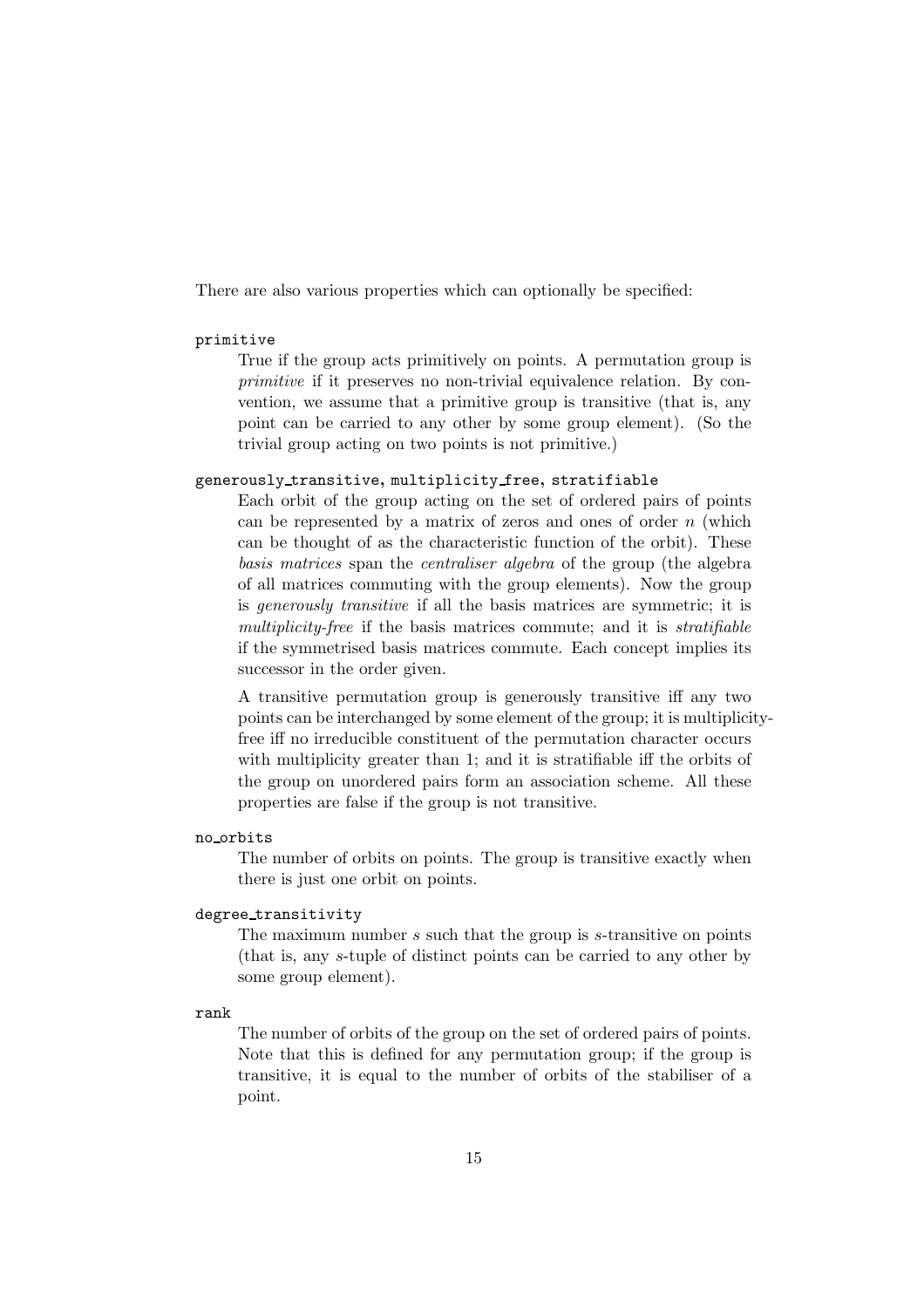There are also various properties which can optionally be specified:

`primitive`

True if the group acts primitively on points. A permutation group is *primitive* if it preserves no non-trivial equivalence relation. By convention, we assume that a primitive group is transitive (that is, any point can be carried to any other by some group element). (So the trivial group acting on two points is not primitive.)

`generously_transitive`, `multiplicity_free`, `stratifiable`

Each orbit of the group acting on the set of ordered pairs of points can be represented by a matrix of zeros and ones of order $n$ (which can be thought of as the characteristic function of the orbit). These *basis matrices* span the *centraliser algebra* of the group (the algebra of all matrices commuting with the group elements). Now the group is *generously transitive* if all the basis matrices are symmetric; it is *multiplicity-free* if the basis matrices commute; and it is *stratifiable* if the symmetrised basis matrices commute. Each concept implies its successor in the order given.

A transitive permutation group is generously transitive iff any two points can be interchanged by some element of the group; it is multiplicity-free iff no irreducible constituent of the permutation character occurs with multiplicity greater than 1; and it is stratifiable iff the orbits of the group on unordered pairs form an association scheme. All these properties are false if the group is not transitive.

`no_orbits`

The number of orbits on points. The group is transitive exactly when there is just one orbit on points.

`degree_transitivity`

The maximum number $s$ such that the group is $s$-transitive on points (that is, any $s$-tuple of distinct points can be carried to any other by some group element).

`rank`

The number of orbits of the group on the set of ordered pairs of points. Note that this is defined for any permutation group; if the group is transitive, it is equal to the number of orbits of the stabiliser of a point.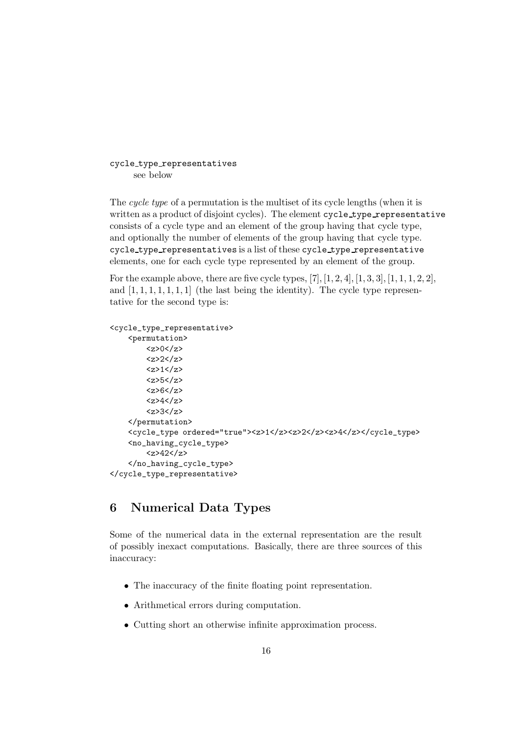cycle_type_representatives
see below

The *cycle type* of a permutation is the multiset of its cycle lengths (when it is written as a product of disjoint cycles). The element cycle_type_representative consists of a cycle type and an element of the group having that cycle type, and optionally the number of elements of the group having that cycle type. cycle_type_representatives is a list of these cycle_type_representative elements, one for each cycle type represented by an element of the group.

For the example above, there are five cycle types, $[7]$, $[1, 2, 4]$, $[1, 3, 3]$, $[1, 1, 1, 2, 2]$, and $[1, 1, 1, 1, 1, 1, 1]$ (the last being the identity). The cycle type representative for the second type is:

```
<cycle_type_representative>
    <permutation>
        <z>0</z>
        <z>2</z>
        <z>1</z>
        <z>5</z>
        <z>6</z>
        <z>4</z>
        <z>3</z>
    </permutation>
    <cycle_type ordered="true"><z>1</z><z>2</z><z>4</z></cycle_type>
    <no_having_cycle_type>
        <z>42</z>
    </no_having_cycle_type>
</cycle_type_representative>
```

## 6 Numerical Data Types

Some of the numerical data in the external representation are the result of possibly inexact computations. Basically, there are three sources of this inaccuracy:

- The inaccuracy of the finite floating point representation.
- Arithmetical errors during computation.
- Cutting short an otherwise infinite approximation process.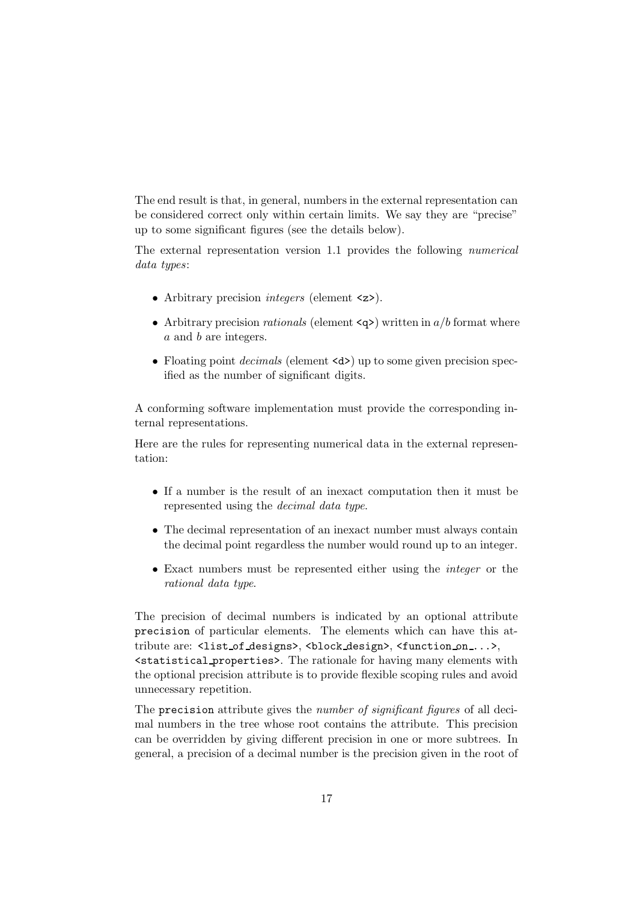The end result is that, in general, numbers in the external representation can be considered correct only within certain limits. We say they are "precise" up to some significant figures (see the details below).

The external representation version 1.1 provides the following *numerical data types*:

- Arbitrary precision *integers* (element `<z>`).
- Arbitrary precision *rationals* (element `<q>`) written in $a/b$ format where $a$ and $b$ are integers.
- Floating point *decimals* (element `<d>`) up to some given precision specified as the number of significant digits.

A conforming software implementation must provide the corresponding internal representations.

Here are the rules for representing numerical data in the external representation:

- If a number is the result of an inexact computation then it must be represented using the *decimal data type*.
- The decimal representation of an inexact number must always contain the decimal point regardless the number would round up to an integer.
- Exact numbers must be represented either using the *integer* or the *rational data type*.

The precision of decimal numbers is indicated by an optional attribute `precision` of particular elements. The elements which can have this attribute are: `<list_of_designs>`, `<block_design>`, `<function_on_...>`, `<statistical_properties>`. The rationale for having many elements with the optional precision attribute is to provide flexible scoping rules and avoid unnecessary repetition.

The `precision` attribute gives the *number of significant figures* of all decimal numbers in the tree whose root contains the attribute. This precision can be overridden by giving different precision in one or more subtrees. In general, a precision of a decimal number is the precision given in the root of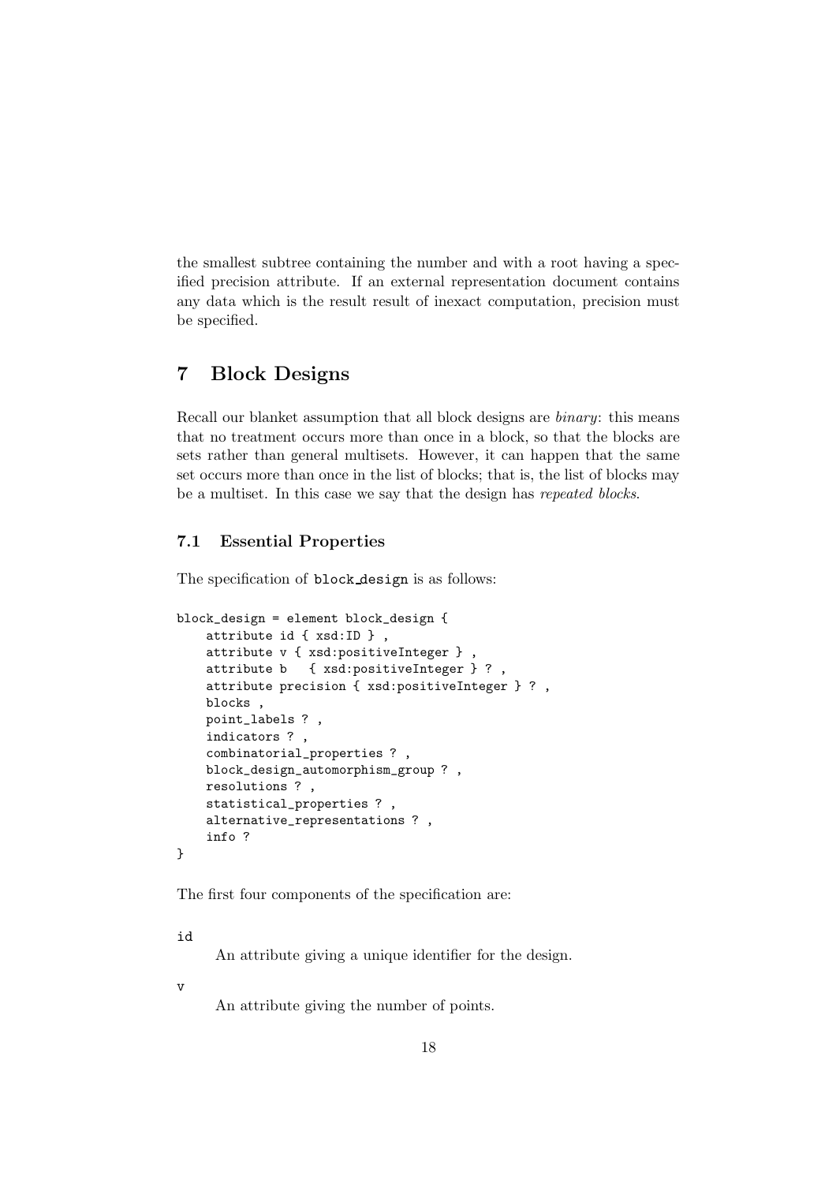the smallest subtree containing the number and with a root having a specified precision attribute. If an external representation document contains any data which is the result result of inexact computation, precision must be specified.

# 7 Block Designs

Recall our blanket assumption that all block designs are *binary*: this means that no treatment occurs more than once in a block, so that the blocks are sets rather than general multisets. However, it can happen that the same set occurs more than once in the list of blocks; that is, the list of blocks may be a multiset. In this case we say that the design has *repeated blocks*.

## 7.1 Essential Properties

The specification of `block_design` is as follows:

```
block_design = element block_design {
    attribute id { xsd:ID } ,
    attribute v { xsd:positiveInteger } ,
    attribute b   { xsd:positiveInteger } ? ,
    attribute precision { xsd:positiveInteger } ? ,
    blocks ,
    point_labels ? ,
    indicators ? ,
    combinatorial_properties ? ,
    block_design_automorphism_group ? ,
    resolutions ? ,
    statistical_properties ? ,
    alternative_representations ? ,
    info ?
}
```

The first four components of the specification are:

`id`

An attribute giving a unique identifier for the design.

`v`

An attribute giving the number of points.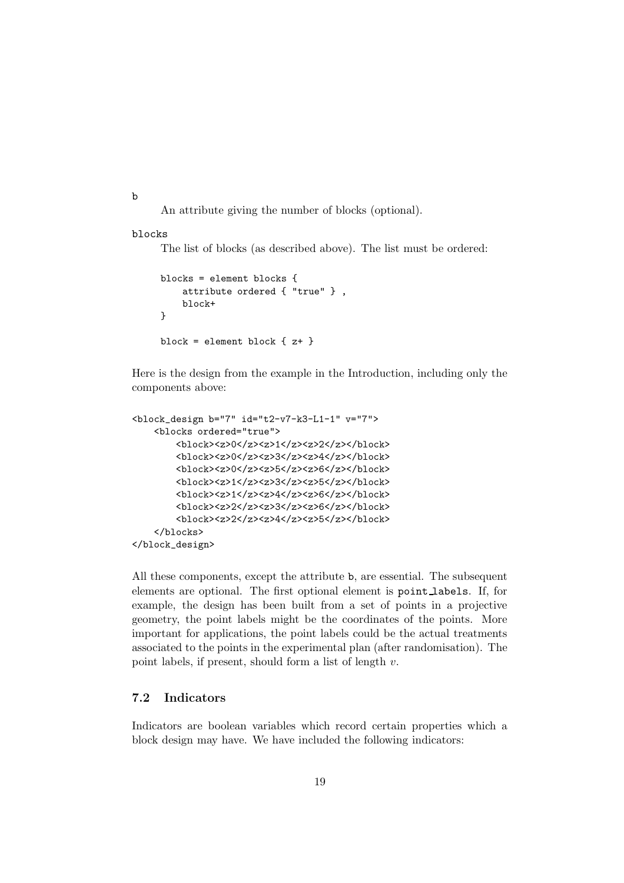`b`

An attribute giving the number of blocks (optional).

`blocks`

The list of blocks (as described above). The list must be ordered:

```
blocks = element blocks {
    attribute ordered { "true" } ,
    block+
}

block = element block { z+ }
```

Here is the design from the example in the Introduction, including only the components above:

```
<block_design b="7" id="t2-v7-k3-L1-1" v="7">
    <blocks ordered="true">
        <block><z>0</z><z>1</z><z>2</z></block>
        <block><z>0</z><z>3</z><z>4</z></block>
        <block><z>0</z><z>5</z><z>6</z></block>
        <block><z>1</z><z>3</z><z>5</z></block>
        <block><z>1</z><z>4</z><z>6</z></block>
        <block><z>2</z><z>3</z><z>6</z></block>
        <block><z>2</z><z>4</z><z>5</z></block>
    </blocks>
</block_design>
```

All these components, except the attribute `b`, are essential. The subsequent elements are optional. The first optional element is `point_labels`. If, for example, the design has been built from a set of points in a projective geometry, the point labels might be the coordinates of the points. More important for applications, the point labels could be the actual treatments associated to the points in the experimental plan (after randomisation). The point labels, if present, should form a list of length $v$.

### 7.2 Indicators

Indicators are boolean variables which record certain properties which a block design may have. We have included the following indicators: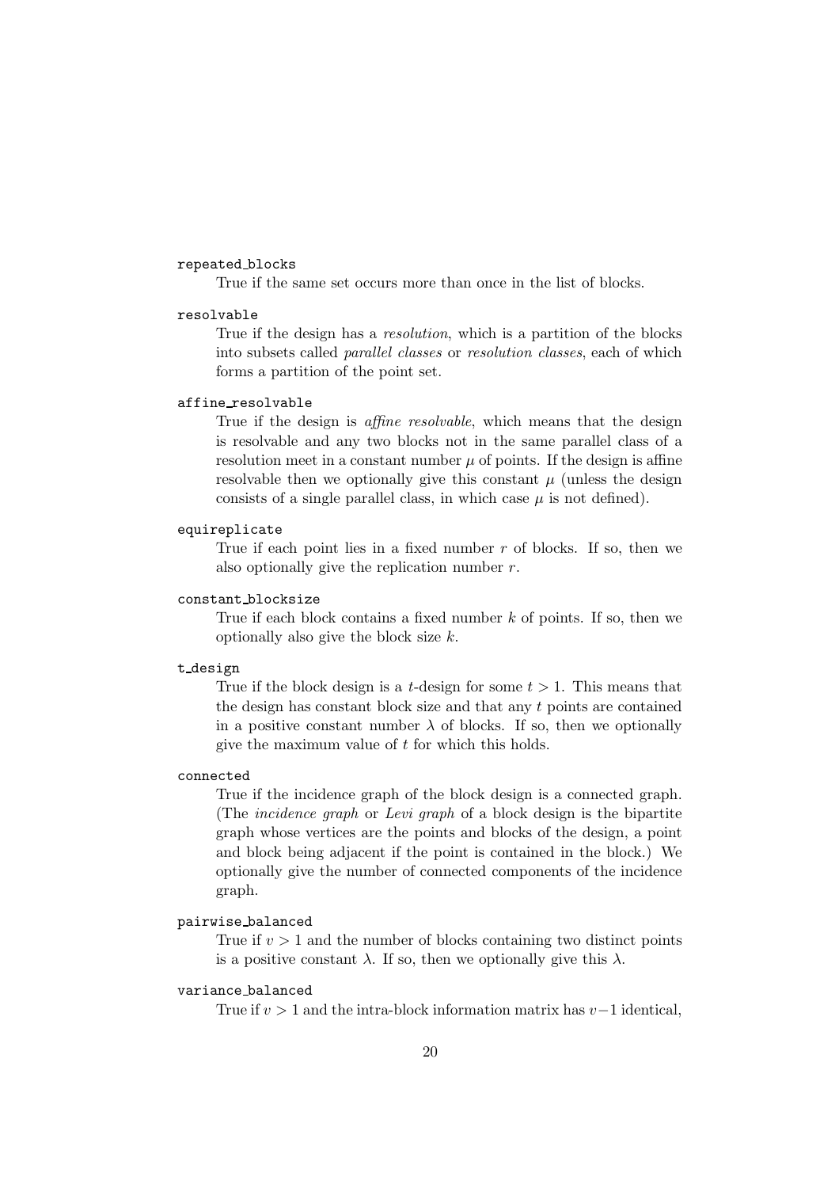`repeated_blocks`
: True if the same set occurs more than once in the list of blocks.

`resolvable`
: True if the design has a *resolution*, which is a partition of the blocks into subsets called *parallel classes* or *resolution classes*, each of which forms a partition of the point set.

`affine_resolvable`
: True if the design is *affine resolvable*, which means that the design is resolvable and any two blocks not in the same parallel class of a resolution meet in a constant number $\mu$ of points. If the design is affine resolvable then we optionally give this constant $\mu$ (unless the design consists of a single parallel class, in which case $\mu$ is not defined).

`equireplicate`
: True if each point lies in a fixed number $r$ of blocks. If so, then we also optionally give the replication number $r$.

`constant_blocksize`
: True if each block contains a fixed number $k$ of points. If so, then we optionally also give the block size $k$.

`t_design`
: True if the block design is a $t$-design for some $t > 1$. This means that the design has constant block size and that any $t$ points are contained in a positive constant number $\lambda$ of blocks. If so, then we optionally give the maximum value of $t$ for which this holds.

`connected`
: True if the incidence graph of the block design is a connected graph. (The *incidence graph* or *Levi graph* of a block design is the bipartite graph whose vertices are the points and blocks of the design, a point and block being adjacent if the point is contained in the block.) We optionally give the number of connected components of the incidence graph.

`pairwise_balanced`
: True if $v > 1$ and the number of blocks containing two distinct points is a positive constant $\lambda$. If so, then we optionally give this $\lambda$.

`variance_balanced`
: True if $v > 1$ and the intra-block information matrix has $v-1$ identical,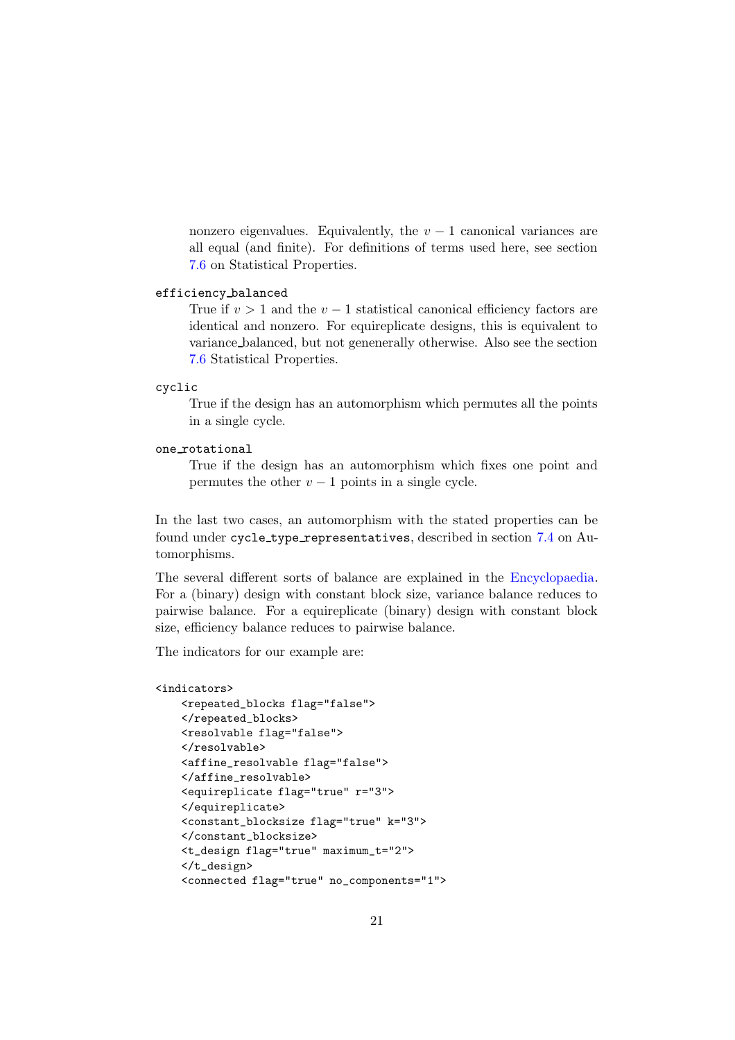nonzero eigenvalues. Equivalently, the $v-1$ canonical variances are all equal (and finite). For definitions of terms used here, see section 7.6 on Statistical Properties.

`efficiency_balanced`
: True if $v > 1$ and the $v-1$ statistical canonical efficiency factors are identical and nonzero. For equireplicate designs, this is equivalent to variance_balanced, but not genenerally otherwise. Also see the section 7.6 Statistical Properties.

`cyclic`
: True if the design has an automorphism which permutes all the points in a single cycle.

`one_rotational`
: True if the design has an automorphism which fixes one point and permutes the other $v-1$ points in a single cycle.

In the last two cases, an automorphism with the stated properties can be found under `cycle_type_representatives`, described in section 7.4 on Automorphisms.

The several different sorts of balance are explained in the Encyclopaedia. For a (binary) design with constant block size, variance balance reduces to pairwise balance. For a equireplicate (binary) design with constant block size, efficiency balance reduces to pairwise balance.

The indicators for our example are:

```
<indicators>
    <repeated_blocks flag="false">
    </repeated_blocks>
    <resolvable flag="false">
    </resolvable>
    <affine_resolvable flag="false">
    </affine_resolvable>
    <equireplicate flag="true" r="3">
    </equireplicate>
    <constant_blocksize flag="true" k="3">
    </constant_blocksize>
    <t_design flag="true" maximum_t="2">
    </t_design>
    <connected flag="true" no_components="1">
```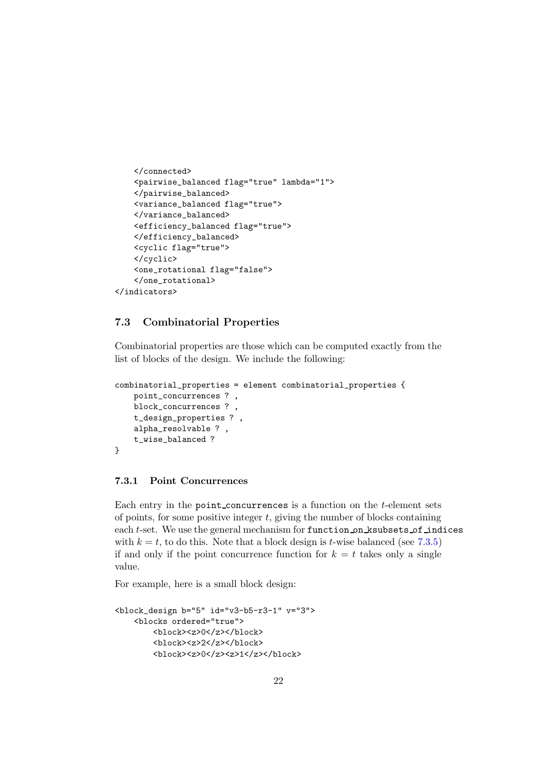```
    </connected>
    <pairwise_balanced flag="true" lambda="1">
    </pairwise_balanced>
    <variance_balanced flag="true">
    </variance_balanced>
    <efficiency_balanced flag="true">
    </efficiency_balanced>
    <cyclic flag="true">
    </cyclic>
    <one_rotational flag="false">
    </one_rotational>
</indicators>
```

## 7.3 Combinatorial Properties

Combinatorial properties are those which can be computed exactly from the list of blocks of the design. We include the following:

```
combinatorial_properties = element combinatorial_properties {
    point_concurrences ? ,
    block_concurrences ? ,
    t_design_properties ? ,
    alpha_resolvable ? ,
    t_wise_balanced ?
}
```

### 7.3.1 Point Concurrences

Each entry in the `point_concurrences` is a function on the $t$-element sets of points, for some positive integer $t$, giving the number of blocks containing each $t$-set. We use the general mechanism for `function_on_ksubsets_of_indices` with $k = t$, to do this. Note that a block design is $t$-wise balanced (see 7.3.5) if and only if the point concurrence function for $k = t$ takes only a single value.

For example, here is a small block design:

```
<block_design b="5" id="v3-b5-r3-1" v="3">
    <blocks ordered="true">
        <block><z>0</z></block>
        <block><z>2</z></block>
        <block><z>0</z><z>1</z></block>
```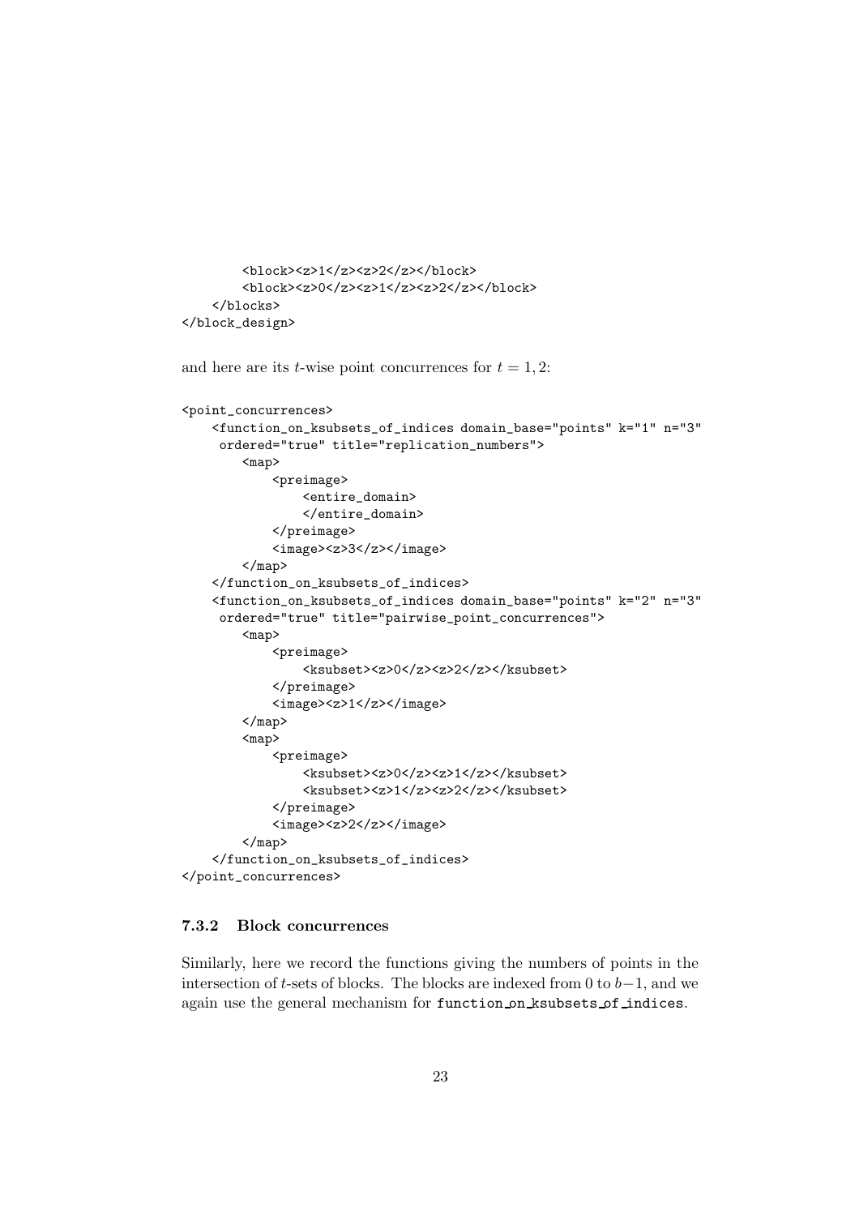```
        <block><z>1</z><z>2</z></block>
        <block><z>0</z><z>1</z><z>2</z></block>
    </blocks>
</block_design>
```

and here are its $t$-wise point concurrences for $t = 1, 2$:

```
<point_concurrences>
    <function_on_ksubsets_of_indices domain_base="points" k="1" n="3"
     ordered="true" title="replication_numbers">
        <map>
            <preimage>
                <entire_domain>
                </entire_domain>
            </preimage>
            <image><z>3</z></image>
        </map>
    </function_on_ksubsets_of_indices>
    <function_on_ksubsets_of_indices domain_base="points" k="2" n="3"
     ordered="true" title="pairwise_point_concurrences">
        <map>
            <preimage>
                <ksubset><z>0</z><z>2</z></ksubset>
            </preimage>
            <image><z>1</z></image>
        </map>
        <map>
            <preimage>
                <ksubset><z>0</z><z>1</z></ksubset>
                <ksubset><z>1</z><z>2</z></ksubset>
            </preimage>
            <image><z>2</z></image>
        </map>
    </function_on_ksubsets_of_indices>
</point_concurrences>
```

### 7.3.2 Block concurrences

Similarly, here we record the functions giving the numbers of points in the intersection of $t$-sets of blocks. The blocks are indexed from 0 to $b-1$, and we again use the general mechanism for `function_on_ksubsets_of_indices`.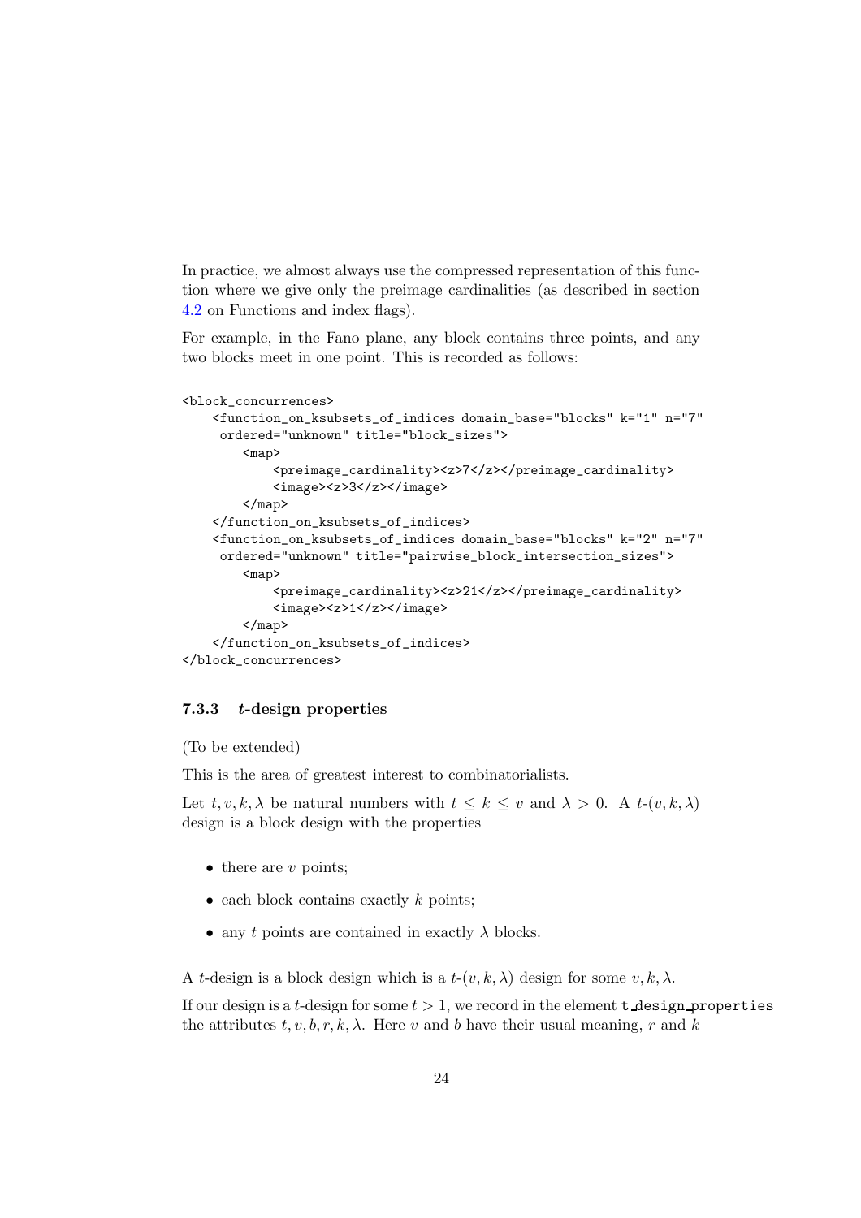In practice, we almost always use the compressed representation of this function where we give only the preimage cardinalities (as described in section 4.2 on Functions and index flags).

For example, in the Fano plane, any block contains three points, and any two blocks meet in one point. This is recorded as follows:

```
<block_concurrences>
    <function_on_ksubsets_of_indices domain_base="blocks" k="1" n="7"
     ordered="unknown" title="block_sizes">
        <map>
            <preimage_cardinality><z>7</z></preimage_cardinality>
            <image><z>3</z></image>
        </map>
    </function_on_ksubsets_of_indices>
    <function_on_ksubsets_of_indices domain_base="blocks" k="2" n="7"
     ordered="unknown" title="pairwise_block_intersection_sizes">
        <map>
            <preimage_cardinality><z>21</z></preimage_cardinality>
            <image><z>1</z></image>
        </map>
    </function_on_ksubsets_of_indices>
</block_concurrences>
```

### 7.3.3 *t*-design properties

(To be extended)

This is the area of greatest interest to combinatorialists.

Let $t, v, k, \lambda$ be natural numbers with $t \leq k \leq v$ and $\lambda > 0$. A $t$-$(v, k, \lambda)$ design is a block design with the properties

- there are $v$ points;
- each block contains exactly $k$ points;
- any $t$ points are contained in exactly $\lambda$ blocks.

A $t$-design is a block design which is a $t$-$(v, k, \lambda)$ design for some $v, k, \lambda$.

If our design is a $t$-design for some $t > 1$, we record in the element `t_design_properties` the attributes $t, v, b, r, k, \lambda$. Here $v$ and $b$ have their usual meaning, $r$ and $k$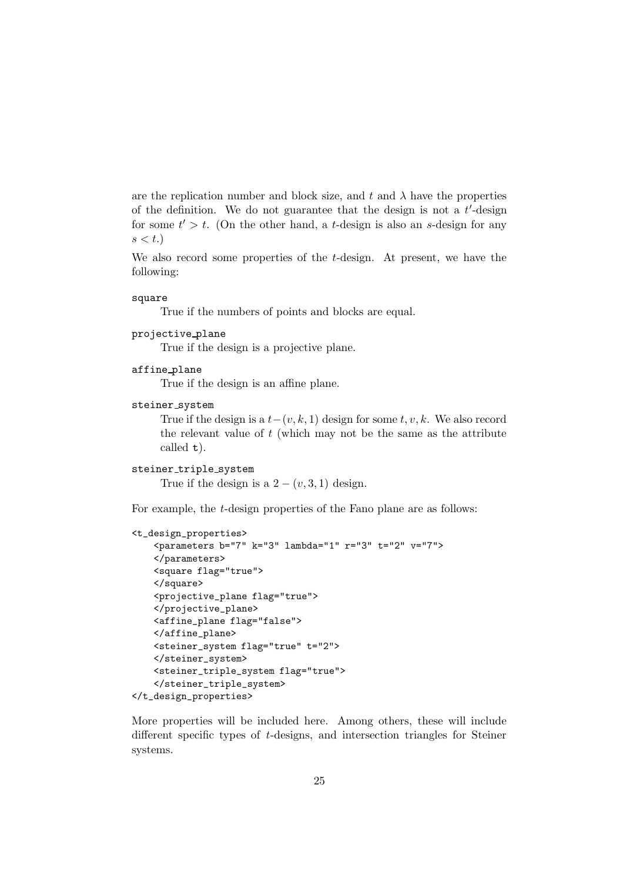are the replication number and block size, and $t$ and $\lambda$ have the properties of the definition. We do not guarantee that the design is not a $t'$-design for some $t' > t$. (On the other hand, a $t$-design is also an $s$-design for any $s < t$.)

We also record some properties of the $t$-design. At present, we have the following:

`square`
: True if the numbers of points and blocks are equal.

`projective_plane`
: True if the design is a projective plane.

`affine_plane`
: True if the design is an affine plane.

`steiner_system`
: True if the design is a $t-(v, k, 1)$ design for some $t, v, k$. We also record the relevant value of $t$ (which may not be the same as the attribute called `t`).

`steiner_triple_system`
: True if the design is a $2-(v, 3, 1)$ design.

For example, the $t$-design properties of the Fano plane are as follows:

```
<t_design_properties>
    <parameters b="7" k="3" lambda="1" r="3" t="2" v="7">
    </parameters>
    <square flag="true">
    </square>
    <projective_plane flag="true">
    </projective_plane>
    <affine_plane flag="false">
    </affine_plane>
    <steiner_system flag="true" t="2">
    </steiner_system>
    <steiner_triple_system flag="true">
    </steiner_triple_system>
</t_design_properties>
```

More properties will be included here. Among others, these will include different specific types of $t$-designs, and intersection triangles for Steiner systems.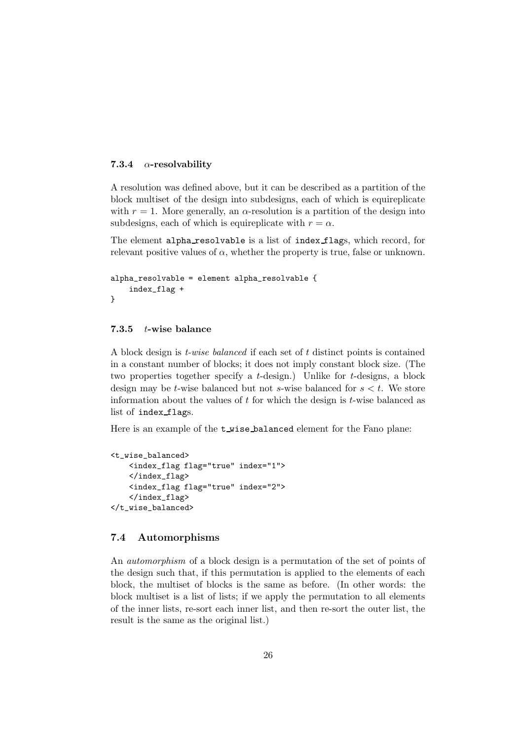#### 7.3.4 $\alpha$-resolvability

A resolution was defined above, but it can be described as a partition of the block multiset of the design into subdesigns, each of which is equireplicate with $r = 1$. More generally, an $\alpha$-resolution is a partition of the design into subdesigns, each of which is equireplicate with $r = \alpha$.

The element `alpha_resolvable` is a list of `index_flag`s, which record, for relevant positive values of $\alpha$, whether the property is true, false or unknown.

```
alpha_resolvable = element alpha_resolvable {
    index_flag +
}
```

#### 7.3.5 $t$-wise balance

A block design is *t-wise balanced* if each set of $t$ distinct points is contained in a constant number of blocks; it does not imply constant block size. (The two properties together specify a $t$-design.) Unlike for $t$-designs, a block design may be $t$-wise balanced but not $s$-wise balanced for $s < t$. We store information about the values of $t$ for which the design is $t$-wise balanced as list of `index_flag`s.

Here is an example of the `t_wise_balanced` element for the Fano plane:

```
<t_wise_balanced>
    <index_flag flag="true" index="1">
    </index_flag>
    <index_flag flag="true" index="2">
    </index_flag>
</t_wise_balanced>
```

### 7.4 Automorphisms

An *automorphism* of a block design is a permutation of the set of points of the design such that, if this permutation is applied to the elements of each block, the multiset of blocks is the same as before. (In other words: the block multiset is a list of lists; if we apply the permutation to all elements of the inner lists, re-sort each inner list, and then re-sort the outer list, the result is the same as the original list.)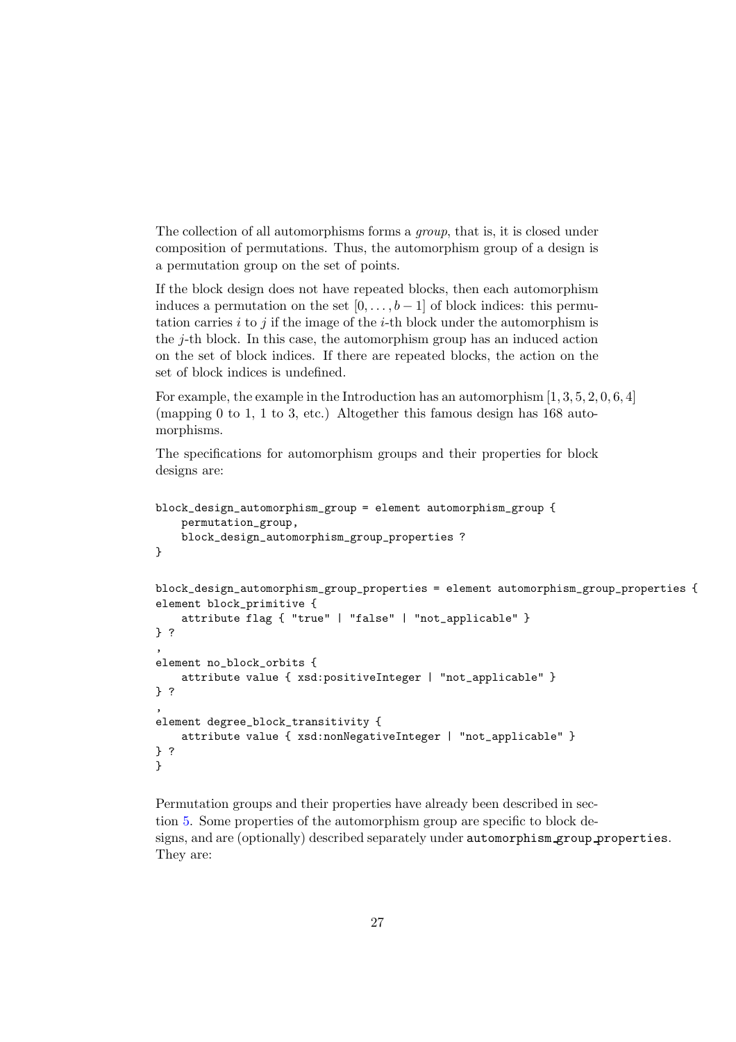The collection of all automorphisms forms a *group*, that is, it is closed under composition of permutations. Thus, the automorphism group of a design is a permutation group on the set of points.

If the block design does not have repeated blocks, then each automorphism induces a permutation on the set $[0, \ldots, b-1]$ of block indices: this permutation carries $i$ to $j$ if the image of the $i$-th block under the automorphism is the $j$-th block. In this case, the automorphism group has an induced action on the set of block indices. If there are repeated blocks, the action on the set of block indices is undefined.

For example, the example in the Introduction has an automorphism $[1, 3, 5, 2, 0, 6, 4]$ (mapping 0 to 1, 1 to 3, etc.) Altogether this famous design has 168 automorphisms.

The specifications for automorphism groups and their properties for block designs are:

```
block_design_automorphism_group = element automorphism_group {
    permutation_group,
    block_design_automorphism_group_properties ?
}

block_design_automorphism_group_properties = element automorphism_group_properties {
element block_primitive {
    attribute flag { "true" | "false" | "not_applicable" }
} ?
,
element no_block_orbits {
    attribute value { xsd:positiveInteger | "not_applicable" }
} ?
,
element degree_block_transitivity {
    attribute value { xsd:nonNegativeInteger | "not_applicable" }
} ?
}
```

Permutation groups and their properties have already been described in section 5. Some properties of the automorphism group are specific to block designs, and are (optionally) described separately under `automorphism_group_properties`. They are: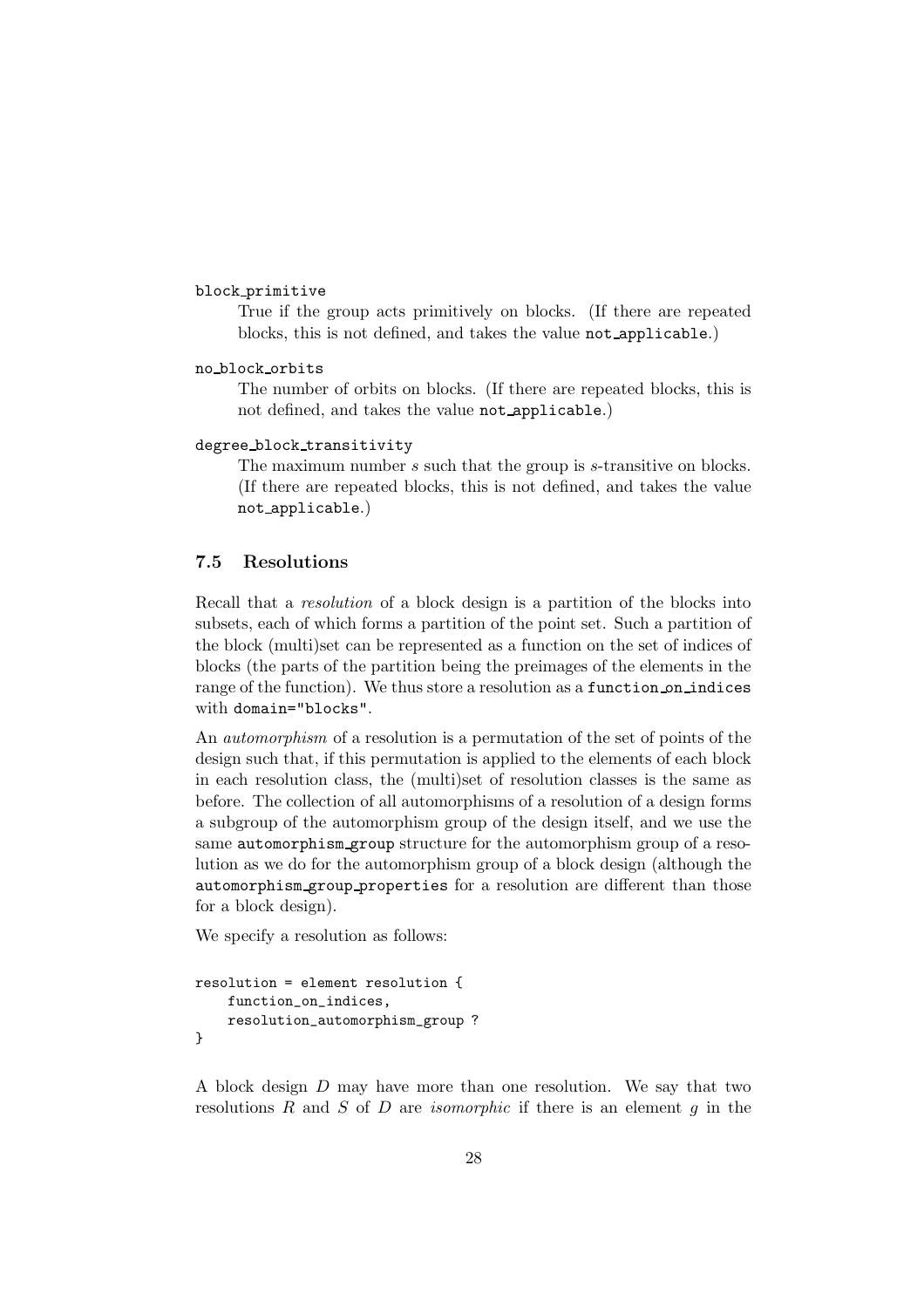`block_primitive`

True if the group acts primitively on blocks. (If there are repeated blocks, this is not defined, and takes the value `not_applicable`.)

`no_block_orbits`

The number of orbits on blocks. (If there are repeated blocks, this is not defined, and takes the value `not_applicable`.)

`degree_block_transitivity`

The maximum number $s$ such that the group is $s$-transitive on blocks. (If there are repeated blocks, this is not defined, and takes the value `not_applicable`.)

### 7.5 Resolutions

Recall that a *resolution* of a block design is a partition of the blocks into subsets, each of which forms a partition of the point set. Such a partition of the block (multi)set can be represented as a function on the set of indices of blocks (the parts of the partition being the preimages of the elements in the range of the function). We thus store a resolution as a `function_on_indices` with `domain="blocks"`.

An *automorphism* of a resolution is a permutation of the set of points of the design such that, if this permutation is applied to the elements of each block in each resolution class, the (multi)set of resolution classes is the same as before. The collection of all automorphisms of a resolution of a design forms a subgroup of the automorphism group of the design itself, and we use the same `automorphism_group` structure for the automorphism group of a resolution as we do for the automorphism group of a block design (although the `automorphism_group_properties` for a resolution are different than those for a block design).

We specify a resolution as follows:

```
resolution = element resolution {
    function_on_indices,
    resolution_automorphism_group ?
}
```

A block design $D$ may have more than one resolution. We say that two resolutions $R$ and $S$ of $D$ are *isomorphic* if there is an element $g$ in the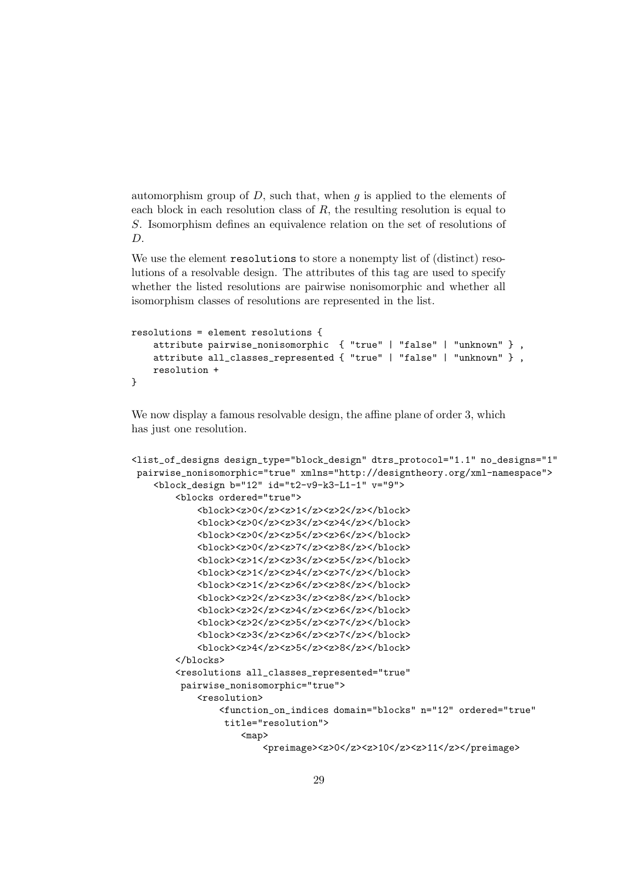automorphism group of $D$, such that, when $g$ is applied to the elements of each block in each resolution class of $R$, the resulting resolution is equal to $S$. Isomorphism defines an equivalence relation on the set of resolutions of $D$.

We use the element `resolutions` to store a nonempty list of (distinct) resolutions of a resolvable design. The attributes of this tag are used to specify whether the listed resolutions are pairwise nonisomorphic and whether all isomorphism classes of resolutions are represented in the list.

```
resolutions = element resolutions {
    attribute pairwise_nonisomorphic  { "true" | "false" | "unknown" } ,
    attribute all_classes_represented { "true" | "false" | "unknown" } ,
    resolution +
}
```

We now display a famous resolvable design, the affine plane of order 3, which has just one resolution.

```
<list_of_designs design_type="block_design" dtrs_protocol="1.1" no_designs="1"
 pairwise_nonisomorphic="true" xmlns="http://designtheory.org/xml-namespace">
    <block_design b="12" id="t2-v9-k3-L1-1" v="9">
        <blocks ordered="true">
            <block><z>0</z><z>1</z><z>2</z></block>
            <block><z>0</z><z>3</z><z>4</z></block>
            <block><z>0</z><z>5</z><z>6</z></block>
            <block><z>0</z><z>7</z><z>8</z></block>
            <block><z>1</z><z>3</z><z>5</z></block>
            <block><z>1</z><z>4</z><z>7</z></block>
            <block><z>1</z><z>6</z><z>8</z></block>
            <block><z>2</z><z>3</z><z>8</z></block>
            <block><z>2</z><z>4</z><z>6</z></block>
            <block><z>2</z><z>5</z><z>7</z></block>
            <block><z>3</z><z>6</z><z>7</z></block>
            <block><z>4</z><z>5</z><z>8</z></block>
        </blocks>
        <resolutions all_classes_represented="true"
         pairwise_nonisomorphic="true">
            <resolution>
                <function_on_indices domain="blocks" n="12" ordered="true"
                 title="resolution">
                    <map>
                        <preimage><z>0</z><z>10</z><z>11</z></preimage>
```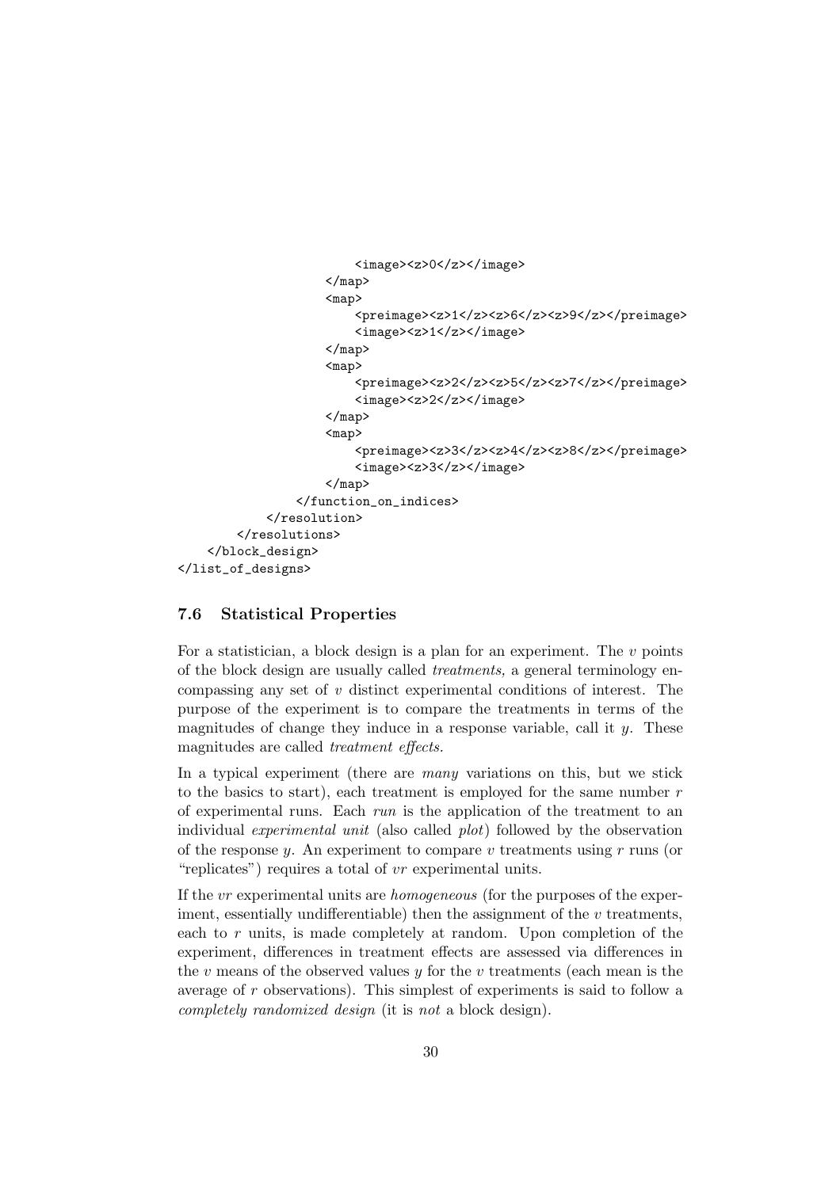```
                        <image><z>0</z></image>
                    </map>
                    <map>
                        <preimage><z>1</z><z>6</z><z>9</z></preimage>
                        <image><z>1</z></image>
                    </map>
                    <map>
                        <preimage><z>2</z><z>5</z><z>7</z></preimage>
                        <image><z>2</z></image>
                    </map>
                    <map>
                        <preimage><z>3</z><z>4</z><z>8</z></preimage>
                        <image><z>3</z></image>
                    </map>
                </function_on_indices>
            </resolution>
        </resolutions>
    </block_design>
</list_of_designs>
```

### 7.6 Statistical Properties

For a statistician, a block design is a plan for an experiment. The $v$ points of the block design are usually called *treatments,* a general terminology encompassing any set of $v$ distinct experimental conditions of interest. The purpose of the experiment is to compare the treatments in terms of the magnitudes of change they induce in a response variable, call it $y$. These magnitudes are called *treatment effects.*

In a typical experiment (there are *many* variations on this, but we stick to the basics to start), each treatment is employed for the same number $r$ of experimental runs. Each *run* is the application of the treatment to an individual *experimental unit* (also called *plot*) followed by the observation of the response $y$. An experiment to compare $v$ treatments using $r$ runs (or "replicates") requires a total of $vr$ experimental units.

If the $vr$ experimental units are *homogeneous* (for the purposes of the experiment, essentially undifferentiable) then the assignment of the $v$ treatments, each to $r$ units, is made completely at random. Upon completion of the experiment, differences in treatment effects are assessed via differences in the $v$ means of the observed values $y$ for the $v$ treatments (each mean is the average of $r$ observations). This simplest of experiments is said to follow a *completely randomized design* (it is *not* a block design).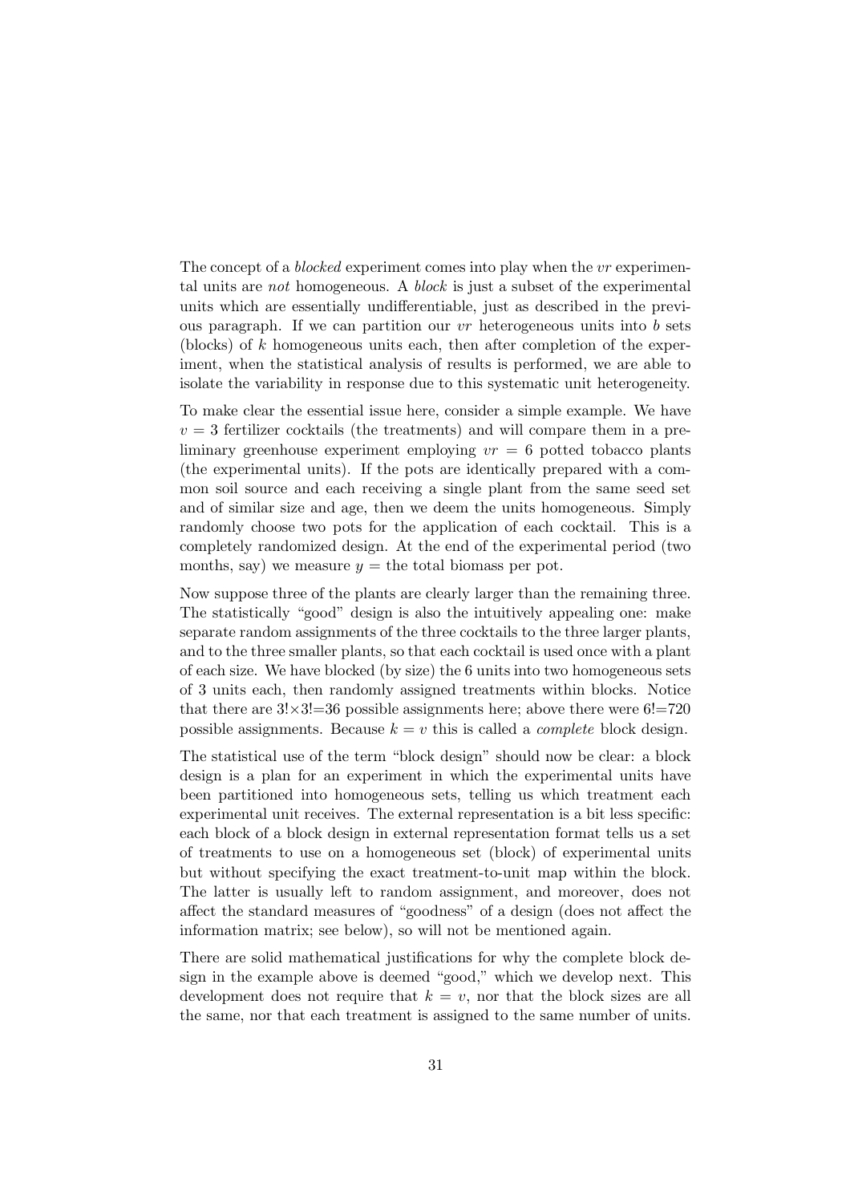The concept of a *blocked* experiment comes into play when the $vr$ experimental units are *not* homogeneous. A *block* is just a subset of the experimental units which are essentially undifferentiable, just as described in the previous paragraph. If we can partition our $vr$ heterogeneous units into $b$ sets (blocks) of $k$ homogeneous units each, then after completion of the experiment, when the statistical analysis of results is performed, we are able to isolate the variability in response due to this systematic unit heterogeneity.

To make clear the essential issue here, consider a simple example. We have $v = 3$ fertilizer cocktails (the treatments) and will compare them in a preliminary greenhouse experiment employing $vr = 6$ potted tobacco plants (the experimental units). If the pots are identically prepared with a common soil source and each receiving a single plant from the same seed set and of similar size and age, then we deem the units homogeneous. Simply randomly choose two pots for the application of each cocktail. This is a completely randomized design. At the end of the experimental period (two months, say) we measure $y$ = the total biomass per pot.

Now suppose three of the plants are clearly larger than the remaining three. The statistically "good" design is also the intuitively appealing one: make separate random assignments of the three cocktails to the three larger plants, and to the three smaller plants, so that each cocktail is used once with a plant of each size. We have blocked (by size) the 6 units into two homogeneous sets of 3 units each, then randomly assigned treatments within blocks. Notice that there are $3! \times 3! = 36$ possible assignments here; above there were $6! = 720$ possible assignments. Because $k = v$ this is called a *complete* block design.

The statistical use of the term "block design" should now be clear: a block design is a plan for an experiment in which the experimental units have been partitioned into homogeneous sets, telling us which treatment each experimental unit receives. The external representation is a bit less specific: each block of a block design in external representation format tells us a set of treatments to use on a homogeneous set (block) of experimental units but without specifying the exact treatment-to-unit map within the block. The latter is usually left to random assignment, and moreover, does not affect the standard measures of "goodness" of a design (does not affect the information matrix; see below), so will not be mentioned again.

There are solid mathematical justifications for why the complete block design in the example above is deemed "good," which we develop next. This development does not require that $k = v$, nor that the block sizes are all the same, nor that each treatment is assigned to the same number of units.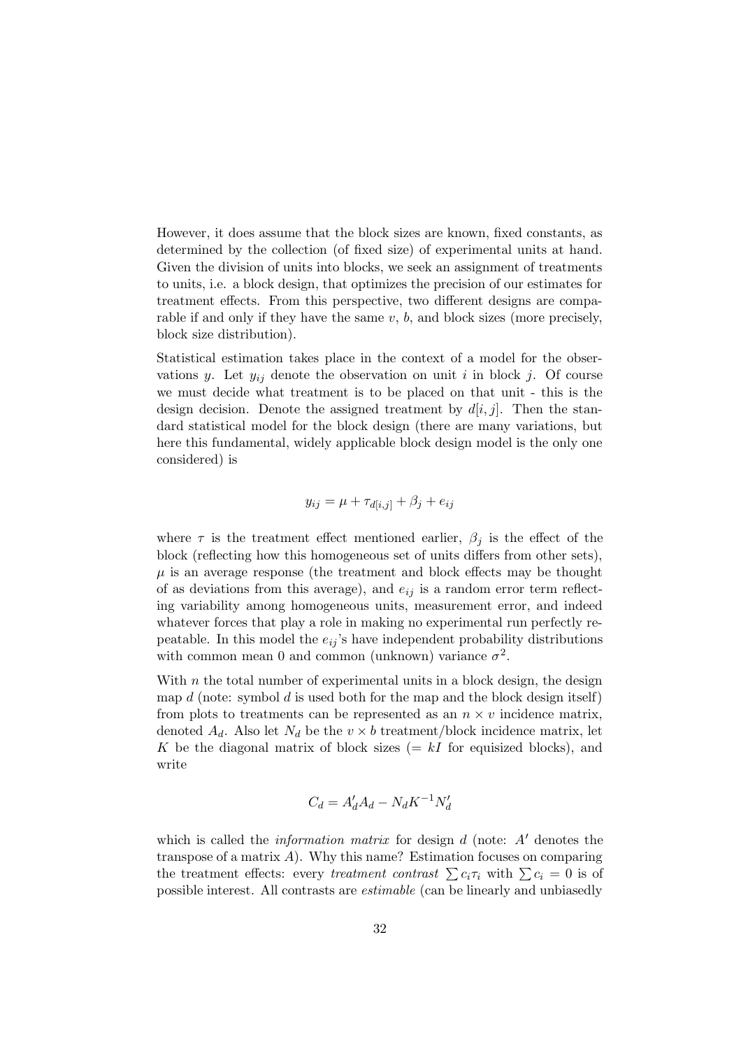However, it does assume that the block sizes are known, fixed constants, as determined by the collection (of fixed size) of experimental units at hand. Given the division of units into blocks, we seek an assignment of treatments to units, i.e. a block design, that optimizes the precision of our estimates for treatment effects. From this perspective, two different designs are comparable if and only if they have the same $v$, $b$, and block sizes (more precisely, block size distribution).

Statistical estimation takes place in the context of a model for the observations $y$. Let $y_{ij}$ denote the observation on unit $i$ in block $j$. Of course we must decide what treatment is to be placed on that unit - this is the design decision. Denote the assigned treatment by $d[i,j]$. Then the standard statistical model for the block design (there are many variations, but here this fundamental, widely applicable block design model is the only one considered) is

$$y_{ij} = \mu + \tau_{d[i,j]} + \beta_j + e_{ij}$$

where $\tau$ is the treatment effect mentioned earlier, $\beta_j$ is the effect of the block (reflecting how this homogeneous set of units differs from other sets), $\mu$ is an average response (the treatment and block effects may be thought of as deviations from this average), and $e_{ij}$ is a random error term reflecting variability among homogeneous units, measurement error, and indeed whatever forces that play a role in making no experimental run perfectly repeatable. In this model the $e_{ij}$'s have independent probability distributions with common mean 0 and common (unknown) variance $\sigma^2$.

With $n$ the total number of experimental units in a block design, the design map $d$ (note: symbol $d$ is used both for the map and the block design itself) from plots to treatments can be represented as an $n \times v$ incidence matrix, denoted $A_d$. Also let $N_d$ be the $v \times b$ treatment/block incidence matrix, let $K$ be the diagonal matrix of block sizes ($= kI$ for equisized blocks), and write

$$C_d = A_d' A_d - N_d K^{-1} N_d'$$

which is called the *information matrix* for design $d$ (note: $A'$ denotes the transpose of a matrix $A$). Why this name? Estimation focuses on comparing the treatment effects: every *treatment contrast* $\sum c_i \tau_i$ with $\sum c_i = 0$ is of possible interest. All contrasts are *estimable* (can be linearly and unbiasedly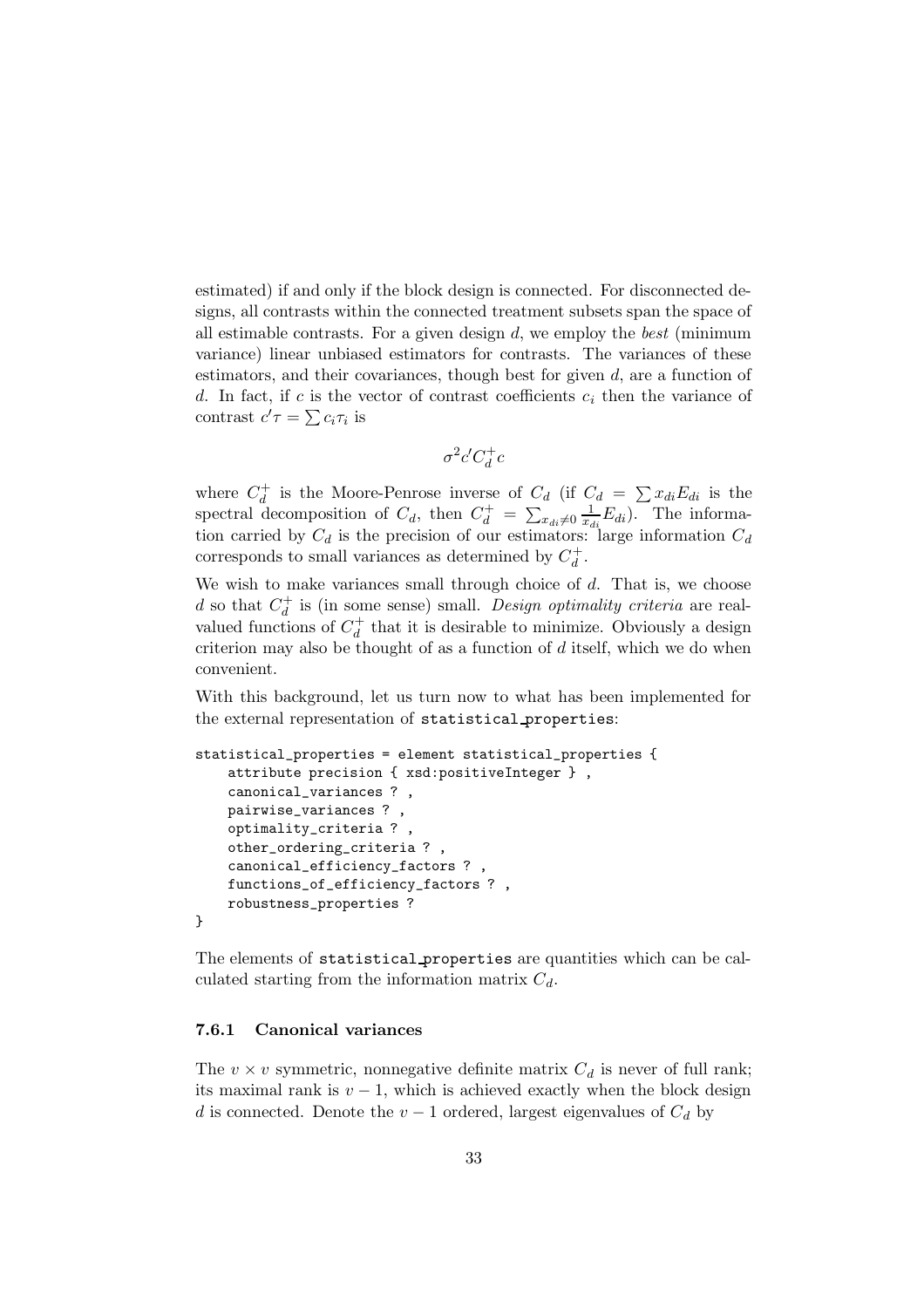estimated) if and only if the block design is connected. For disconnected designs, all contrasts within the connected treatment subsets span the space of all estimable contrasts. For a given design $d$, we employ the *best* (minimum variance) linear unbiased estimators for contrasts. The variances of these estimators, and their covariances, though best for given $d$, are a function of $d$. In fact, if $c$ is the vector of contrast coefficients $c_i$ then the variance of contrast $c'\tau = \sum c_i \tau_i$ is

$$\sigma^2 c' C_d^+ c$$

where $C_d^+$ is the Moore-Penrose inverse of $C_d$ (if $C_d = \sum x_{di} E_{di}$ is the spectral decomposition of $C_d$, then $C_d^+ = \sum_{x_{di} \neq 0} \frac{1}{x_{di}} E_{di}$). The information carried by $C_d$ is the precision of our estimators: large information $C_d$ corresponds to small variances as determined by $C_d^+$.

We wish to make variances small through choice of $d$. That is, we choose $d$ so that $C_d^+$ is (in some sense) small. *Design optimality criteria* are real-valued functions of $C_d^+$ that it is desirable to minimize. Obviously a design criterion may also be thought of as a function of $d$ itself, which we do when convenient.

With this background, let us turn now to what has been implemented for the external representation of statistical_properties:

```
statistical_properties = element statistical_properties {
    attribute precision { xsd:positiveInteger } ,
    canonical_variances ? ,
    pairwise_variances ? ,
    optimality_criteria ? ,
    other_ordering_criteria ? ,
    canonical_efficiency_factors ? ,
    functions_of_efficiency_factors ? ,
    robustness_properties ?
}
```

The elements of statistical_properties are quantities which can be calculated starting from the information matrix $C_d$.

### 7.6.1 Canonical variances

The $v \times v$ symmetric, nonnegative definite matrix $C_d$ is never of full rank; its maximal rank is $v - 1$, which is achieved exactly when the block design $d$ is connected. Denote the $v - 1$ ordered, largest eigenvalues of $C_d$ by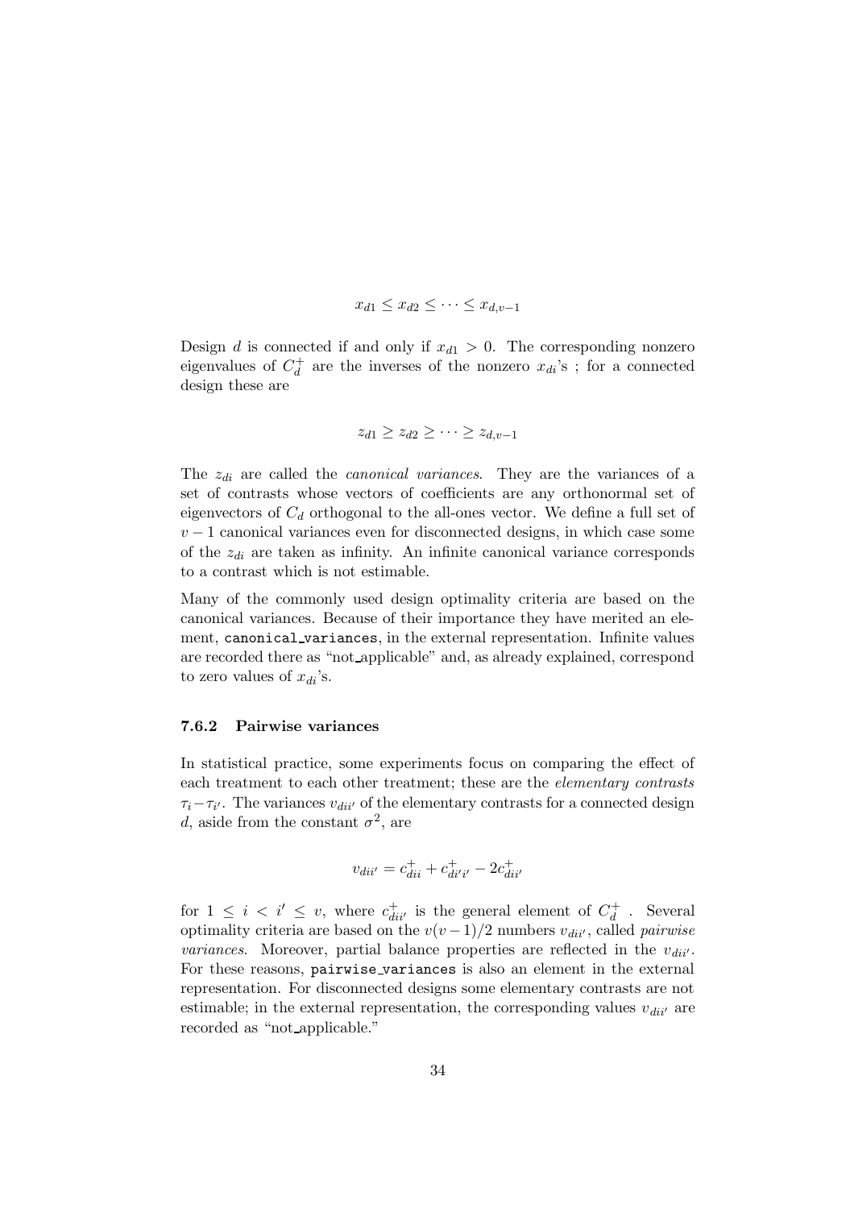$$x_{d1} \leq x_{d2} \leq \cdots \leq x_{d,v-1}$$

Design $d$ is connected if and only if $x_{d1} > 0$. The corresponding nonzero eigenvalues of $C_d^+$ are the inverses of the nonzero $x_{di}$'s ; for a connected design these are

$$z_{d1} \geq z_{d2} \geq \cdots \geq z_{d,v-1}$$

The $z_{di}$ are called the *canonical variances*. They are the variances of a set of contrasts whose vectors of coefficients are any orthonormal set of eigenvectors of $C_d$ orthogonal to the all-ones vector. We define a full set of $v-1$ canonical variances even for disconnected designs, in which case some of the $z_{di}$ are taken as infinity. An infinite canonical variance corresponds to a contrast which is not estimable.

Many of the commonly used design optimality criteria are based on the canonical variances. Because of their importance they have merited an element, `canonical_variances`, in the external representation. Infinite values are recorded there as "not_applicable" and, as already explained, correspond to zero values of $x_{di}$'s.

### 7.6.2 Pairwise variances

In statistical practice, some experiments focus on comparing the effect of each treatment to each other treatment; these are the *elementary contrasts* $\tau_i - \tau_{i'}$. The variances $v_{dii'}$ of the elementary contrasts for a connected design $d$, aside from the constant $\sigma^2$, are

$$v_{dii'} = c^+_{dii} + c^+_{di'i'} - 2c^+_{dii'}$$

for $1 \leq i < i' \leq v$, where $c^+_{dii'}$ is the general element of $C_d^+$ . Several optimality criteria are based on the $v(v-1)/2$ numbers $v_{dii'}$, called *pairwise variances*. Moreover, partial balance properties are reflected in the $v_{dii'}$. For these reasons, `pairwise_variances` is also an element in the external representation. For disconnected designs some elementary contrasts are not estimable; in the external representation, the corresponding values $v_{dii'}$ are recorded as "not_applicable."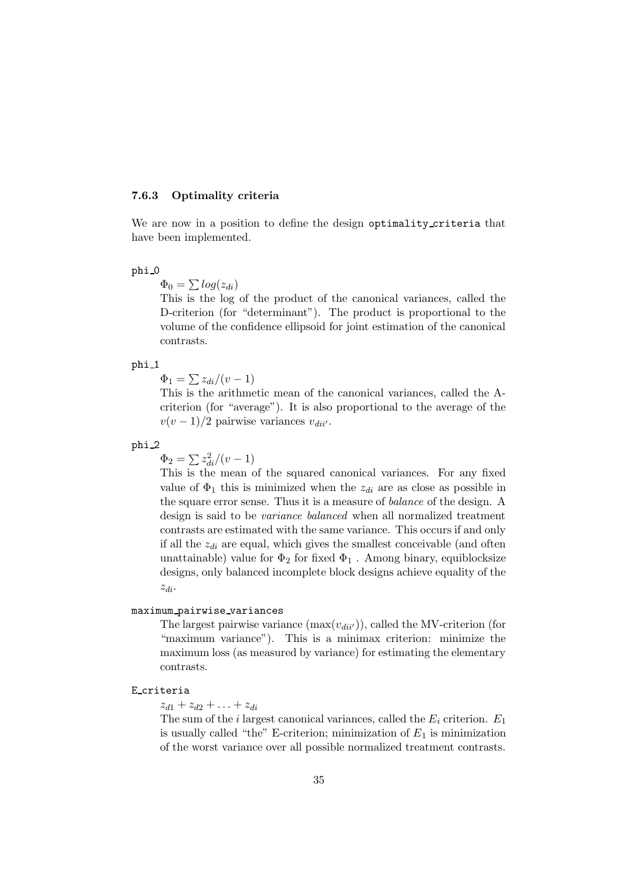### 7.6.3 Optimality criteria

We are now in a position to define the design `optimality_criteria` that have been implemented.

`phi_0`

$\Phi_0 = \sum log(z_{di})$

This is the log of the product of the canonical variances, called the D-criterion (for "determinant"). The product is proportional to the volume of the confidence ellipsoid for joint estimation of the canonical contrasts.

`phi_1`

$\Phi_1 = \sum z_{di}/(v-1)$

This is the arithmetic mean of the canonical variances, called the A-criterion (for "average"). It is also proportional to the average of the $v(v-1)/2$ pairwise variances $v_{dii'}$.

`phi_2`

$\Phi_2 = \sum z_{di}^2/(v-1)$

This is the mean of the squared canonical variances. For any fixed value of $\Phi_1$ this is minimized when the $z_{di}$ are as close as possible in the square error sense. Thus it is a measure of *balance* of the design. A design is said to be *variance balanced* when all normalized treatment contrasts are estimated with the same variance. This occurs if and only if all the $z_{di}$ are equal, which gives the smallest conceivable (and often unattainable) value for $\Phi_2$ for fixed $\Phi_1$ . Among binary, equiblocksize designs, only balanced incomplete block designs achieve equality of the $z_{di}$.

`maximum_pairwise_variances`

The largest pairwise variance ($\max(v_{dii'})$), called the MV-criterion (for "maximum variance"). This is a minimax criterion: minimize the maximum loss (as measured by variance) for estimating the elementary contrasts.

`E_criteria`

$z_{d1} + z_{d2} + \ldots + z_{di}$

The sum of the $i$ largest canonical variances, called the $E_i$ criterion. $E_1$ is usually called "the" E-criterion; minimization of $E_1$ is minimization of the worst variance over all possible normalized treatment contrasts.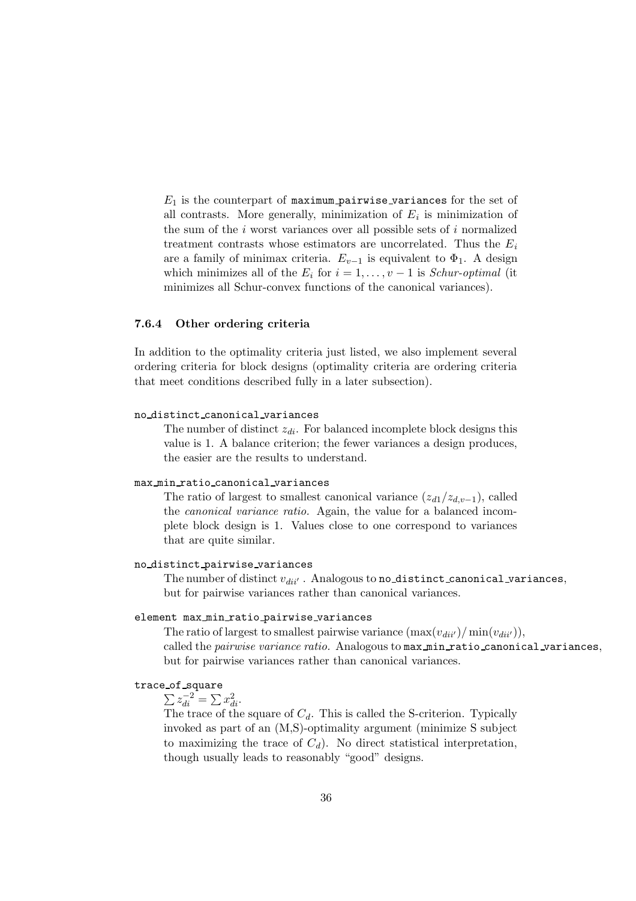$E_1$ is the counterpart of `maximum_pairwise_variances` for the set of all contrasts. More generally, minimization of $E_i$ is minimization of the sum of the $i$ worst variances over all possible sets of $i$ normalized treatment contrasts whose estimators are uncorrelated. Thus the $E_i$ are a family of minimax criteria. $E_{v-1}$ is equivalent to $\Phi_1$. A design which minimizes all of the $E_i$ for $i = 1, \ldots, v-1$ is *Schur-optimal* (it minimizes all Schur-convex functions of the canonical variances).

### 7.6.4 Other ordering criteria

In addition to the optimality criteria just listed, we also implement several ordering criteria for block designs (optimality criteria are ordering criteria that meet conditions described fully in a later subsection).

`no_distinct_canonical_variances`

The number of distinct $z_{di}$. For balanced incomplete block designs this value is 1. A balance criterion; the fewer variances a design produces, the easier are the results to understand.

`max_min_ratio_canonical_variances`

The ratio of largest to smallest canonical variance ($z_{d1}/z_{d,v-1}$), called the *canonical variance ratio*. Again, the value for a balanced incomplete block design is 1. Values close to one correspond to variances that are quite similar.

`no_distinct_pairwise_variances`

The number of distinct $v_{dii'}$. Analogous to `no_distinct_canonical_variances`, but for pairwise variances rather than canonical variances.

`element max_min_ratio_pairwise_variances`

The ratio of largest to smallest pairwise variance ($\max(v_{dii'})/\min(v_{dii'})$), called the *pairwise variance ratio*. Analogous to `max_min_ratio_canonical_variances`, but for pairwise variances rather than canonical variances.

`trace_of_square`

$\sum z_{di}^{-2} = \sum x_{di}^2$.

The trace of the square of $C_d$. This is called the S-criterion. Typically invoked as part of an (M,S)-optimality argument (minimize S subject to maximizing the trace of $C_d$). No direct statistical interpretation, though usually leads to reasonably "good" designs.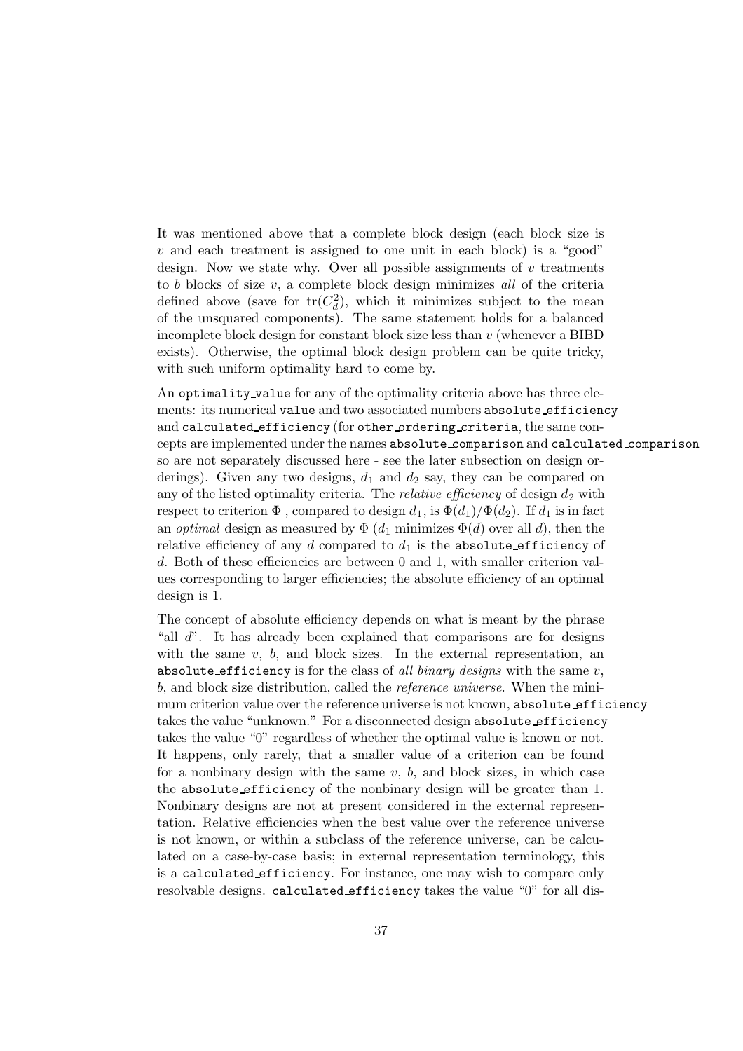It was mentioned above that a complete block design (each block size is $v$ and each treatment is assigned to one unit in each block) is a "good" design. Now we state why. Over all possible assignments of $v$ treatments to $b$ blocks of size $v$, a complete block design minimizes *all* of the criteria defined above (save for $\mathrm{tr}(C_d^2)$, which it minimizes subject to the mean of the unsquared components). The same statement holds for a balanced incomplete block design for constant block size less than $v$ (whenever a BIBD exists). Otherwise, the optimal block design problem can be quite tricky, with such uniform optimality hard to come by.

An `optimality_value` for any of the optimality criteria above has three elements: its numerical `value` and two associated numbers `absolute_efficiency` and `calculated_efficiency` (for `other_ordering_criteria`, the same concepts are implemented under the names `absolute_comparison` and `calculated_comparison` so are not separately discussed here - see the later subsection on design orderings). Given any two designs, $d_1$ and $d_2$ say, they can be compared on any of the listed optimality criteria. The *relative efficiency* of design $d_2$ with respect to criterion $\Phi$ , compared to design $d_1$, is $\Phi(d_1)/\Phi(d_2)$. If $d_1$ is in fact an *optimal* design as measured by $\Phi$ ($d_1$ minimizes $\Phi(d)$ over all $d$), then the relative efficiency of any $d$ compared to $d_1$ is the `absolute_efficiency` of $d$. Both of these efficiencies are between 0 and 1, with smaller criterion values corresponding to larger efficiencies; the absolute efficiency of an optimal design is 1.

The concept of absolute efficiency depends on what is meant by the phrase "all $d$". It has already been explained that comparisons are for designs with the same $v$, $b$, and block sizes. In the external representation, an `absolute_efficiency` is for the class of *all binary designs* with the same $v$, $b$, and block size distribution, called the *reference universe*. When the minimum criterion value over the reference universe is not known, `absolute_efficiency` takes the value "unknown." For a disconnected design `absolute_efficiency` takes the value "0" regardless of whether the optimal value is known or not. It happens, only rarely, that a smaller value of a criterion can be found for a nonbinary design with the same $v$, $b$, and block sizes, in which case the `absolute_efficiency` of the nonbinary design will be greater than 1. Nonbinary designs are not at present considered in the external representation. Relative efficiencies when the best value over the reference universe is not known, or within a subclass of the reference universe, can be calculated on a case-by-case basis; in external representation terminology, this is a `calculated_efficiency`. For instance, one may wish to compare only resolvable designs. `calculated_efficiency` takes the value "0" for all dis-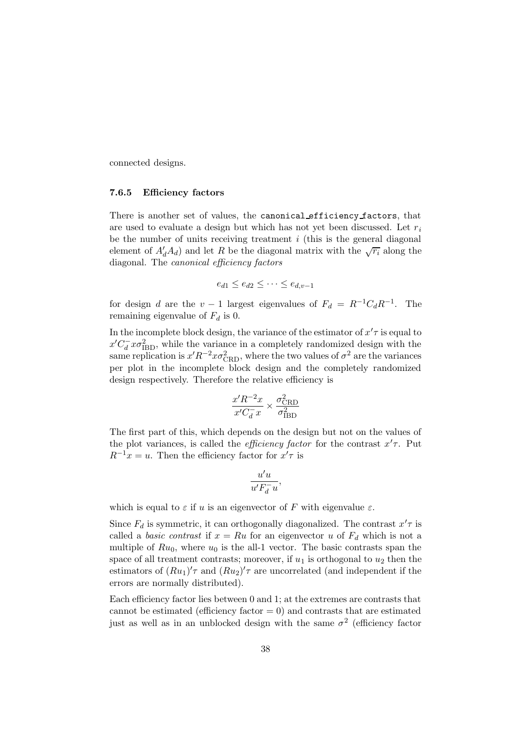connected designs.

### 7.6.5 Efficiency factors

There is another set of values, the `canonical_efficiency_factors`, that are used to evaluate a design but which has not yet been discussed. Let $r_i$ be the number of units receiving treatment $i$ (this is the general diagonal element of $A_d'A_d$) and let $R$ be the diagonal matrix with the $\sqrt{r_i}$ along the diagonal. The *canonical efficiency factors*

$$e_{d1} \leq e_{d2} \leq \cdots \leq e_{d,v-1}$$

for design $d$ are the $v-1$ largest eigenvalues of $F_d = R^{-1}C_dR^{-1}$. The remaining eigenvalue of $F_d$ is 0.

In the incomplete block design, the variance of the estimator of $x'\tau$ is equal to $x'C_d^-x\sigma^2_{\mathrm{IBD}}$, while the variance in a completely randomized design with the same replication is $x'R^{-2}x\sigma^2_{\mathrm{CRD}}$, where the two values of $\sigma^2$ are the variances per plot in the incomplete block design and the completely randomized design respectively. Therefore the relative efficiency is

$$\frac{x'R^{-2}x}{x'C_d^-x} \times \frac{\sigma^2_{\mathrm{CRD}}}{\sigma^2_{\mathrm{IBD}}}$$

The first part of this, which depends on the design but not on the values of the plot variances, is called the *efficiency factor* for the contrast $x'\tau$. Put $R^{-1}x = u$. Then the efficiency factor for $x'\tau$ is

$$\frac{u'u}{u'F_d^-u},$$

which is equal to $\varepsilon$ if $u$ is an eigenvector of $F$ with eigenvalue $\varepsilon$.

Since $F_d$ is symmetric, it can orthogonally diagonalized. The contrast $x'\tau$ is called a *basic contrast* if $x = Ru$ for an eigenvector $u$ of $F_d$ which is not a multiple of $Ru_0$, where $u_0$ is the all-1 vector. The basic contrasts span the space of all treatment contrasts; moreover, if $u_1$ is orthogonal to $u_2$ then the estimators of $(Ru_1)'\tau$ and $(Ru_2)'\tau$ are uncorrelated (and independent if the errors are normally distributed).

Each efficiency factor lies between 0 and 1; at the extremes are contrasts that cannot be estimated (efficiency factor $= 0$) and contrasts that are estimated just as well as in an unblocked design with the same $\sigma^2$ (efficiency factor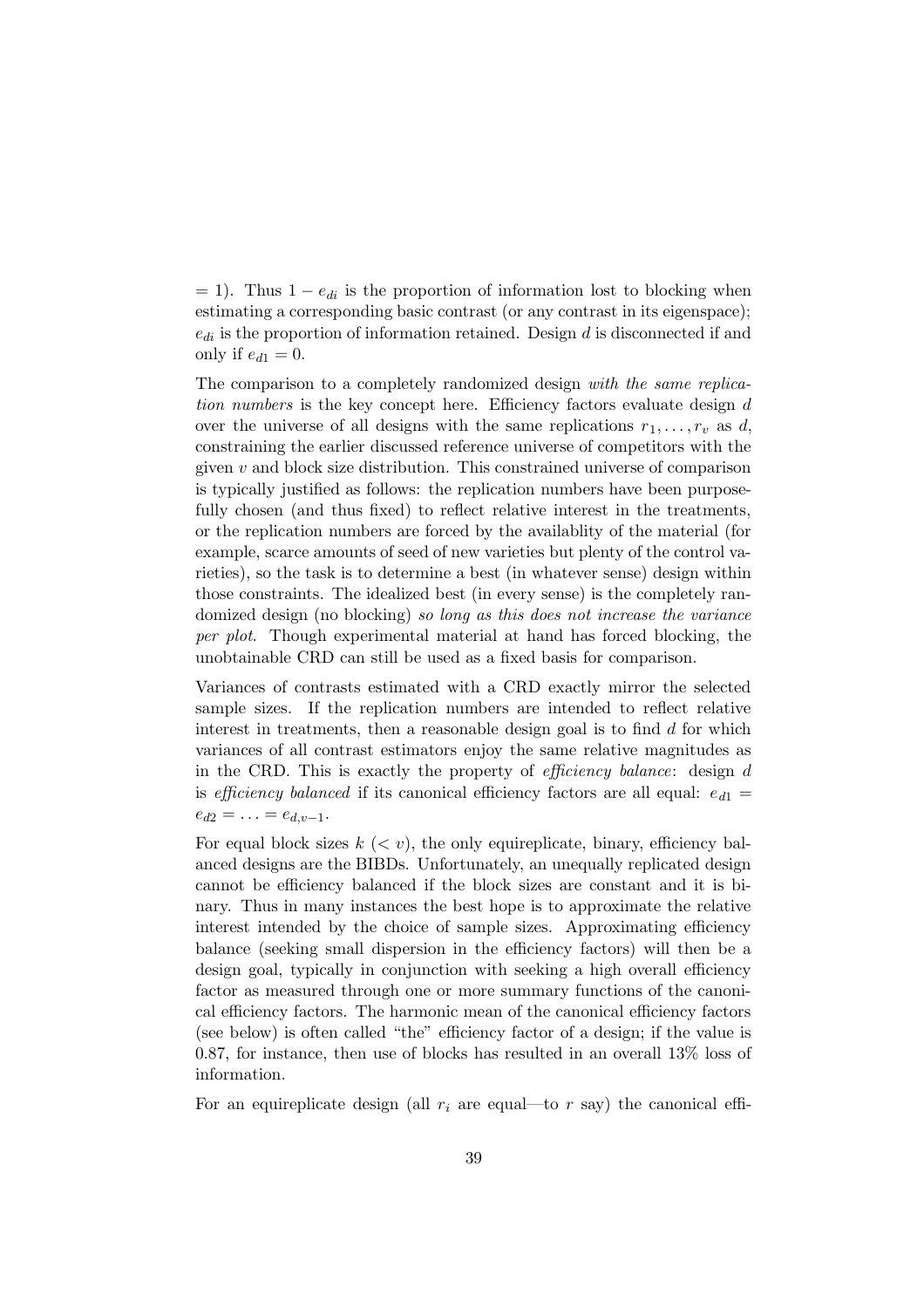$= 1$). Thus $1 - e_{di}$ is the proportion of information lost to blocking when estimating a corresponding basic contrast (or any contrast in its eigenspace); $e_{di}$ is the proportion of information retained. Design $d$ is disconnected if and only if $e_{d1} = 0$.

The comparison to a completely randomized design *with the same replication numbers* is the key concept here. Efficiency factors evaluate design $d$ over the universe of all designs with the same replications $r_1, \ldots, r_v$ as $d$, constraining the earlier discussed reference universe of competitors with the given $v$ and block size distribution. This constrained universe of comparison is typically justified as follows: the replication numbers have been purposefully chosen (and thus fixed) to reflect relative interest in the treatments, or the replication numbers are forced by the availablity of the material (for example, scarce amounts of seed of new varieties but plenty of the control varieties), so the task is to determine a best (in whatever sense) design within those constraints. The idealized best (in every sense) is the completely randomized design (no blocking) *so long as this does not increase the variance per plot*. Though experimental material at hand has forced blocking, the unobtainable CRD can still be used as a fixed basis for comparison.

Variances of contrasts estimated with a CRD exactly mirror the selected sample sizes. If the replication numbers are intended to reflect relative interest in treatments, then a reasonable design goal is to find $d$ for which variances of all contrast estimators enjoy the same relative magnitudes as in the CRD. This is exactly the property of *efficiency balance*: design $d$ is *efficiency balanced* if its canonical efficiency factors are all equal: $e_{d1} = e_{d2} = \ldots = e_{d,v-1}$.

For equal block sizes $k$ $(< v)$, the only equireplicate, binary, efficiency balanced designs are the BIBDs. Unfortunately, an unequally replicated design cannot be efficiency balanced if the block sizes are constant and it is binary. Thus in many instances the best hope is to approximate the relative interest intended by the choice of sample sizes. Approximating efficiency balance (seeking small dispersion in the efficiency factors) will then be a design goal, typically in conjunction with seeking a high overall efficiency factor as measured through one or more summary functions of the canonical efficiency factors. The harmonic mean of the canonical efficiency factors (see below) is often called "the" efficiency factor of a design; if the value is 0.87, for instance, then use of blocks has resulted in an overall 13% loss of information.

For an equireplicate design (all $r_i$ are equal—to $r$ say) the canonical effi-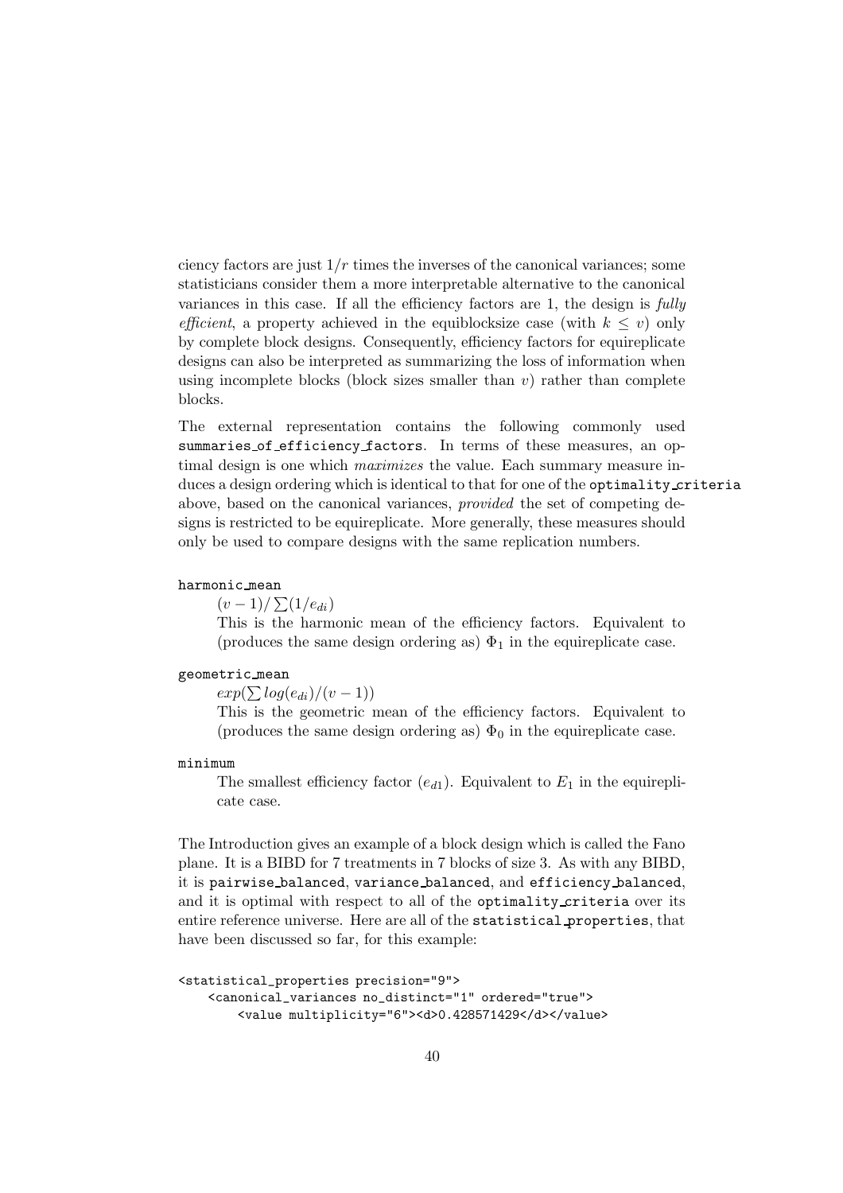ciency factors are just $1/r$ times the inverses of the canonical variances; some statisticians consider them a more interpretable alternative to the canonical variances in this case. If all the efficiency factors are 1, the design is *fully efficient*, a property achieved in the equiblocksize case (with $k \leq v$) only by complete block designs. Consequently, efficiency factors for equireplicate designs can also be interpreted as summarizing the loss of information when using incomplete blocks (block sizes smaller than $v$) rather than complete blocks.

The external representation contains the following commonly used `summaries_of_efficiency_factors`. In terms of these measures, an optimal design is one which *maximizes* the value. Each summary measure induces a design ordering which is identical to that for one of the `optimality_criteria` above, based on the canonical variances, *provided* the set of competing designs is restricted to be equireplicate. More generally, these measures should only be used to compare designs with the same replication numbers.

`harmonic_mean`

$(v-1)/\sum(1/e_{di})$

This is the harmonic mean of the efficiency factors. Equivalent to (produces the same design ordering as) $\Phi_1$ in the equireplicate case.

`geometric_mean`

$exp(\sum log(e_{di})/(v-1))$

This is the geometric mean of the efficiency factors. Equivalent to (produces the same design ordering as) $\Phi_0$ in the equireplicate case.

`minimum`

The smallest efficiency factor ($e_{d1}$). Equivalent to $E_1$ in the equireplicate case.

The Introduction gives an example of a block design which is called the Fano plane. It is a BIBD for 7 treatments in 7 blocks of size 3. As with any BIBD, it is `pairwise_balanced`, `variance_balanced`, and `efficiency_balanced`, and it is optimal with respect to all of the `optimality_criteria` over its entire reference universe. Here are all of the `statistical_properties`, that have been discussed so far, for this example:

```
<statistical_properties precision="9">
    <canonical_variances no_distinct="1" ordered="true">
        <value multiplicity="6"><d>0.428571429</d></value>
```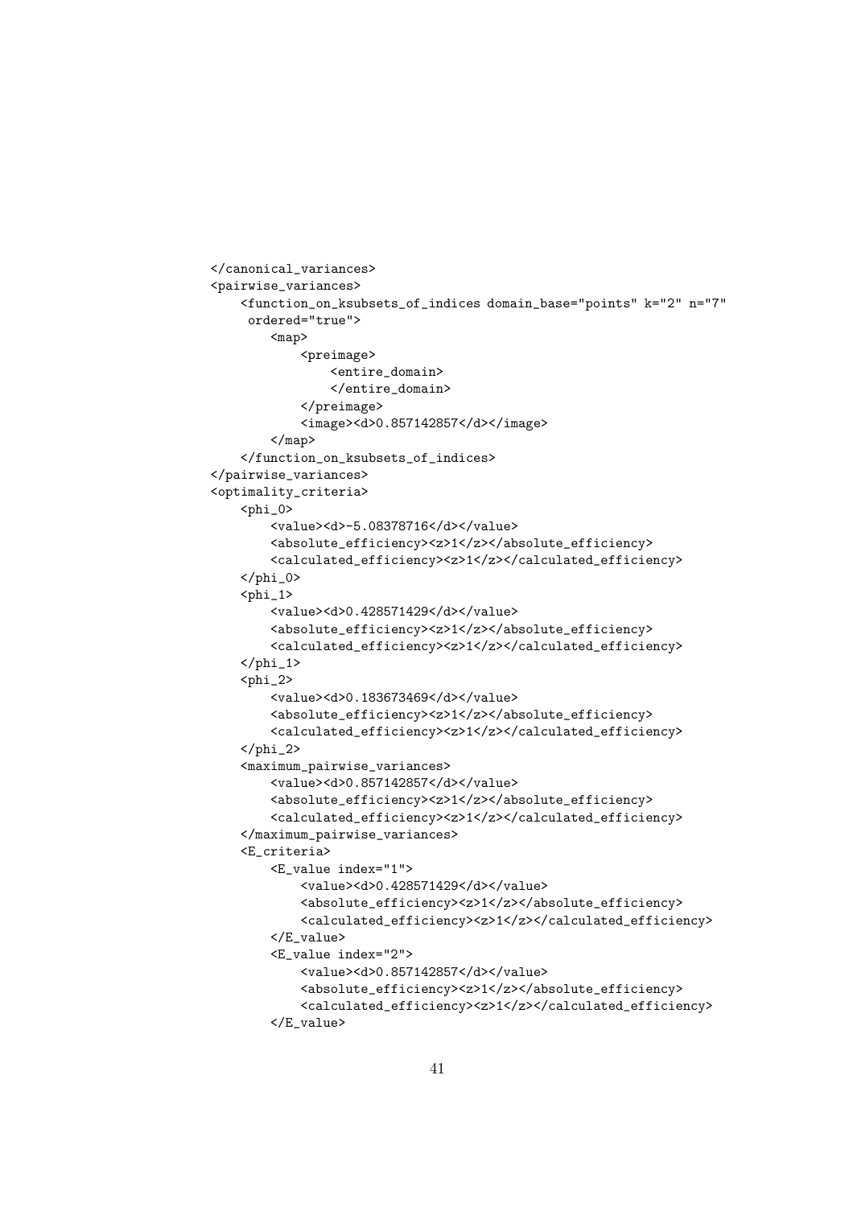```
</canonical_variances>
<pairwise_variances>
    <function_on_ksubsets_of_indices domain_base="points" k="2" n="7"
     ordered="true">
        <map>
            <preimage>
                <entire_domain>
                </entire_domain>
            </preimage>
            <image><d>0.857142857</d></image>
        </map>
    </function_on_ksubsets_of_indices>
</pairwise_variances>
<optimality_criteria>
    <phi_0>
        <value><d>-5.08378716</d></value>
        <absolute_efficiency><z>1</z></absolute_efficiency>
        <calculated_efficiency><z>1</z></calculated_efficiency>
    </phi_0>
    <phi_1>
        <value><d>0.428571429</d></value>
        <absolute_efficiency><z>1</z></absolute_efficiency>
        <calculated_efficiency><z>1</z></calculated_efficiency>
    </phi_1>
    <phi_2>
        <value><d>0.183673469</d></value>
        <absolute_efficiency><z>1</z></absolute_efficiency>
        <calculated_efficiency><z>1</z></calculated_efficiency>
    </phi_2>
    <maximum_pairwise_variances>
        <value><d>0.857142857</d></value>
        <absolute_efficiency><z>1</z></absolute_efficiency>
        <calculated_efficiency><z>1</z></calculated_efficiency>
    </maximum_pairwise_variances>
    <E_criteria>
        <E_value index="1">
            <value><d>0.428571429</d></value>
            <absolute_efficiency><z>1</z></absolute_efficiency>
            <calculated_efficiency><z>1</z></calculated_efficiency>
        </E_value>
        <E_value index="2">
            <value><d>0.857142857</d></value>
            <absolute_efficiency><z>1</z></absolute_efficiency>
            <calculated_efficiency><z>1</z></calculated_efficiency>
        </E_value>
```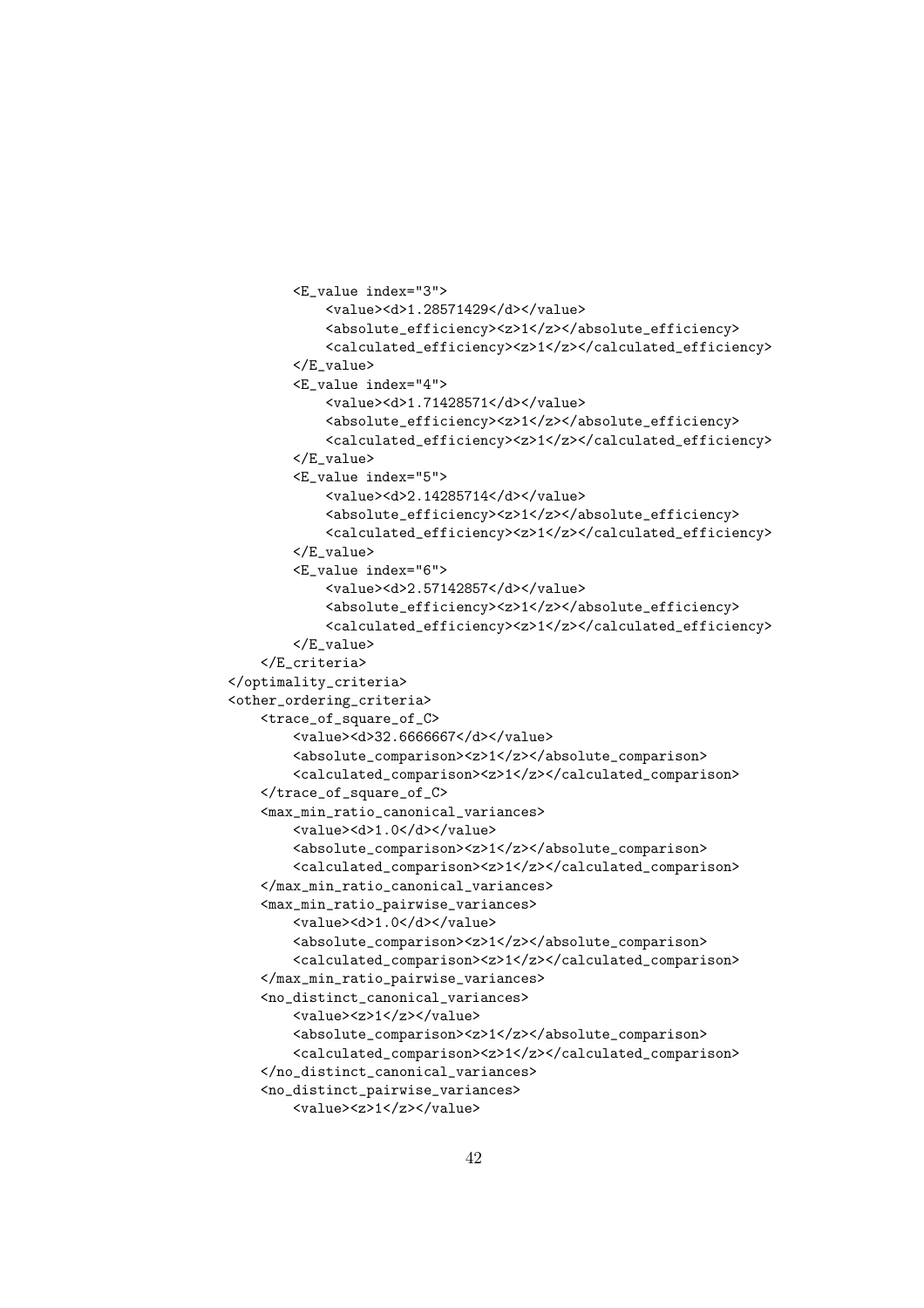```
        <E_value index="3">
            <value><d>1.28571429</d></value>
            <absolute_efficiency><z>1</z></absolute_efficiency>
            <calculated_efficiency><z>1</z></calculated_efficiency>
        </E_value>
        <E_value index="4">
            <value><d>1.71428571</d></value>
            <absolute_efficiency><z>1</z></absolute_efficiency>
            <calculated_efficiency><z>1</z></calculated_efficiency>
        </E_value>
        <E_value index="5">
            <value><d>2.14285714</d></value>
            <absolute_efficiency><z>1</z></absolute_efficiency>
            <calculated_efficiency><z>1</z></calculated_efficiency>
        </E_value>
        <E_value index="6">
            <value><d>2.57142857</d></value>
            <absolute_efficiency><z>1</z></absolute_efficiency>
            <calculated_efficiency><z>1</z></calculated_efficiency>
        </E_value>
    </E_criteria>
</optimality_criteria>
<other_ordering_criteria>
    <trace_of_square_of_C>
        <value><d>32.6666667</d></value>
        <absolute_comparison><z>1</z></absolute_comparison>
        <calculated_comparison><z>1</z></calculated_comparison>
    </trace_of_square_of_C>
    <max_min_ratio_canonical_variances>
        <value><d>1.0</d></value>
        <absolute_comparison><z>1</z></absolute_comparison>
        <calculated_comparison><z>1</z></calculated_comparison>
    </max_min_ratio_canonical_variances>
    <max_min_ratio_pairwise_variances>
        <value><d>1.0</d></value>
        <absolute_comparison><z>1</z></absolute_comparison>
        <calculated_comparison><z>1</z></calculated_comparison>
    </max_min_ratio_pairwise_variances>
    <no_distinct_canonical_variances>
        <value><z>1</z></value>
        <absolute_comparison><z>1</z></absolute_comparison>
        <calculated_comparison><z>1</z></calculated_comparison>
    </no_distinct_canonical_variances>
    <no_distinct_pairwise_variances>
        <value><z>1</z></value>
```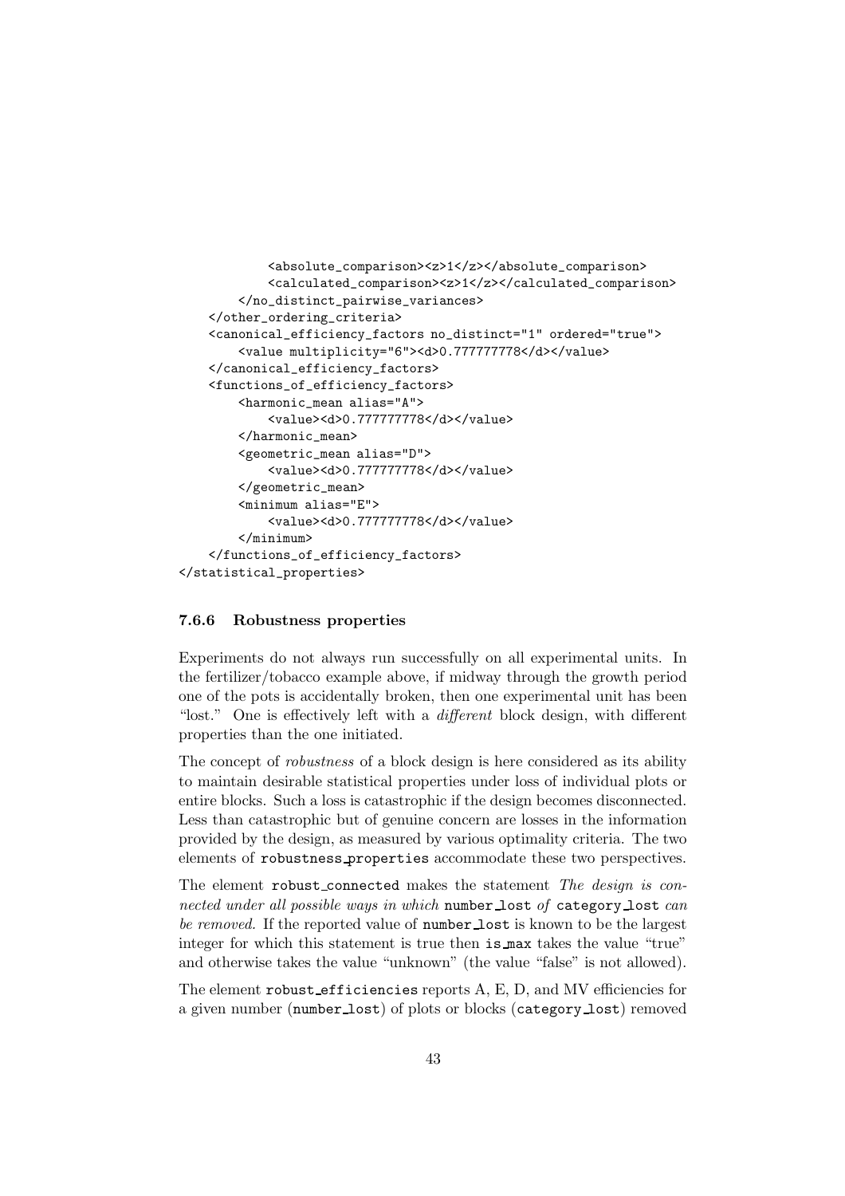```
            <absolute_comparison><z>1</z></absolute_comparison>
            <calculated_comparison><z>1</z></calculated_comparison>
        </no_distinct_pairwise_variances>
    </other_ordering_criteria>
    <canonical_efficiency_factors no_distinct="1" ordered="true">
        <value multiplicity="6"><d>0.777777778</d></value>
    </canonical_efficiency_factors>
    <functions_of_efficiency_factors>
        <harmonic_mean alias="A">
            <value><d>0.777777778</d></value>
        </harmonic_mean>
        <geometric_mean alias="D">
            <value><d>0.777777778</d></value>
        </geometric_mean>
        <minimum alias="E">
            <value><d>0.777777778</d></value>
        </minimum>
    </functions_of_efficiency_factors>
</statistical_properties>
```

### 7.6.6 Robustness properties

Experiments do not always run successfully on all experimental units. In the fertilizer/tobacco example above, if midway through the growth period one of the pots is accidentally broken, then one experimental unit has been "lost." One is effectively left with a *different* block design, with different properties than the one initiated.

The concept of *robustness* of a block design is here considered as its ability to maintain desirable statistical properties under loss of individual plots or entire blocks. Such a loss is catastrophic if the design becomes disconnected. Less than catastrophic but of genuine concern are losses in the information provided by the design, as measured by various optimality criteria. The two elements of robustness_properties accommodate these two perspectives.

The element robust_connected makes the statement *The design is connected under all possible ways in which* number_lost *of* category_lost *can be removed.* If the reported value of number_lost is known to be the largest integer for which this statement is true then is_max takes the value "true" and otherwise takes the value "unknown" (the value "false" is not allowed).

The element robust_efficiencies reports A, E, D, and MV efficiencies for a given number (number_lost) of plots or blocks (category_lost) removed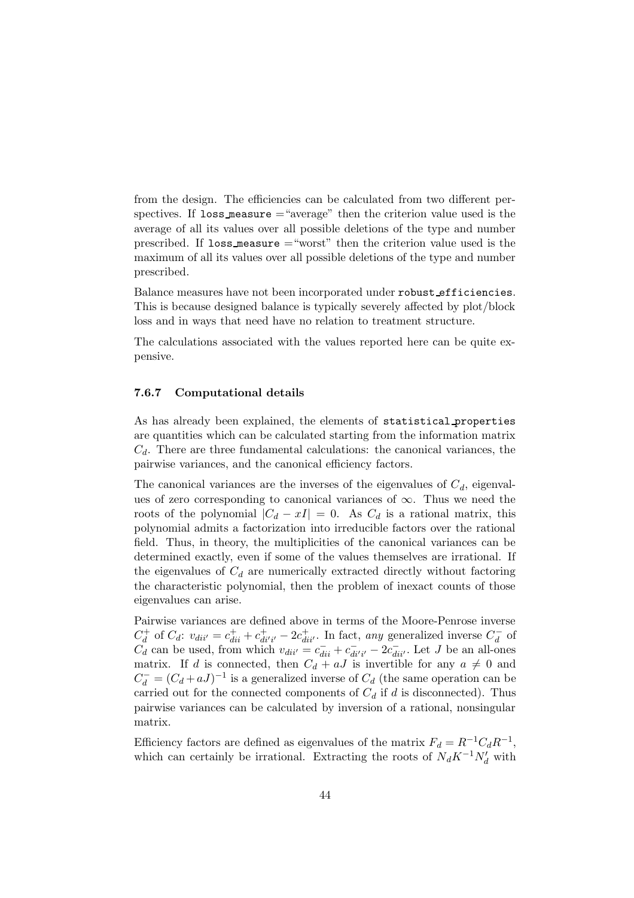from the design. The efficiencies can be calculated from two different perspectives. If `loss_measure` ="average" then the criterion value used is the average of all its values over all possible deletions of the type and number prescribed. If `loss_measure` ="worst" then the criterion value used is the maximum of all its values over all possible deletions of the type and number prescribed.

Balance measures have not been incorporated under `robust_efficiencies`. This is because designed balance is typically severely affected by plot/block loss and in ways that need have no relation to treatment structure.

The calculations associated with the values reported here can be quite expensive.

### 7.6.7 Computational details

As has already been explained, the elements of `statistical_properties` are quantities which can be calculated starting from the information matrix $C_d$. There are three fundamental calculations: the canonical variances, the pairwise variances, and the canonical efficiency factors.

The canonical variances are the inverses of the eigenvalues of $C_d$, eigenvalues of zero corresponding to canonical variances of $\infty$. Thus we need the roots of the polynomial $|C_d - xI| = 0$. As $C_d$ is a rational matrix, this polynomial admits a factorization into irreducible factors over the rational field. Thus, in theory, the multiplicities of the canonical variances can be determined exactly, even if some of the values themselves are irrational. If the eigenvalues of $C_d$ are numerically extracted directly without factoring the characteristic polynomial, then the problem of inexact counts of those eigenvalues can arise.

Pairwise variances are defined above in terms of the Moore-Penrose inverse $C_d^+$ of $C_d$: $v_{dii'} = c^+_{dii} + c^+_{di'i'} - 2c^+_{dii'}$. In fact, *any* generalized inverse $C_d^-$ of $C_d$ can be used, from which $v_{dii'} = c^-_{dii} + c^-_{di'i'} - 2c^-_{dii'}$. Let $J$ be an all-ones matrix. If $d$ is connected, then $C_d + aJ$ is invertible for any $a \neq 0$ and $C_d^- = (C_d + aJ)^{-1}$ is a generalized inverse of $C_d$ (the same operation can be carried out for the connected components of $C_d$ if $d$ is disconnected). Thus pairwise variances can be calculated by inversion of a rational, nonsingular matrix.

Efficiency factors are defined as eigenvalues of the matrix $F_d = R^{-1}C_dR^{-1}$, which can certainly be irrational. Extracting the roots of $N_dK^{-1}N_d'$ with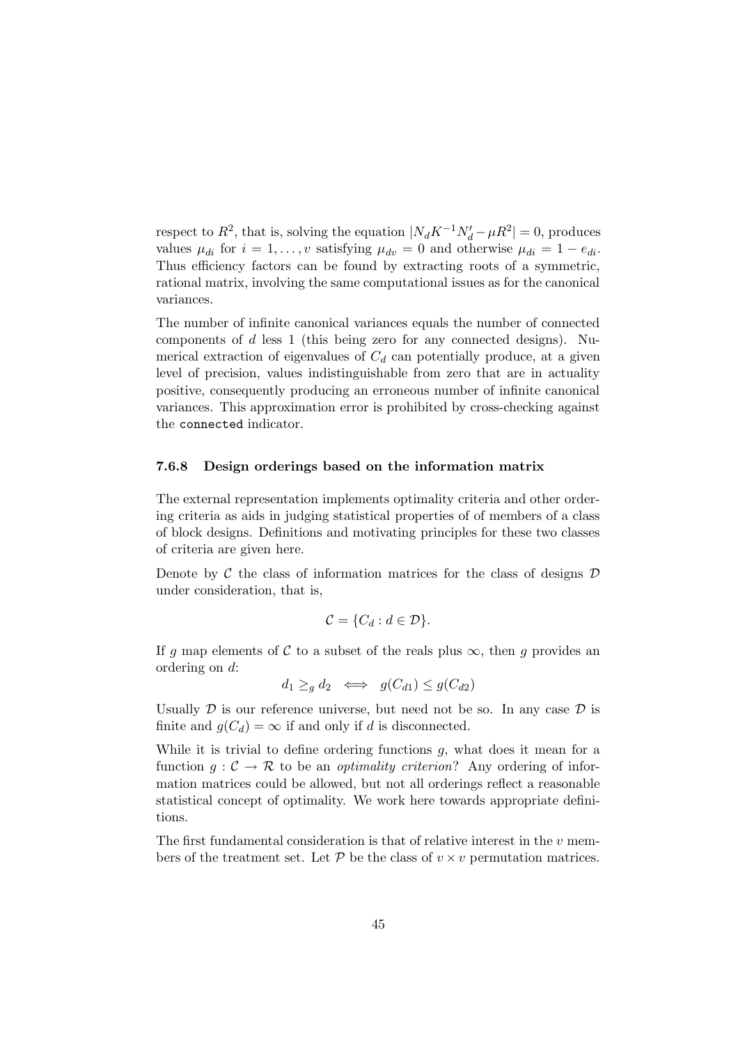respect to $R^2$, that is, solving the equation $|N_d K^{-1} N_d' - \mu R^2| = 0$, produces values $\mu_{di}$ for $i = 1, \ldots, v$ satisfying $\mu_{dv} = 0$ and otherwise $\mu_{di} = 1 - e_{di}$. Thus efficiency factors can be found by extracting roots of a symmetric, rational matrix, involving the same computational issues as for the canonical variances.

The number of infinite canonical variances equals the number of connected components of $d$ less 1 (this being zero for any connected designs). Numerical extraction of eigenvalues of $C_d$ can potentially produce, at a given level of precision, values indistinguishable from zero that are in actuality positive, consequently producing an erroneous number of infinite canonical variances. This approximation error is prohibited by cross-checking against the `connected` indicator.

### 7.6.8 Design orderings based on the information matrix

The external representation implements optimality criteria and other ordering criteria as aids in judging statistical properties of of members of a class of block designs. Definitions and motivating principles for these two classes of criteria are given here.

Denote by $\mathcal{C}$ the class of information matrices for the class of designs $\mathcal{D}$ under consideration, that is,

$$\mathcal{C} = \{C_d : d \in \mathcal{D}\}.$$

If $g$ map elements of $\mathcal{C}$ to a subset of the reals plus $\infty$, then $g$ provides an ordering on $d$:

$$d_1 \geq_g d_2 \iff g(C_{d1}) \leq g(C_{d2})$$

Usually $\mathcal{D}$ is our reference universe, but need not be so. In any case $\mathcal{D}$ is finite and $g(C_d) = \infty$ if and only if $d$ is disconnected.

While it is trivial to define ordering functions $g$, what does it mean for a function $g : \mathcal{C} \to \mathcal{R}$ to be an *optimality criterion*? Any ordering of information matrices could be allowed, but not all orderings reflect a reasonable statistical concept of optimality. We work here towards appropriate definitions.

The first fundamental consideration is that of relative interest in the $v$ members of the treatment set. Let $\mathcal{P}$ be the class of $v \times v$ permutation matrices.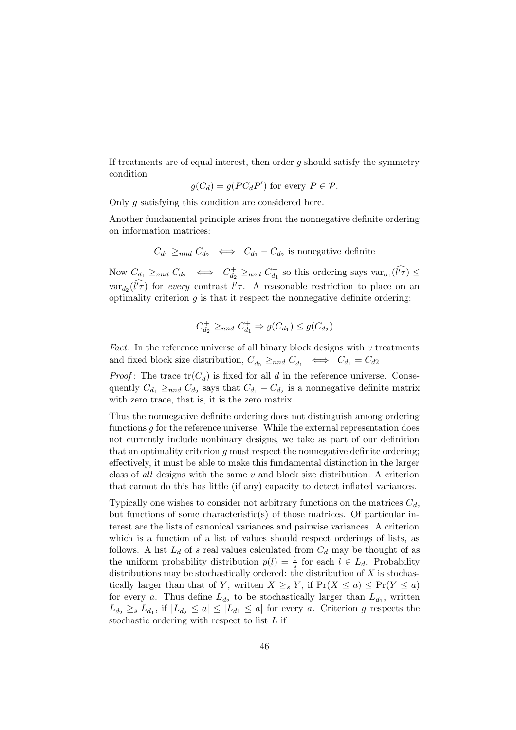If treatments are of equal interest, then order $g$ should satisfy the symmetry condition

$$g(C_d) = g(PC_dP') \text{ for every } P \in \mathcal{P}.$$

Only $g$ satisfying this condition are considered here.

Another fundamental principle arises from the nonnegative definite ordering on information matrices:

$$C_{d_1} \geq_{nnd} C_{d_2} \iff C_{d_1} - C_{d_2} \text{ is nonnegative definite}$$

Now $C_{d_1} \geq_{nnd} C_{d_2} \iff C^+_{d_2} \geq_{nnd} C^+_{d_1}$ so this ordering says $\text{var}_{d_1}(\widehat{l'\tau}) \leq \text{var}_{d_2}(\widehat{l'\tau})$ for *every* contrast $l'\tau$. A reasonable restriction to place on an optimality criterion $g$ is that it respect the nonnegative definite ordering:

$$C^+_{d_2} \geq_{nnd} C^+_{d_1} \Rightarrow g(C_{d_1}) \leq g(C_{d_2})$$

*Fact*: In the reference universe of all binary block designs with $v$ treatments and fixed block size distribution, $C^+_{d_2} \geq_{nnd} C^+_{d_1} \iff C_{d_1} = C_{d2}$

*Proof*: The trace $\text{tr}(C_d)$ is fixed for all $d$ in the reference universe. Consequently $C_{d_1} \geq_{nnd} C_{d_2}$ says that $C_{d_1} - C_{d_2}$ is a nonnegative definite matrix with zero trace, that is, it is the zero matrix.

Thus the nonnegative definite ordering does not distinguish among ordering functions $g$ for the reference universe. While the external representation does not currently include nonbinary designs, we take as part of our definition that an optimality criterion $g$ must respect the nonnegative definite ordering; effectively, it must be able to make this fundamental distinction in the larger class of *all* designs with the same $v$ and block size distribution. A criterion that cannot do this has little (if any) capacity to detect inflated variances.

Typically one wishes to consider not arbitrary functions on the matrices $C_d$, but functions of some characteristic(s) of those matrices. Of particular interest are the lists of canonical variances and pairwise variances. A criterion which is a function of a list of values should respect orderings of lists, as follows. A list $L_d$ of $s$ real values calculated from $C_d$ may be thought of as the uniform probability distribution $p(l) = \frac{1}{s}$ for each $l \in L_d$. Probability distributions may be stochastically ordered: the distribution of $X$ is stochastically larger than that of $Y$, written $X \geq_s Y$, if $\Pr(X \leq a) \leq \Pr(Y \leq a)$ for every $a$. Thus define $L_{d_2}$ to be stochastically larger than $L_{d_1}$, written $L_{d_2} \geq_s L_{d_1}$, if $|L_{d_2} \leq a| \leq |L_{d1} \leq a|$ for every $a$. Criterion $g$ respects the stochastic ordering with respect to list $L$ if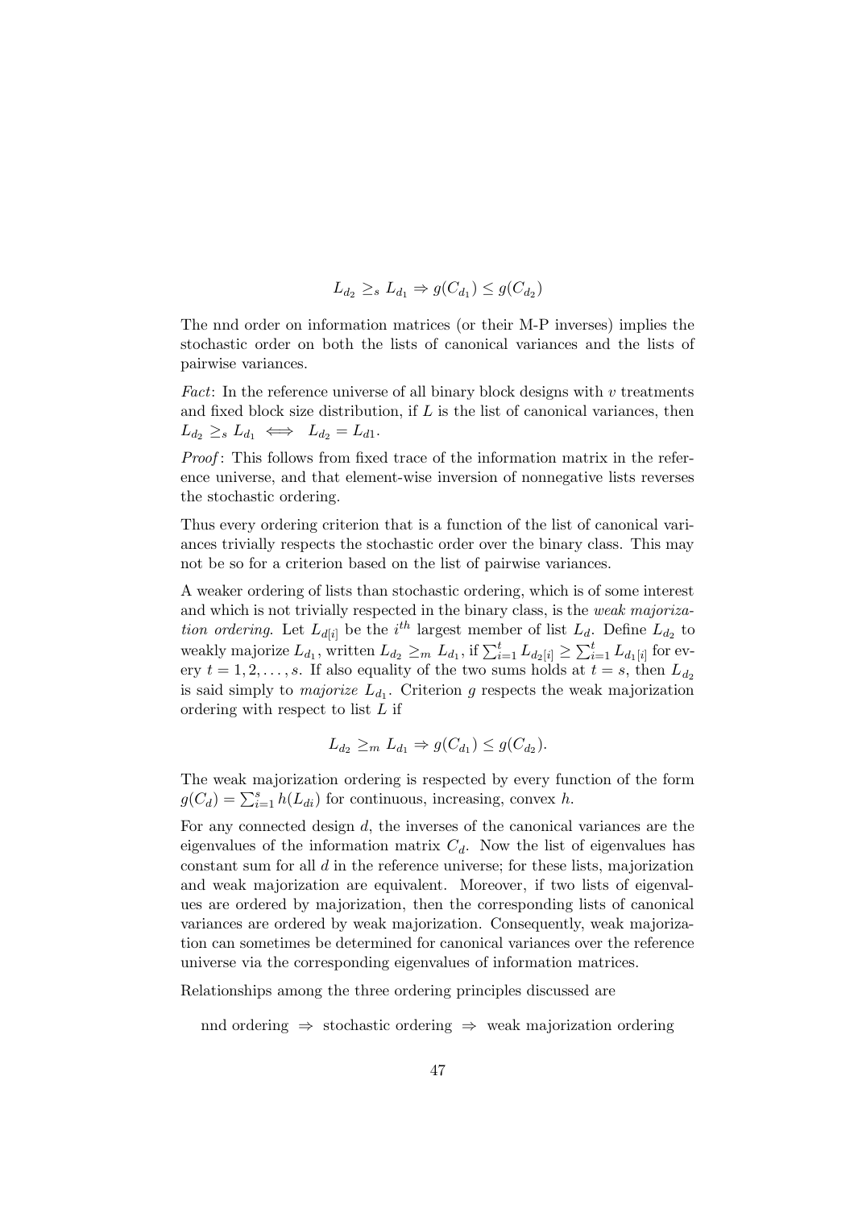$$L_{d_2} \geq_s L_{d_1} \Rightarrow g(C_{d_1}) \leq g(C_{d_2})$$

The nnd order on information matrices (or their M-P inverses) implies the stochastic order on both the lists of canonical variances and the lists of pairwise variances.

*Fact*: In the reference universe of all binary block designs with $v$ treatments and fixed block size distribution, if $L$ is the list of canonical variances, then $L_{d_2} \geq_s L_{d_1} \iff L_{d_2} = L_{d1}$.

*Proof*: This follows from fixed trace of the information matrix in the reference universe, and that element-wise inversion of nonnegative lists reverses the stochastic ordering.

Thus every ordering criterion that is a function of the list of canonical variances trivially respects the stochastic order over the binary class. This may not be so for a criterion based on the list of pairwise variances.

A weaker ordering of lists than stochastic ordering, which is of some interest and which is not trivially respected in the binary class, is the *weak majorization ordering*. Let $L_{d[i]}$ be the $i^{th}$ largest member of list $L_d$. Define $L_{d_2}$ to weakly majorize $L_{d_1}$, written $L_{d_2} \geq_m L_{d_1}$, if $\sum_{i=1}^{t} L_{d_2[i]} \geq \sum_{i=1}^{t} L_{d_1[i]}$ for every $t = 1, 2, \ldots, s$. If also equality of the two sums holds at $t = s$, then $L_{d_2}$ is said simply to *majorize* $L_{d_1}$. Criterion $g$ respects the weak majorization ordering with respect to list $L$ if

$$L_{d_2} \geq_m L_{d_1} \Rightarrow g(C_{d_1}) \leq g(C_{d_2}).$$

The weak majorization ordering is respected by every function of the form $g(C_d) = \sum_{i=1}^{s} h(L_{di})$ for continuous, increasing, convex $h$.

For any connected design $d$, the inverses of the canonical variances are the eigenvalues of the information matrix $C_d$. Now the list of eigenvalues has constant sum for all $d$ in the reference universe; for these lists, majorization and weak majorization are equivalent. Moreover, if two lists of eigenvalues are ordered by majorization, then the corresponding lists of canonical variances are ordered by weak majorization. Consequently, weak majorization can sometimes be determined for canonical variances over the reference universe via the corresponding eigenvalues of information matrices.

Relationships among the three ordering principles discussed are

nnd ordering $\Rightarrow$ stochastic ordering $\Rightarrow$ weak majorization ordering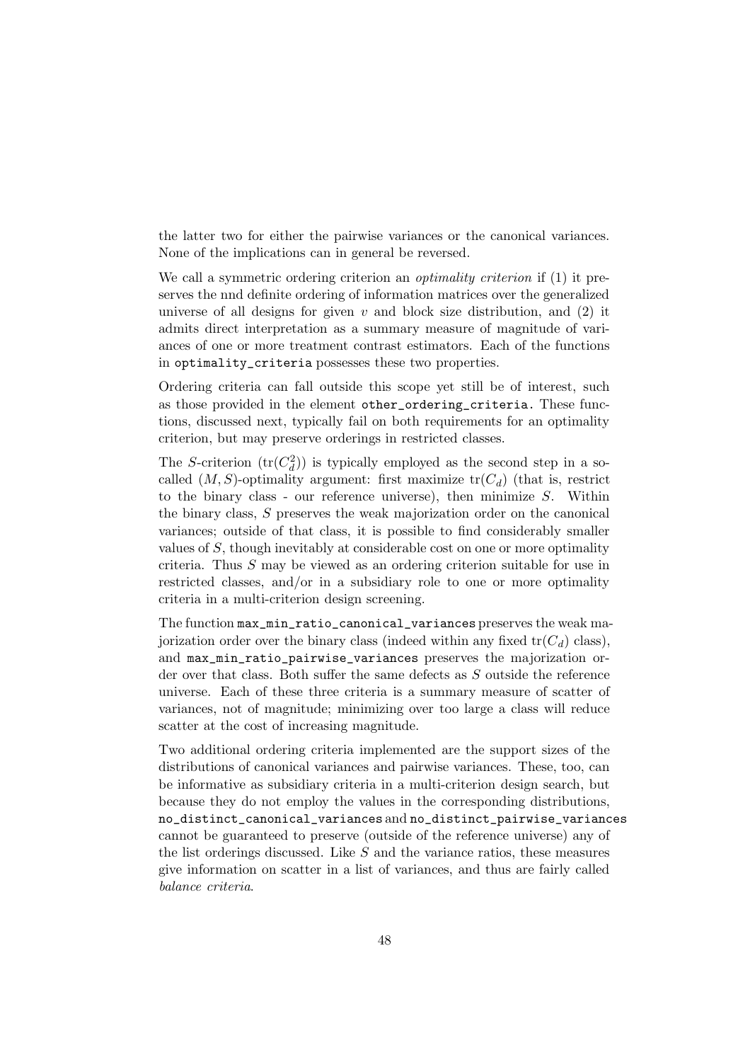the latter two for either the pairwise variances or the canonical variances. None of the implications can in general be reversed.

We call a symmetric ordering criterion an *optimality criterion* if (1) it preserves the nnd definite ordering of information matrices over the generalized universe of all designs for given $v$ and block size distribution, and (2) it admits direct interpretation as a summary measure of magnitude of variances of one or more treatment contrast estimators. Each of the functions in `optimality_criteria` possesses these two properties.

Ordering criteria can fall outside this scope yet still be of interest, such as those provided in the element `other_ordering_criteria`. These functions, discussed next, typically fail on both requirements for an optimality criterion, but may preserve orderings in restricted classes.

The $S$-criterion ($\text{tr}(C_d^2)$) is typically employed as the second step in a so-called $(M, S)$-optimality argument: first maximize $\text{tr}(C_d)$ (that is, restrict to the binary class - our reference universe), then minimize $S$. Within the binary class, $S$ preserves the weak majorization order on the canonical variances; outside of that class, it is possible to find considerably smaller values of $S$, though inevitably at considerable cost on one or more optimality criteria. Thus $S$ may be viewed as an ordering criterion suitable for use in restricted classes, and/or in a subsidiary role to one or more optimality criteria in a multi-criterion design screening.

The function `max_min_ratio_canonical_variances` preserves the weak majorization order over the binary class (indeed within any fixed $\text{tr}(C_d)$ class), and `max_min_ratio_pairwise_variances` preserves the majorization order over that class. Both suffer the same defects as $S$ outside the reference universe. Each of these three criteria is a summary measure of scatter of variances, not of magnitude; minimizing over too large a class will reduce scatter at the cost of increasing magnitude.

Two additional ordering criteria implemented are the support sizes of the distributions of canonical variances and pairwise variances. These, too, can be informative as subsidiary criteria in a multi-criterion design search, but because they do not employ the values in the corresponding distributions, `no_distinct_canonical_variances` and `no_distinct_pairwise_variances` cannot be guaranteed to preserve (outside of the reference universe) any of the list orderings discussed. Like $S$ and the variance ratios, these measures give information on scatter in a list of variances, and thus are fairly called *balance criteria*.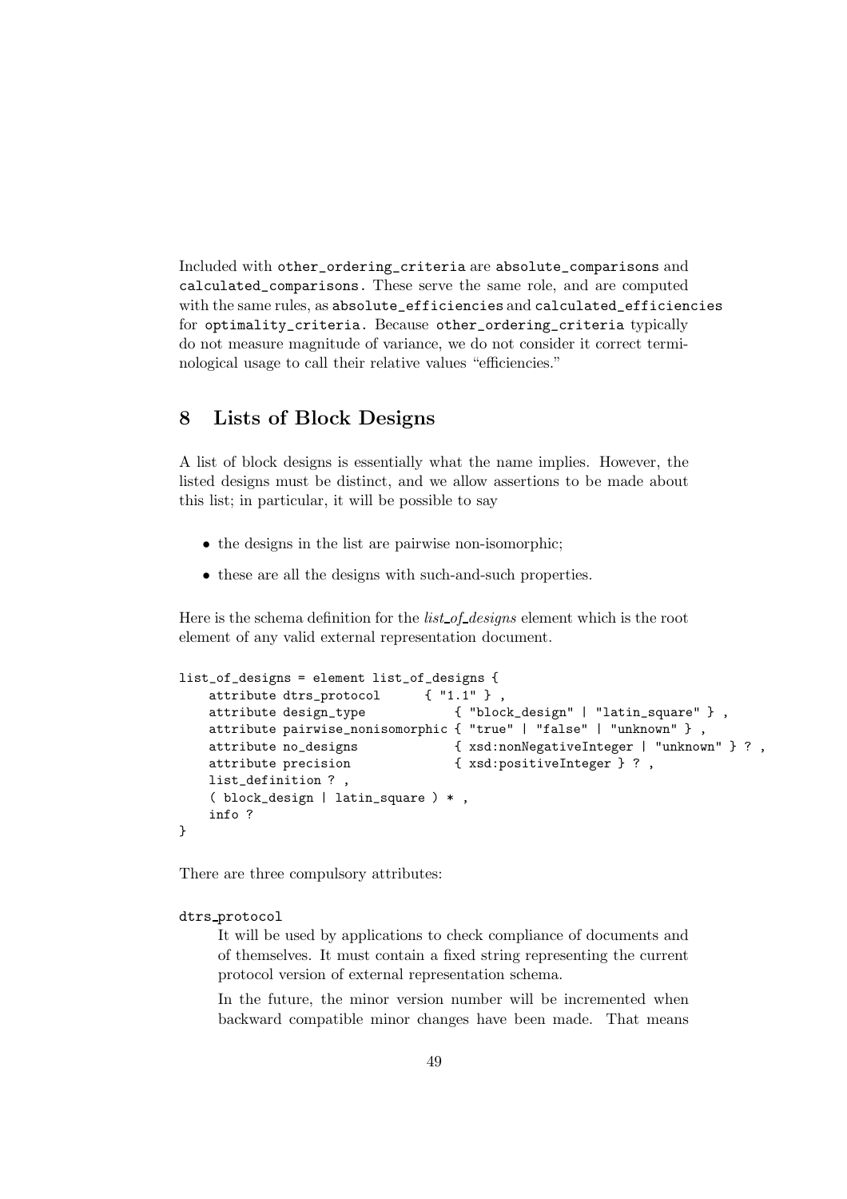Included with `other_ordering_criteria` are `absolute_comparisons` and `calculated_comparisons`. These serve the same role, and are computed with the same rules, as `absolute_efficiencies` and `calculated_efficiencies` for `optimality_criteria`. Because `other_ordering_criteria` typically do not measure magnitude of variance, we do not consider it correct terminological usage to call their relative values "efficiencies."

## 8 Lists of Block Designs

A list of block designs is essentially what the name implies. However, the listed designs must be distinct, and we allow assertions to be made about this list; in particular, it will be possible to say

- the designs in the list are pairwise non-isomorphic;
- these are all the designs with such-and-such properties.

Here is the schema definition for the *list_of_designs* element which is the root element of any valid external representation document.

```
list_of_designs = element list_of_designs {
    attribute dtrs_protocol      { "1.1" } ,
    attribute design_type           { "block_design" | "latin_square" } ,
    attribute pairwise_nonisomorphic { "true" | "false" | "unknown" } ,
    attribute no_designs            { xsd:nonNegativeInteger | "unknown" } ? ,
    attribute precision             { xsd:positiveInteger } ? ,
    list_definition ? ,
    ( block_design | latin_square ) * ,
    info ?
}
```

There are three compulsory attributes:

`dtrs_protocol`

It will be used by applications to check compliance of documents and of themselves. It must contain a fixed string representing the current protocol version of external representation schema.

In the future, the minor version number will be incremented when backward compatible minor changes have been made. That means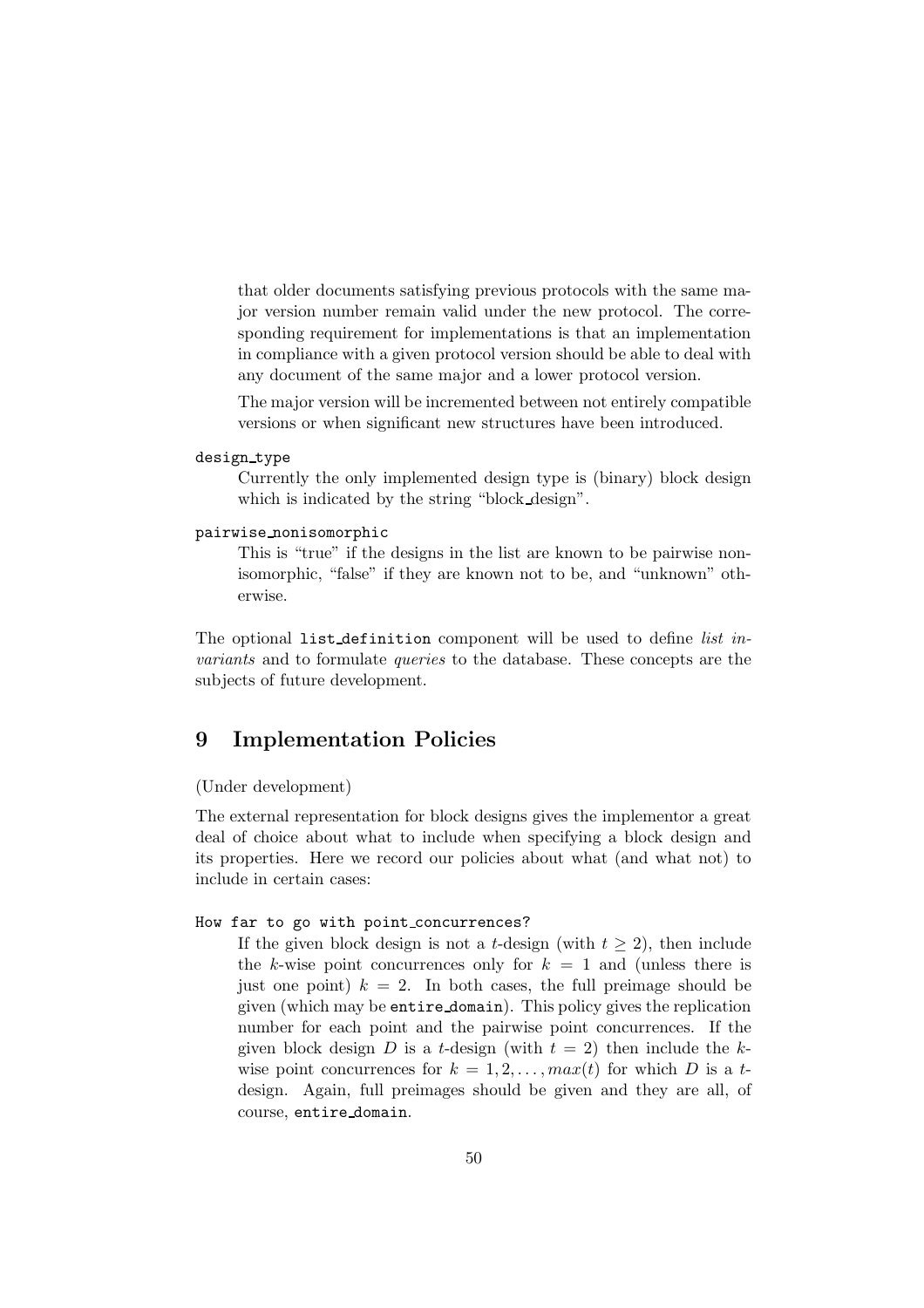that older documents satisfying previous protocols with the same major version number remain valid under the new protocol. The corresponding requirement for implementations is that an implementation in compliance with a given protocol version should be able to deal with any document of the same major and a lower protocol version.

The major version will be incremented between not entirely compatible versions or when significant new structures have been introduced.

`design_type`
: Currently the only implemented design type is (binary) block design which is indicated by the string "block_design".

`pairwise_nonisomorphic`
: This is "true" if the designs in the list are known to be pairwise nonisomorphic, "false" if they are known not to be, and "unknown" otherwise.

The optional `list_definition` component will be used to define *list invariants* and to formulate *queries* to the database. These concepts are the subjects of future development.

## 9 Implementation Policies

(Under development)

The external representation for block designs gives the implementor a great deal of choice about what to include when specifying a block design and its properties. Here we record our policies about what (and what not) to include in certain cases:

`How far to go with point_concurrences?`
: If the given block design is not a $t$-design (with $t \geq 2$), then include the $k$-wise point concurrences only for $k = 1$ and (unless there is just one point) $k = 2$. In both cases, the full preimage should be given (which may be `entire_domain`). This policy gives the replication number for each point and the pairwise point concurrences. If the given block design $D$ is a $t$-design (with $t = 2$) then include the $k$-wise point concurrences for $k = 1, 2, \ldots, max(t)$ for which $D$ is a $t$-design. Again, full preimages should be given and they are all, of course, `entire_domain`.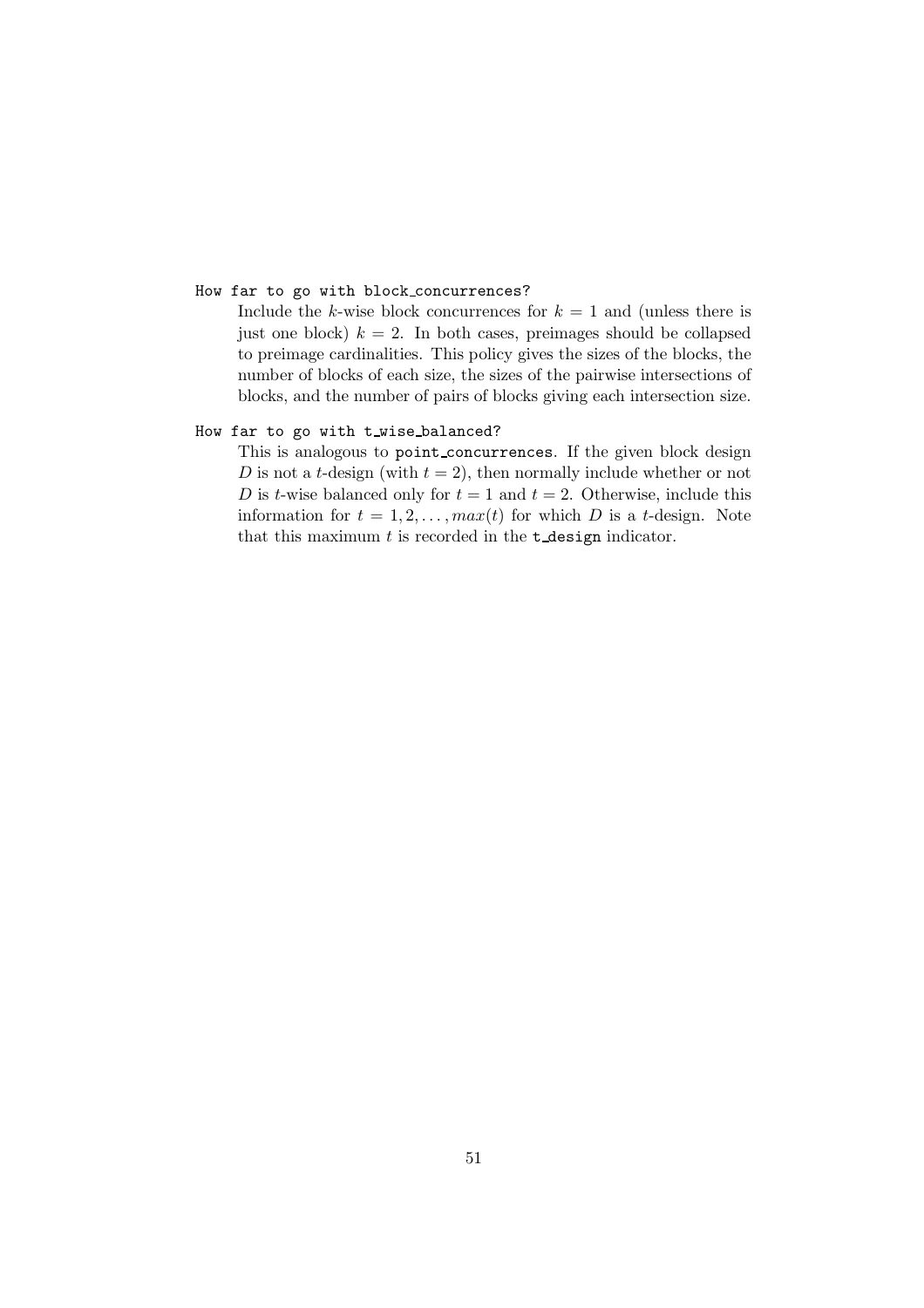`How far to go with block_concurrences?`

Include the $k$-wise block concurrences for $k = 1$ and (unless there is just one block) $k = 2$. In both cases, preimages should be collapsed to preimage cardinalities. This policy gives the sizes of the blocks, the number of blocks of each size, the sizes of the pairwise intersections of blocks, and the number of pairs of blocks giving each intersection size.

`How far to go with t_wise_balanced?`

This is analogous to `point_concurrences`. If the given block design $D$ is not a $t$-design (with $t = 2$), then normally include whether or not $D$ is $t$-wise balanced only for $t = 1$ and $t = 2$. Otherwise, include this information for $t = 1, 2, \ldots, max(t)$ for which $D$ is a $t$-design. Note that this maximum $t$ is recorded in the `t_design` indicator.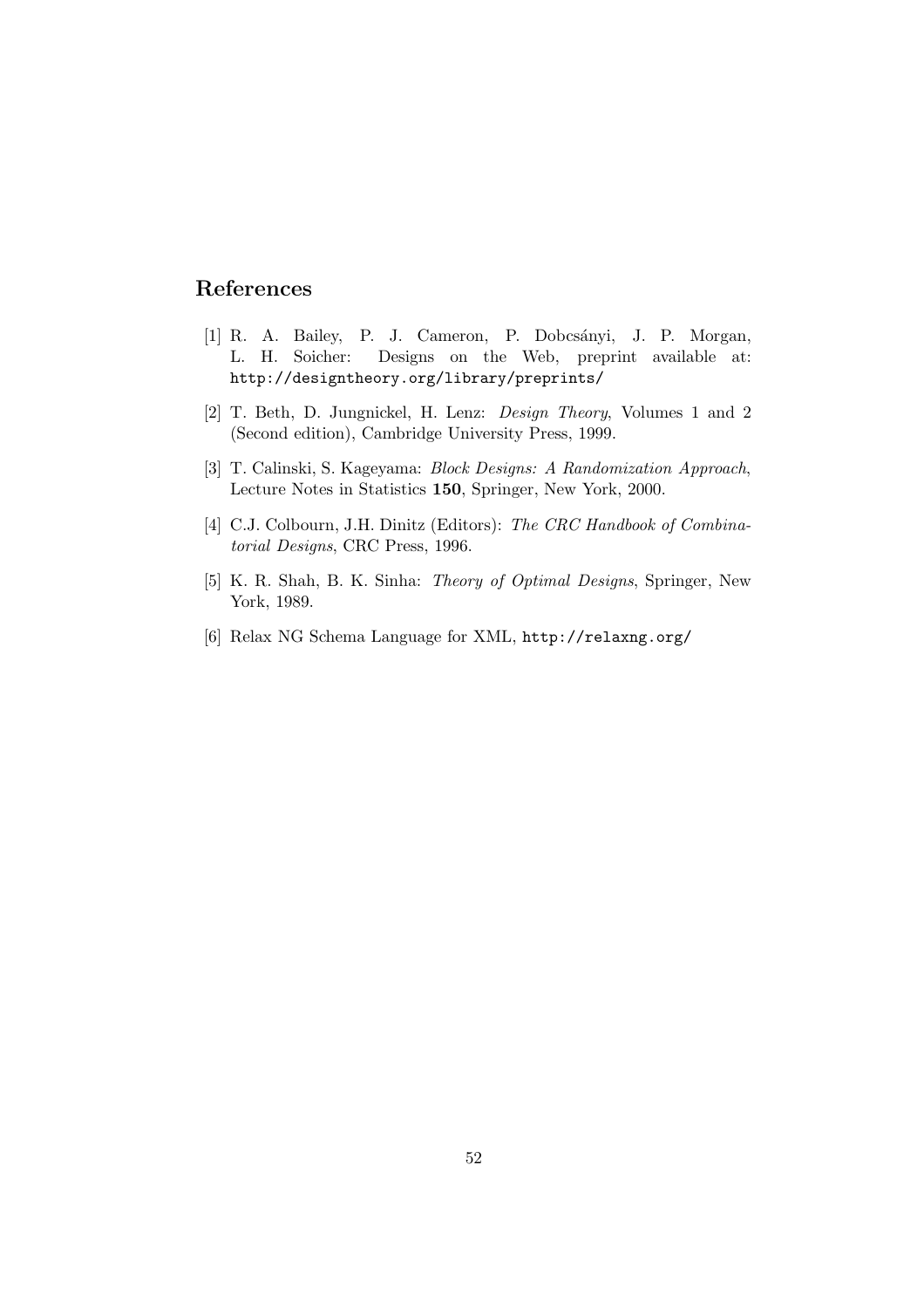## References

[1] R. A. Bailey, P. J. Cameron, P. Dobcsányi, J. P. Morgan, L. H. Soicher: Designs on the Web, preprint available at: `http://designtheory.org/library/preprints/`

[2] T. Beth, D. Jungnickel, H. Lenz: *Design Theory*, Volumes 1 and 2 (Second edition), Cambridge University Press, 1999.

[3] T. Calinski, S. Kageyama: *Block Designs: A Randomization Approach*, Lecture Notes in Statistics **150**, Springer, New York, 2000.

[4] C.J. Colbourn, J.H. Dinitz (Editors): *The CRC Handbook of Combinatorial Designs*, CRC Press, 1996.

[5] K. R. Shah, B. K. Sinha: *Theory of Optimal Designs*, Springer, New York, 1989.

[6] Relax NG Schema Language for XML, `http://relaxng.org/`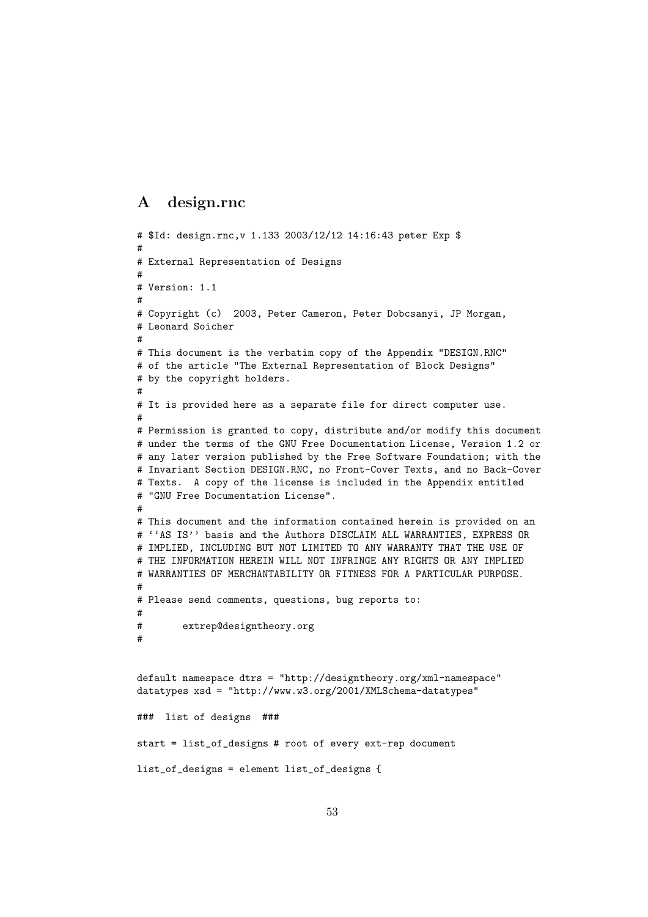## A design.rnc

```
# $Id: design.rnc,v 1.133 2003/12/12 14:16:43 peter Exp $
#
# External Representation of Designs
#
# Version: 1.1
#
# Copyright (c)  2003, Peter Cameron, Peter Dobcsanyi, JP Morgan,
# Leonard Soicher
#
# This document is the verbatim copy of the Appendix "DESIGN.RNC"
# of the article "The External Representation of Block Designs"
# by the copyright holders.
#
# It is provided here as a separate file for direct computer use.
#
# Permission is granted to copy, distribute and/or modify this document
# under the terms of the GNU Free Documentation License, Version 1.2 or
# any later version published by the Free Software Foundation; with the
# Invariant Section DESIGN.RNC, no Front-Cover Texts, and no Back-Cover
# Texts.  A copy of the license is included in the Appendix entitled
# "GNU Free Documentation License".
#
# This document and the information contained herein is provided on an
# ``AS IS'' basis and the Authors DISCLAIM ALL WARRANTIES, EXPRESS OR
# IMPLIED, INCLUDING BUT NOT LIMITED TO ANY WARRANTY THAT THE USE OF
# THE INFORMATION HEREIN WILL NOT INFRINGE ANY RIGHTS OR ANY IMPLIED
# WARRANTIES OF MERCHANTABILITY OR FITNESS FOR A PARTICULAR PURPOSE.
#
# Please send comments, questions, bug reports to:
#
#       extrep@designtheory.org
#


default namespace dtrs = "http://designtheory.org/xml-namespace"
datatypes xsd = "http://www.w3.org/2001/XMLSchema-datatypes"

###  list of designs  ###

start = list_of_designs # root of every ext-rep document

list_of_designs = element list_of_designs {
```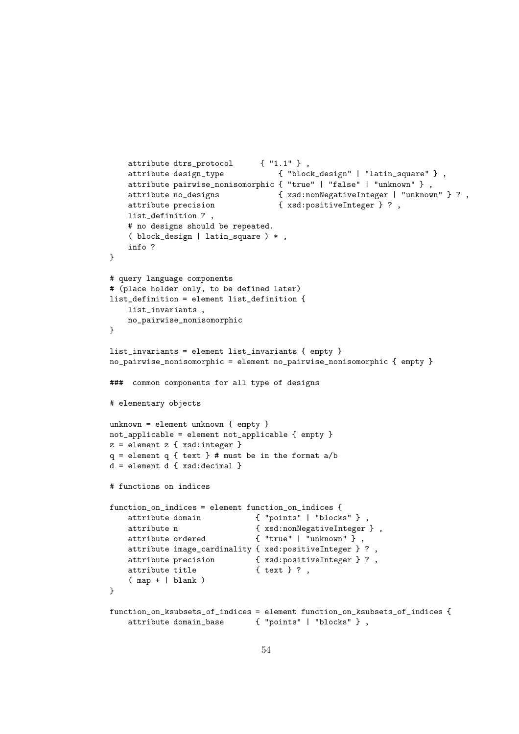```
    attribute dtrs_protocol      { "1.1" } ,
    attribute design_type            { "block_design" | "latin_square" } ,
    attribute pairwise_nonisomorphic { "true" | "false" | "unknown" } ,
    attribute no_designs             { xsd:nonNegativeInteger | "unknown" } ? ,
    attribute precision              { xsd:positiveInteger } ? ,
    list_definition ? ,
    # no designs should be repeated.
    ( block_design | latin_square ) * ,
    info ?
}

# query language components
# (place holder only, to be defined later)
list_definition = element list_definition {
    list_invariants ,
    no_pairwise_nonisomorphic
}

list_invariants = element list_invariants { empty }
no_pairwise_nonisomorphic = element no_pairwise_nonisomorphic { empty }

###  common components for all type of designs

# elementary objects

unknown = element unknown { empty }
not_applicable = element not_applicable { empty }
z = element z { xsd:integer }
q = element q { text } # must be in the format a/b
d = element d { xsd:decimal }

# functions on indices

function_on_indices = element function_on_indices {
    attribute domain           { "points" | "blocks" } ,
    attribute n                { xsd:nonNegativeInteger } ,
    attribute ordered          { "true" | "unknown" } ,
    attribute image_cardinality { xsd:positiveInteger } ? ,
    attribute precision        { xsd:positiveInteger } ? ,
    attribute title            { text } ? ,
    ( map + | blank )
}

function_on_ksubsets_of_indices = element function_on_ksubsets_of_indices {
    attribute domain_base      { "points" | "blocks" } ,
```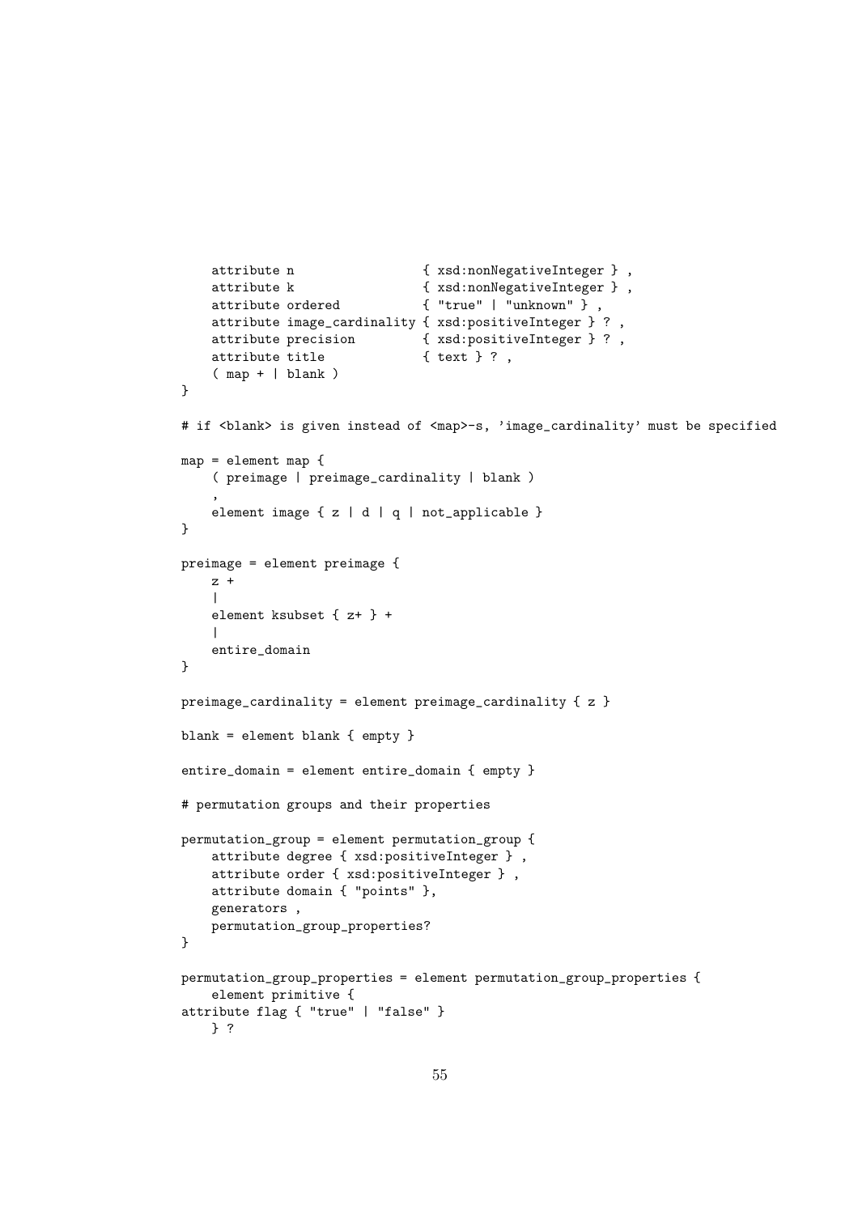```
    attribute n                 { xsd:nonNegativeInteger } ,
    attribute k                 { xsd:nonNegativeInteger } ,
    attribute ordered           { "true" | "unknown" } ,
    attribute image_cardinality { xsd:positiveInteger } ? ,
    attribute precision         { xsd:positiveInteger } ? ,
    attribute title             { text } ? ,
    ( map + | blank )
}

# if <blank> is given instead of <map>-s, 'image_cardinality' must be specified

map = element map {
    ( preimage | preimage_cardinality | blank )
    ,
    element image { z | d | q | not_applicable }
}

preimage = element preimage {
    z +
    |
    element ksubset { z+ } +
    |
    entire_domain
}

preimage_cardinality = element preimage_cardinality { z }

blank = element blank { empty }

entire_domain = element entire_domain { empty }

# permutation groups and their properties

permutation_group = element permutation_group {
    attribute degree { xsd:positiveInteger } ,
    attribute order { xsd:positiveInteger } ,
    attribute domain { "points" },
    generators ,
    permutation_group_properties?
}

permutation_group_properties = element permutation_group_properties {
    element primitive {
attribute flag { "true" | "false" }
    } ?
```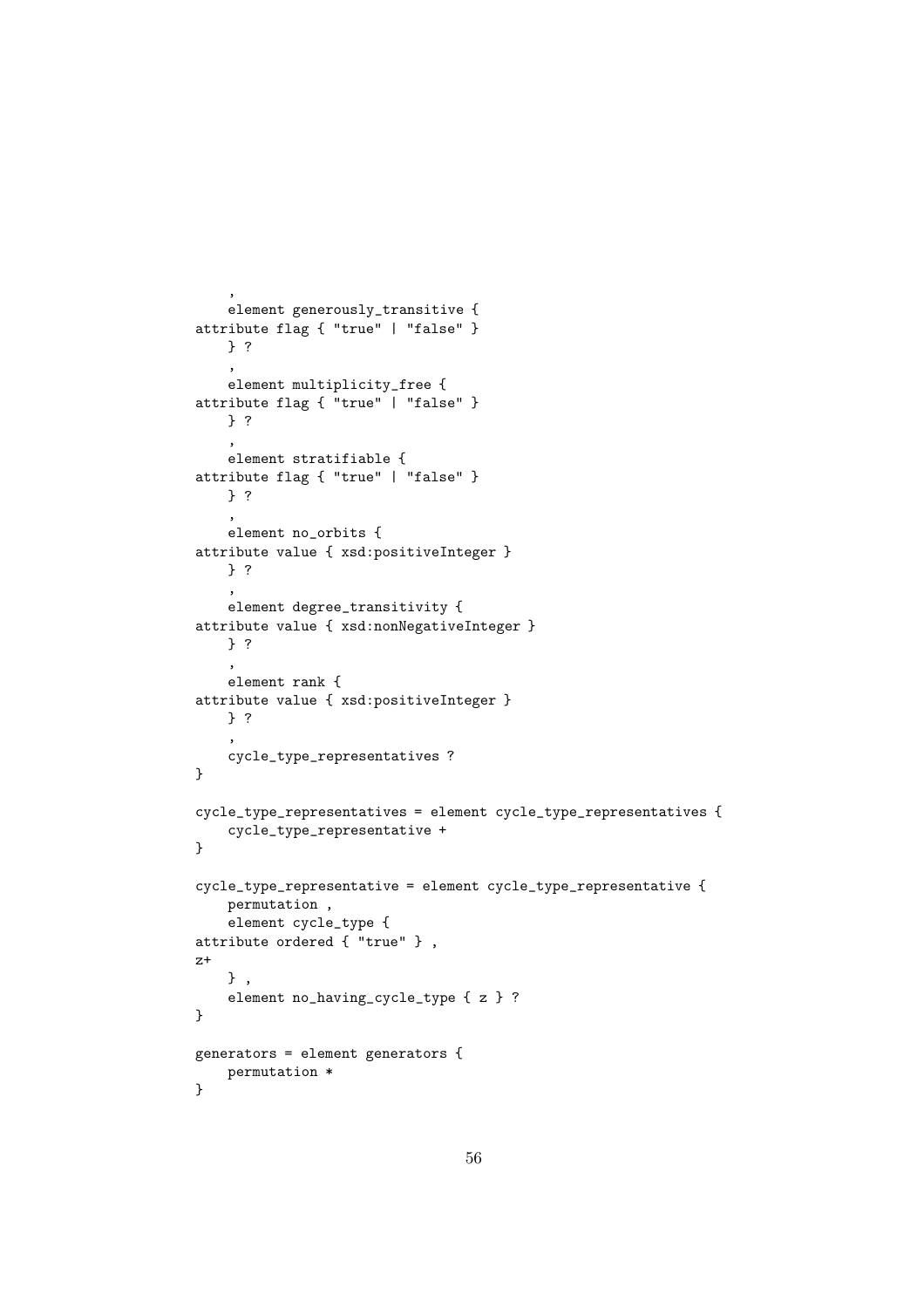```
    ,
    element generously_transitive {
attribute flag { "true" | "false" }
    } ?
    ,
    element multiplicity_free {
attribute flag { "true" | "false" }
    } ?
    ,
    element stratifiable {
attribute flag { "true" | "false" }
    } ?
    ,
    element no_orbits {
attribute value { xsd:positiveInteger }
    } ?
    ,
    element degree_transitivity {
attribute value { xsd:nonNegativeInteger }
    } ?
    ,
    element rank {
attribute value { xsd:positiveInteger }
    } ?
    ,
    cycle_type_representatives ?
}

cycle_type_representatives = element cycle_type_representatives {
    cycle_type_representative +
}

cycle_type_representative = element cycle_type_representative {
    permutation ,
    element cycle_type {
attribute ordered { "true" } ,
z+
    } ,
    element no_having_cycle_type { z } ?
}

generators = element generators {
    permutation *
}
```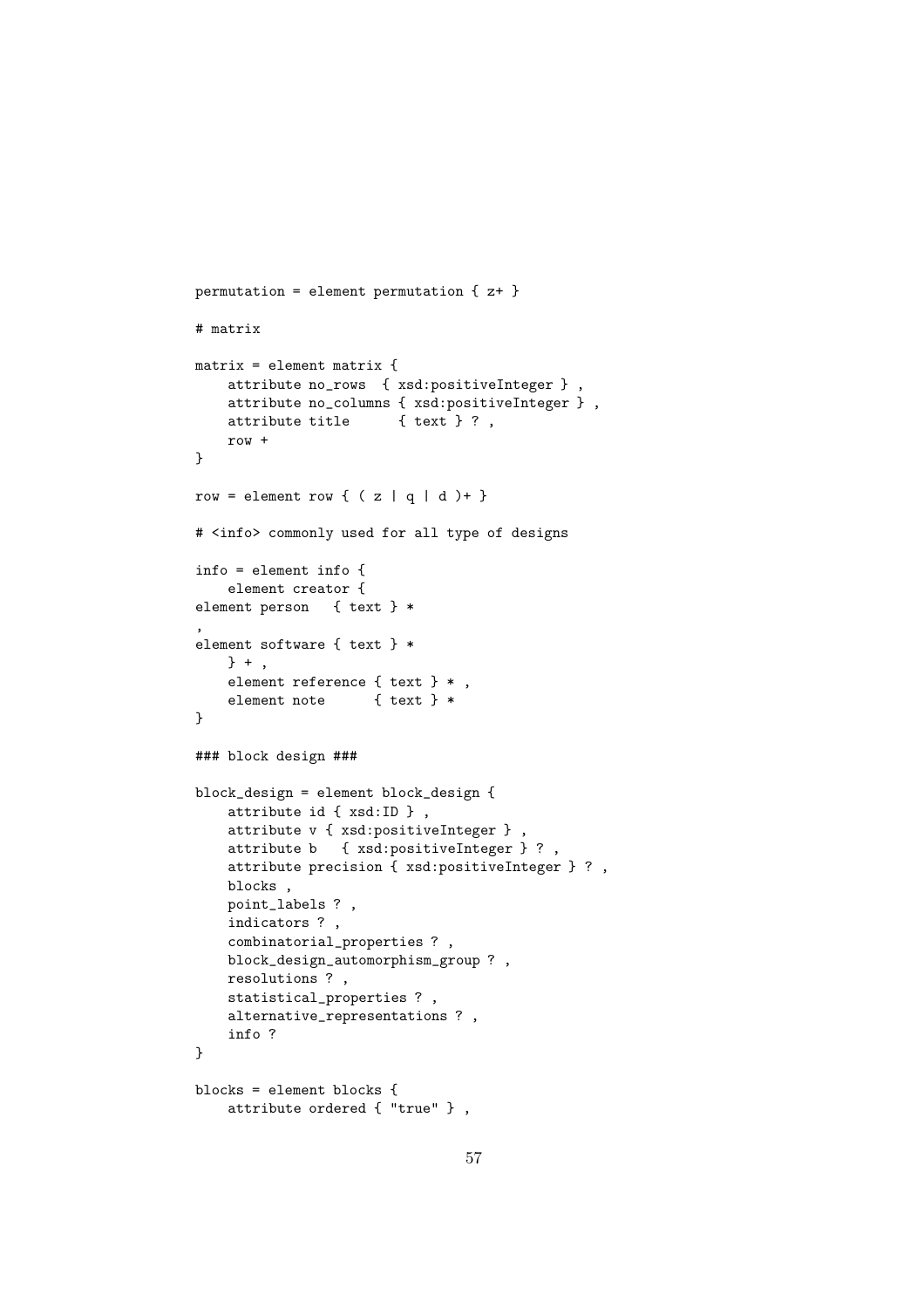```
permutation = element permutation { z+ }

# matrix

matrix = element matrix {
    attribute no_rows  { xsd:positiveInteger } ,
    attribute no_columns { xsd:positiveInteger } ,
    attribute title      { text } ? ,
    row +
}

row = element row { ( z | q | d )+ }

# <info> commonly used for all type of designs

info = element info {
    element creator {
element person   { text } *
,
element software { text } *
    } + ,
    element reference { text } * ,
    element note      { text } *
}

### block design ###

block_design = element block_design {
    attribute id { xsd:ID } ,
    attribute v { xsd:positiveInteger } ,
    attribute b   { xsd:positiveInteger } ? ,
    attribute precision { xsd:positiveInteger } ? ,
    blocks ,
    point_labels ? ,
    indicators ? ,
    combinatorial_properties ? ,
    block_design_automorphism_group ? ,
    resolutions ? ,
    statistical_properties ? ,
    alternative_representations ? ,
    info ?
}

blocks = element blocks {
    attribute ordered { "true" } ,
```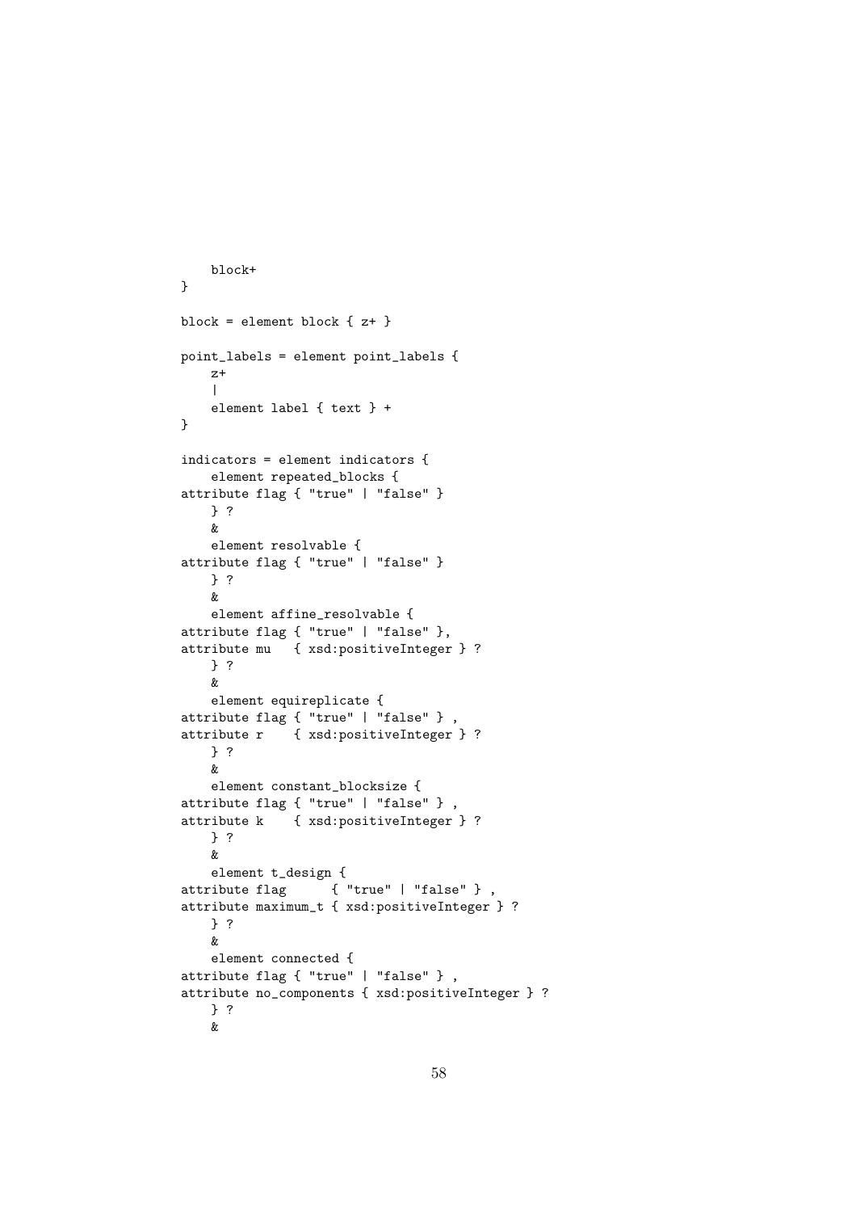```
    block+
}

block = element block { z+ }

point_labels = element point_labels {
    z+
    |
    element label { text } +
}

indicators = element indicators {
    element repeated_blocks {
attribute flag { "true" | "false" }
    } ?
    &
    element resolvable {
attribute flag { "true" | "false" }
    } ?
    &
    element affine_resolvable {
attribute flag { "true" | "false" },
attribute mu   { xsd:positiveInteger } ?
    } ?
    &
    element equireplicate {
attribute flag { "true" | "false" } ,
attribute r    { xsd:positiveInteger } ?
    } ?
    &
    element constant_blocksize {
attribute flag { "true" | "false" } ,
attribute k    { xsd:positiveInteger } ?
    } ?
    &
    element t_design {
attribute flag      { "true" | "false" } ,
attribute maximum_t { xsd:positiveInteger } ?
    } ?
    &
    element connected {
attribute flag { "true" | "false" } ,
attribute no_components { xsd:positiveInteger } ?
    } ?
    &
```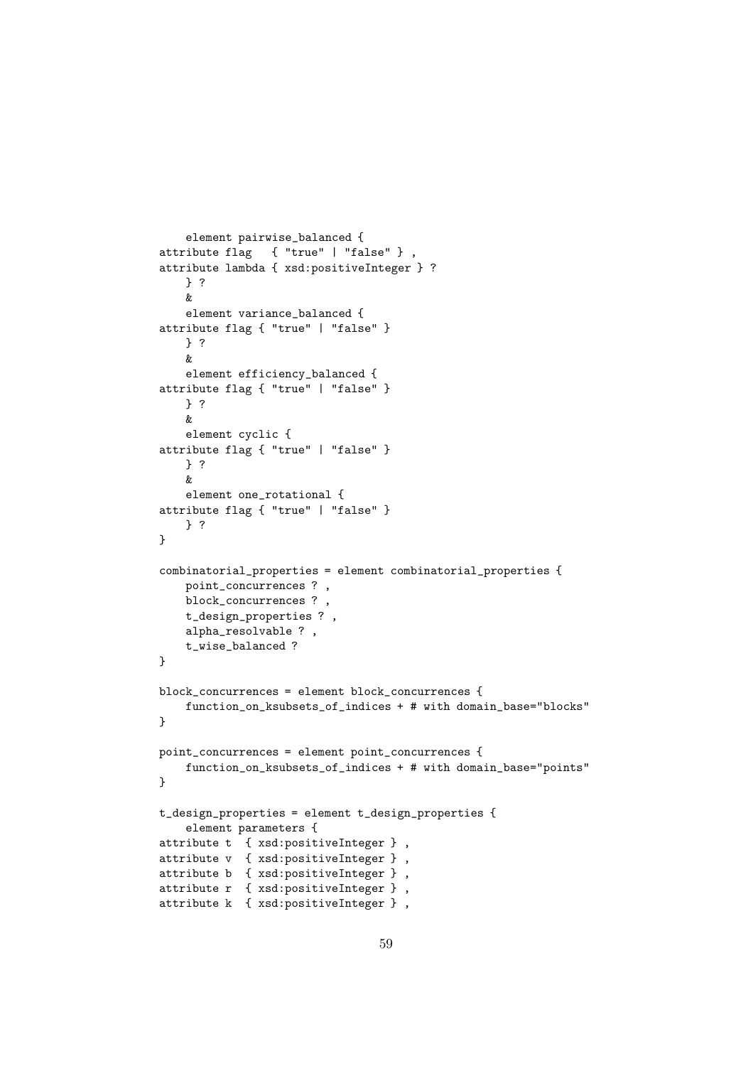```
    element pairwise_balanced {
attribute flag   { "true" | "false" } ,
attribute lambda { xsd:positiveInteger } ?
    } ?
    &
    element variance_balanced {
attribute flag { "true" | "false" }
    } ?
    &
    element efficiency_balanced {
attribute flag { "true" | "false" }
    } ?
    &
    element cyclic {
attribute flag { "true" | "false" }
    } ?
    &
    element one_rotational {
attribute flag { "true" | "false" }
    } ?
}

combinatorial_properties = element combinatorial_properties {
    point_concurrences ? ,
    block_concurrences ? ,
    t_design_properties ? ,
    alpha_resolvable ? ,
    t_wise_balanced ?
}

block_concurrences = element block_concurrences {
    function_on_ksubsets_of_indices + # with domain_base="blocks"
}

point_concurrences = element point_concurrences {
    function_on_ksubsets_of_indices + # with domain_base="points"
}

t_design_properties = element t_design_properties {
    element parameters {
attribute t  { xsd:positiveInteger } ,
attribute v  { xsd:positiveInteger } ,
attribute b  { xsd:positiveInteger } ,
attribute r  { xsd:positiveInteger } ,
attribute k  { xsd:positiveInteger } ,
```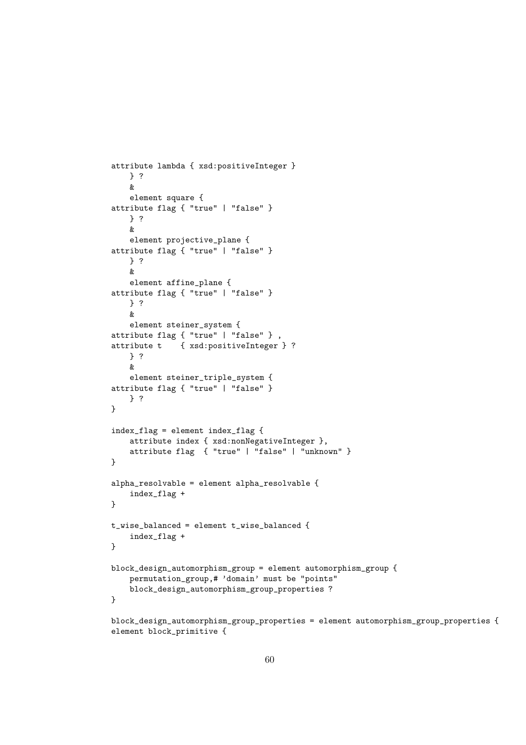```
attribute lambda { xsd:positiveInteger }
    } ?
    &
    element square {
attribute flag { "true" | "false" }
    } ?
    &
    element projective_plane {
attribute flag { "true" | "false" }
    } ?
    &
    element affine_plane {
attribute flag { "true" | "false" }
    } ?
    &
    element steiner_system {
attribute flag { "true" | "false" } ,
attribute t    { xsd:positiveInteger } ?
    } ?
    &
    element steiner_triple_system {
attribute flag { "true" | "false" }
    } ?
}

index_flag = element index_flag {
    attribute index { xsd:nonNegativeInteger },
    attribute flag  { "true" | "false" | "unknown" }
}

alpha_resolvable = element alpha_resolvable {
    index_flag +
}

t_wise_balanced = element t_wise_balanced {
    index_flag +
}

block_design_automorphism_group = element automorphism_group {
    permutation_group,# 'domain' must be "points"
    block_design_automorphism_group_properties ?
}

block_design_automorphism_group_properties = element automorphism_group_properties {
element block_primitive {
```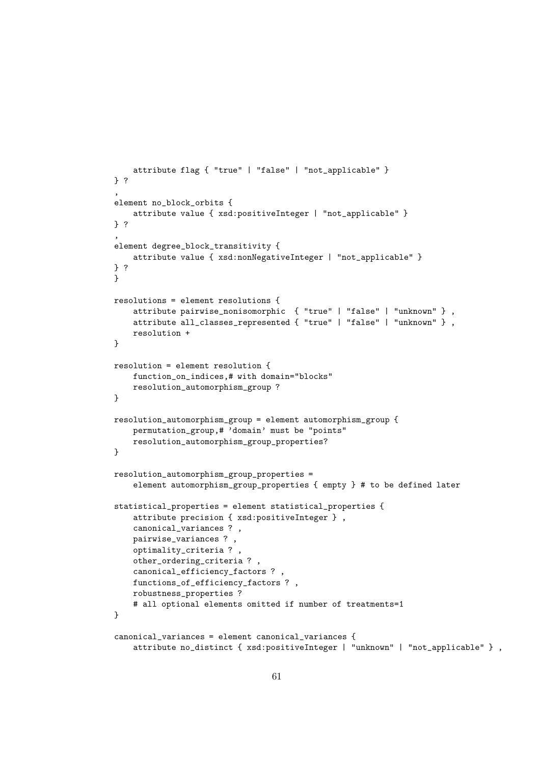```
    attribute flag { "true" | "false" | "not_applicable" }
} ?
,
element no_block_orbits {
    attribute value { xsd:positiveInteger | "not_applicable" }
} ?
,
element degree_block_transitivity {
    attribute value { xsd:nonNegativeInteger | "not_applicable" }
} ?
}

resolutions = element resolutions {
    attribute pairwise_nonisomorphic  { "true" | "false" | "unknown" } ,
    attribute all_classes_represented { "true" | "false" | "unknown" } ,
    resolution +
}

resolution = element resolution {
    function_on_indices,# with domain="blocks"
    resolution_automorphism_group ?
}

resolution_automorphism_group = element automorphism_group {
    permutation_group,# 'domain' must be "points"
    resolution_automorphism_group_properties?
}

resolution_automorphism_group_properties =
    element automorphism_group_properties { empty } # to be defined later

statistical_properties = element statistical_properties {
    attribute precision { xsd:positiveInteger } ,
    canonical_variances ? ,
    pairwise_variances ? ,
    optimality_criteria ? ,
    other_ordering_criteria ? ,
    canonical_efficiency_factors ? ,
    functions_of_efficiency_factors ? ,
    robustness_properties ?
    # all optional elements omitted if number of treatments=1
}

canonical_variances = element canonical_variances {
    attribute no_distinct { xsd:positiveInteger | "unknown" | "not_applicable" } ,
```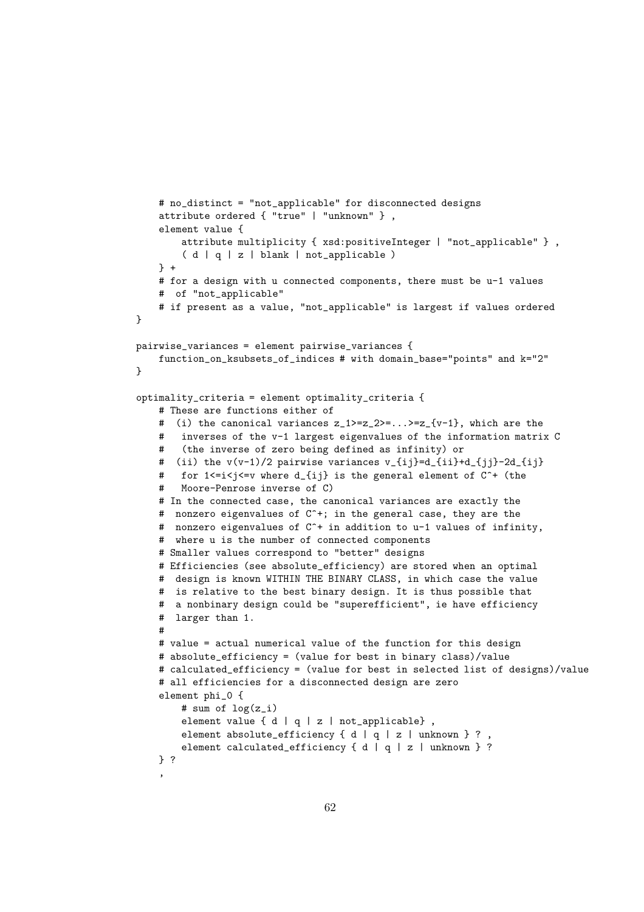```
    # no_distinct = "not_applicable" for disconnected designs
    attribute ordered { "true" | "unknown" } ,
    element value {
        attribute multiplicity { xsd:positiveInteger | "not_applicable" } ,
        ( d | q | z | blank | not_applicable )
    } +
    # for a design with u connected components, there must be u-1 values
    #  of "not_applicable"
    # if present as a value, "not_applicable" is largest if values ordered
}

pairwise_variances = element pairwise_variances {
    function_on_ksubsets_of_indices # with domain_base="points" and k="2"
}

optimality_criteria = element optimality_criteria {
    # These are functions either of
    #  (i) the canonical variances z_1>=z_2>=...>=z_{v-1}, which are the
    #   inverses of the v-1 largest eigenvalues of the information matrix C
    #   (the inverse of zero being defined as infinity) or
    #  (ii) the v(v-1)/2 pairwise variances v_{ij}=d_{ii}+d_{jj}-2d_{ij}
    #   for 1<=i<j<=v where d_{ij} is the general element of C^+ (the
    #   Moore-Penrose inverse of C)
    # In the connected case, the canonical variances are exactly the
    #  nonzero eigenvalues of C^+; in the general case, they are the
    #  nonzero eigenvalues of C^+ in addition to u-1 values of infinity,
    #  where u is the number of connected components
    # Smaller values correspond to "better" designs
    # Efficiencies (see absolute_efficiency) are stored when an optimal
    #  design is known WITHIN THE BINARY CLASS, in which case the value
    #  is relative to the best binary design. It is thus possible that
    #  a nonbinary design could be "superefficient", ie have efficiency
    #  larger than 1.
    #
    # value = actual numerical value of the function for this design
    # absolute_efficiency = (value for best in binary class)/value
    # calculated_efficiency = (value for best in selected list of designs)/value
    # all efficiencies for a disconnected design are zero
    element phi_0 {
        # sum of log(z_i)
        element value { d | q | z | not_applicable} ,
        element absolute_efficiency { d | q | z | unknown } ? ,
        element calculated_efficiency { d | q | z | unknown } ?
    } ?
    ,
```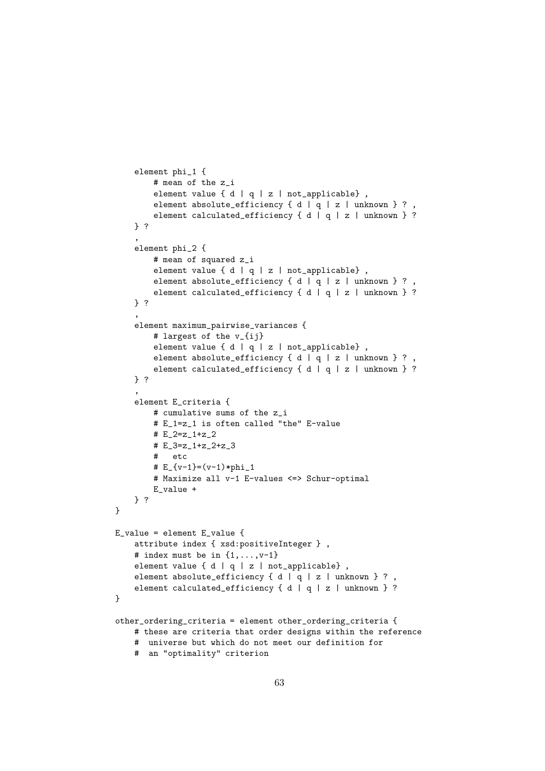```
    element phi_1 {
        # mean of the z_i
        element value { d | q | z | not_applicable} ,
        element absolute_efficiency { d | q | z | unknown } ? ,
        element calculated_efficiency { d | q | z | unknown } ?
    } ?
    ,
    element phi_2 {
        # mean of squared z_i
        element value { d | q | z | not_applicable} ,
        element absolute_efficiency { d | q | z | unknown } ? ,
        element calculated_efficiency { d | q | z | unknown } ?
    } ?
    ,
    element maximum_pairwise_variances {
        # largest of the v_{ij}
        element value { d | q | z | not_applicable} ,
        element absolute_efficiency { d | q | z | unknown } ? ,
        element calculated_efficiency { d | q | z | unknown } ?
    } ?
    ,
    element E_criteria {
        # cumulative sums of the z_i
        # E_1=z_1 is often called "the" E-value
        # E_2=z_1+z_2
        # E_3=z_1+z_2+z_3
        #   etc
        # E_{v-1}=(v-1)*phi_1
        # Maximize all v-1 E-values <=> Schur-optimal
        E_value +
    } ?
}

E_value = element E_value {
    attribute index { xsd:positiveInteger } ,
    # index must be in {1,...,v-1}
    element value { d | q | z | not_applicable} ,
    element absolute_efficiency { d | q | z | unknown } ? ,
    element calculated_efficiency { d | q | z | unknown } ?
}

other_ordering_criteria = element other_ordering_criteria {
    # these are criteria that order designs within the reference
    #  universe but which do not meet our definition for
    #  an "optimality" criterion
```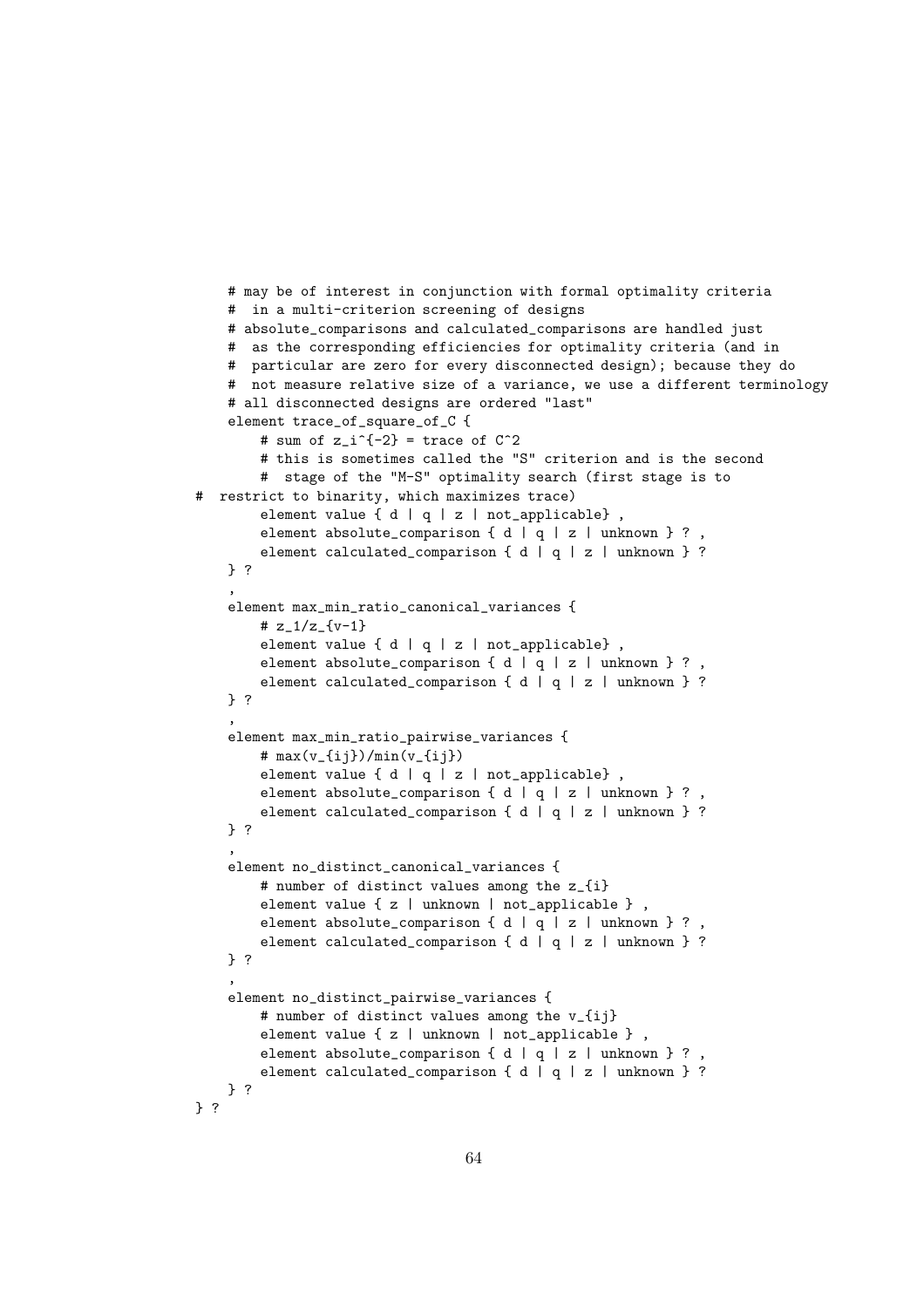```
    # may be of interest in conjunction with formal optimality criteria
    #  in a multi-criterion screening of designs
    # absolute_comparisons and calculated_comparisons are handled just
    #  as the corresponding efficiencies for optimality criteria (and in
    #  particular are zero for every disconnected design); because they do
    #  not measure relative size of a variance, we use a different terminology
    # all disconnected designs are ordered "last"
    element trace_of_square_of_C {
        # sum of z_i^{-2} = trace of C^2
        # this is sometimes called the "S" criterion and is the second
        #  stage of the "M-S" optimality search (first stage is to
#  restrict to binarity, which maximizes trace)
        element value { d | q | z | not_applicable} ,
        element absolute_comparison { d | q | z | unknown } ? ,
        element calculated_comparison { d | q | z | unknown } ?
    } ?
    ,
    element max_min_ratio_canonical_variances {
        # z_1/z_{v-1}
        element value { d | q | z | not_applicable} ,
        element absolute_comparison { d | q | z | unknown } ? ,
        element calculated_comparison { d | q | z | unknown } ?
    } ?
    ,
    element max_min_ratio_pairwise_variances {
        # max(v_{ij})/min(v_{ij})
        element value { d | q | z | not_applicable} ,
        element absolute_comparison { d | q | z | unknown } ? ,
        element calculated_comparison { d | q | z | unknown } ?
    } ?
    ,
    element no_distinct_canonical_variances {
        # number of distinct values among the z_{i}
        element value { z | unknown | not_applicable } ,
        element absolute_comparison { d | q | z | unknown } ? ,
        element calculated_comparison { d | q | z | unknown } ?
    } ?
    ,
    element no_distinct_pairwise_variances {
        # number of distinct values among the v_{ij}
        element value { z | unknown | not_applicable } ,
        element absolute_comparison { d | q | z | unknown } ? ,
        element calculated_comparison { d | q | z | unknown } ?
    } ?
} ?
```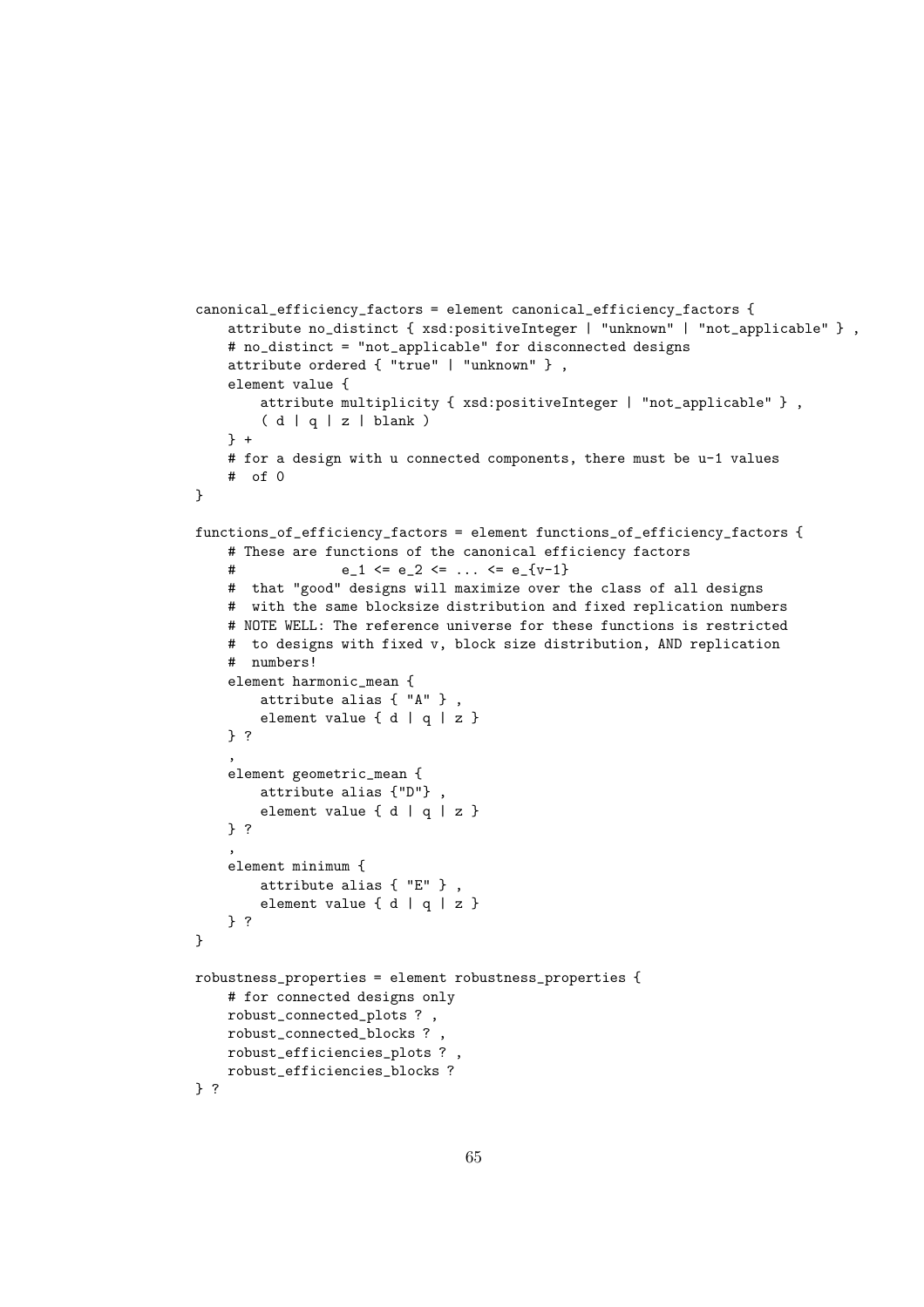```
canonical_efficiency_factors = element canonical_efficiency_factors {
    attribute no_distinct { xsd:positiveInteger | "unknown" | "not_applicable" } ,
    # no_distinct = "not_applicable" for disconnected designs
    attribute ordered { "true" | "unknown" } ,
    element value {
        attribute multiplicity { xsd:positiveInteger | "not_applicable" } ,
        ( d | q | z | blank )
    } +
    # for a design with u connected components, there must be u-1 values
    #  of 0
}

functions_of_efficiency_factors = element functions_of_efficiency_factors {
    # These are functions of the canonical efficiency factors
    #             e_1 <= e_2 <= ... <= e_{v-1}
    #  that "good" designs will maximize over the class of all designs
    #  with the same blocksize distribution and fixed replication numbers
    # NOTE WELL: The reference universe for these functions is restricted
    #  to designs with fixed v, block size distribution, AND replication
    #  numbers!
    element harmonic_mean {
        attribute alias { "A" } ,
        element value { d | q | z }
    } ?
    ,
    element geometric_mean {
        attribute alias {"D"} ,
        element value { d | q | z }
    } ?
    ,
    element minimum {
        attribute alias { "E" } ,
        element value { d | q | z }
    } ?
}

robustness_properties = element robustness_properties {
    # for connected designs only
    robust_connected_plots ? ,
    robust_connected_blocks ? ,
    robust_efficiencies_plots ? ,
    robust_efficiencies_blocks ?
} ?
```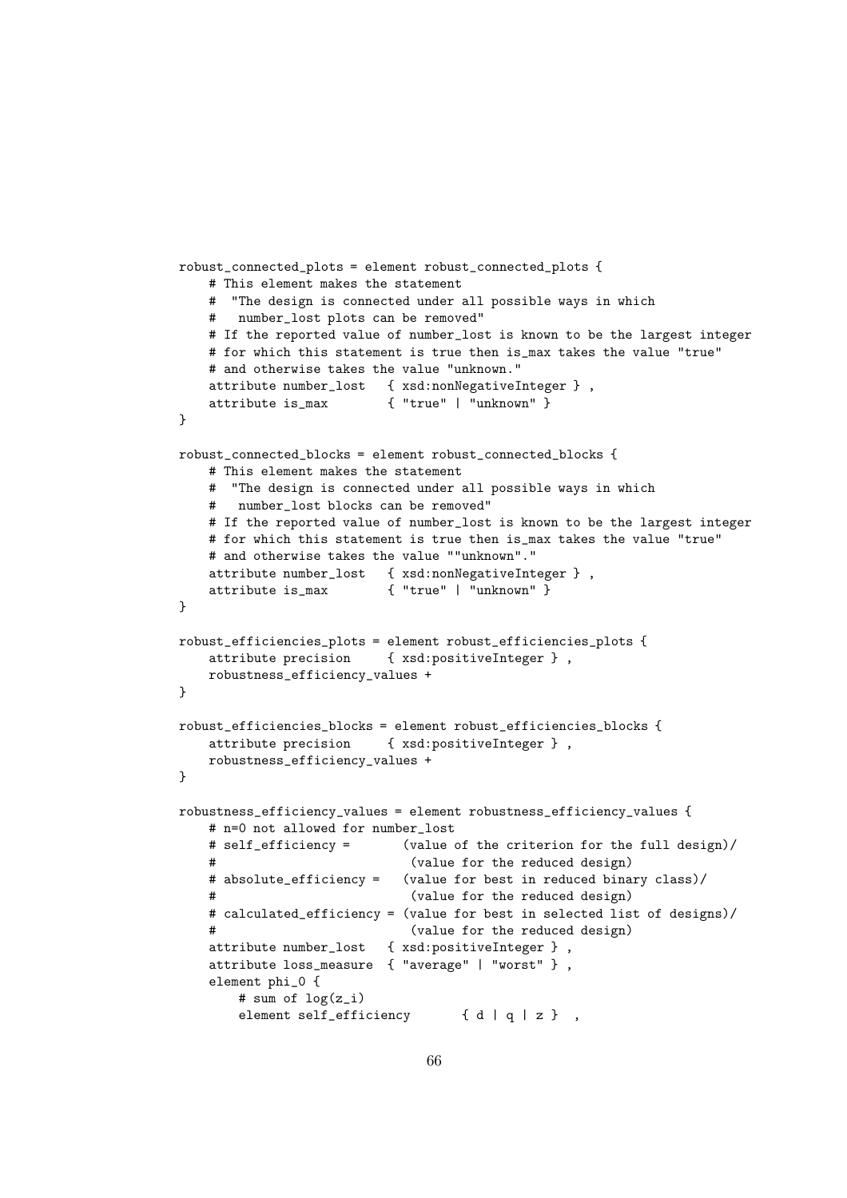```
robust_connected_plots = element robust_connected_plots {
    # This element makes the statement
    #  "The design is connected under all possible ways in which
    #   number_lost plots can be removed"
    # If the reported value of number_lost is known to be the largest integer
    # for which this statement is true then is_max takes the value "true"
    # and otherwise takes the value "unknown."
    attribute number_lost   { xsd:nonNegativeInteger } ,
    attribute is_max        { "true" | "unknown" }
}

robust_connected_blocks = element robust_connected_blocks {
    # This element makes the statement
    #  "The design is connected under all possible ways in which
    #   number_lost blocks can be removed"
    # If the reported value of number_lost is known to be the largest integer
    # for which this statement is true then is_max takes the value "true"
    # and otherwise takes the value ""unknown"."
    attribute number_lost   { xsd:nonNegativeInteger } ,
    attribute is_max        { "true" | "unknown" }
}

robust_efficiencies_plots = element robust_efficiencies_plots {
    attribute precision     { xsd:positiveInteger } ,
    robustness_efficiency_values +
}

robust_efficiencies_blocks = element robust_efficiencies_blocks {
    attribute precision     { xsd:positiveInteger } ,
    robustness_efficiency_values +
}

robustness_efficiency_values = element robustness_efficiency_values {
    # n=0 not allowed for number_lost
    # self_efficiency =       (value of the criterion for the full design)/
    #                          (value for the reduced design)
    # absolute_efficiency =   (value for best in reduced binary class)/
    #                          (value for the reduced design)
    # calculated_efficiency = (value for best in selected list of designs)/
    #                          (value for the reduced design)
    attribute number_lost   { xsd:positiveInteger } ,
    attribute loss_measure  { "average" | "worst" } ,
    element phi_0 {
        # sum of log(z_i)
        element self_efficiency       { d | q | z }  ,
```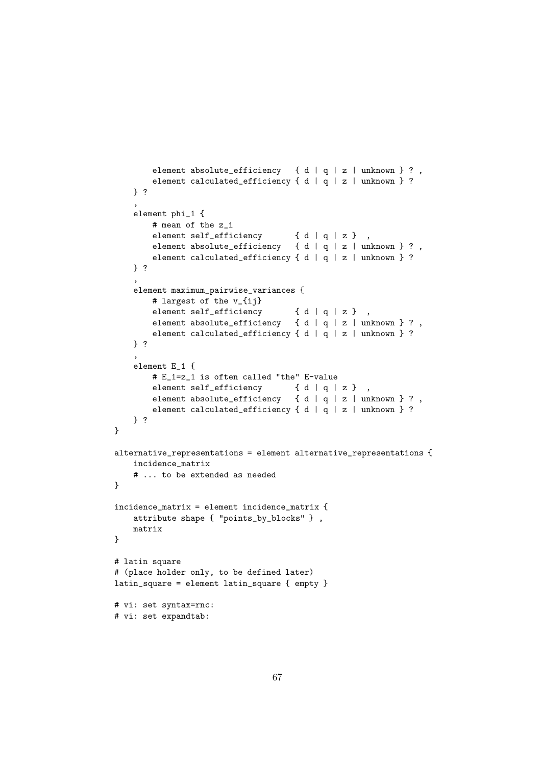```
        element absolute_efficiency   { d | q | z | unknown } ? ,
        element calculated_efficiency { d | q | z | unknown } ?
    } ?
    ,
    element phi_1 {
        # mean of the z_i
        element self_efficiency       { d | q | z }  ,
        element absolute_efficiency   { d | q | z | unknown } ? ,
        element calculated_efficiency { d | q | z | unknown } ?
    } ?
    ,
    element maximum_pairwise_variances {
        # largest of the v_{ij}
        element self_efficiency       { d | q | z }  ,
        element absolute_efficiency   { d | q | z | unknown } ? ,
        element calculated_efficiency { d | q | z | unknown } ?
    } ?
    ,
    element E_1 {
        # E_1=z_1 is often called "the" E-value
        element self_efficiency       { d | q | z }  ,
        element absolute_efficiency   { d | q | z | unknown } ? ,
        element calculated_efficiency { d | q | z | unknown } ?
    } ?
}

alternative_representations = element alternative_representations {
    incidence_matrix
    # ... to be extended as needed
}

incidence_matrix = element incidence_matrix {
    attribute shape { "points_by_blocks" } ,
    matrix
}

# latin square
# (place holder only, to be defined later)
latin_square = element latin_square { empty }

# vi: set syntax=rnc:
# vi: set expandtab:
```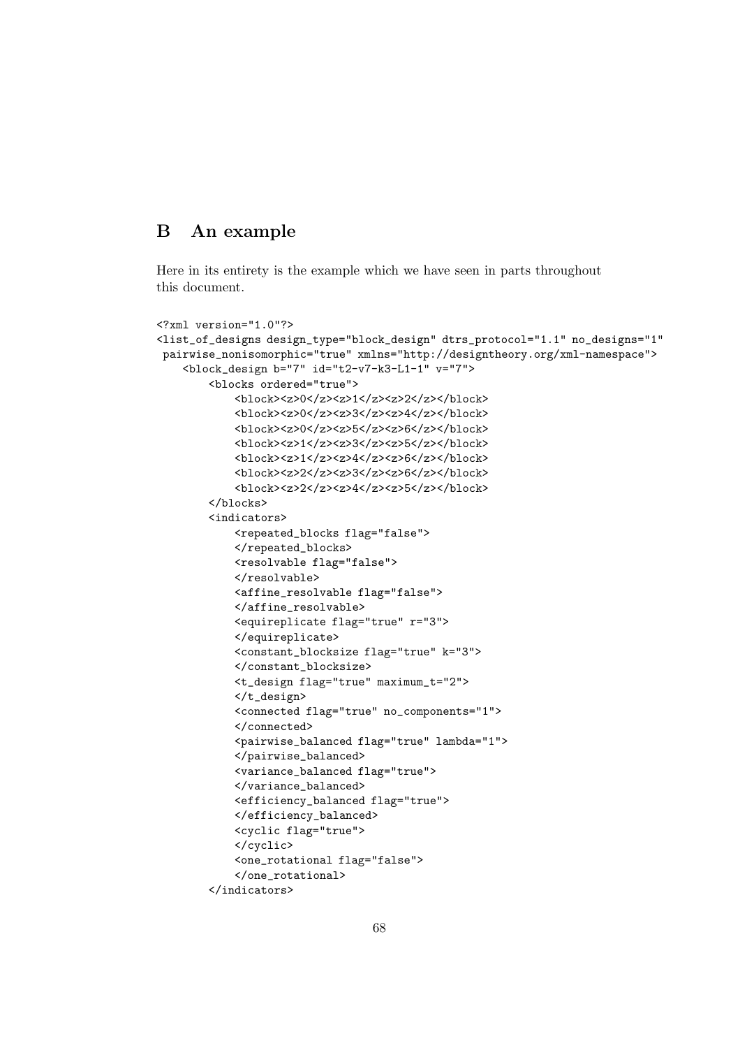## B An example

Here in its entirety is the example which we have seen in parts throughout this document.

```
<?xml version="1.0"?>
<list_of_designs design_type="block_design" dtrs_protocol="1.1" no_designs="1"
 pairwise_nonisomorphic="true" xmlns="http://designtheory.org/xml-namespace">
    <block_design b="7" id="t2-v7-k3-L1-1" v="7">
        <blocks ordered="true">
            <block><z>0</z><z>1</z><z>2</z></block>
            <block><z>0</z><z>3</z><z>4</z></block>
            <block><z>0</z><z>5</z><z>6</z></block>
            <block><z>1</z><z>3</z><z>5</z></block>
            <block><z>1</z><z>4</z><z>6</z></block>
            <block><z>2</z><z>3</z><z>6</z></block>
            <block><z>2</z><z>4</z><z>5</z></block>
        </blocks>
        <indicators>
            <repeated_blocks flag="false">
            </repeated_blocks>
            <resolvable flag="false">
            </resolvable>
            <affine_resolvable flag="false">
            </affine_resolvable>
            <equireplicate flag="true" r="3">
            </equireplicate>
            <constant_blocksize flag="true" k="3">
            </constant_blocksize>
            <t_design flag="true" maximum_t="2">
            </t_design>
            <connected flag="true" no_components="1">
            </connected>
            <pairwise_balanced flag="true" lambda="1">
            </pairwise_balanced>
            <variance_balanced flag="true">
            </variance_balanced>
            <efficiency_balanced flag="true">
            </efficiency_balanced>
            <cyclic flag="true">
            </cyclic>
            <one_rotational flag="false">
            </one_rotational>
        </indicators>
```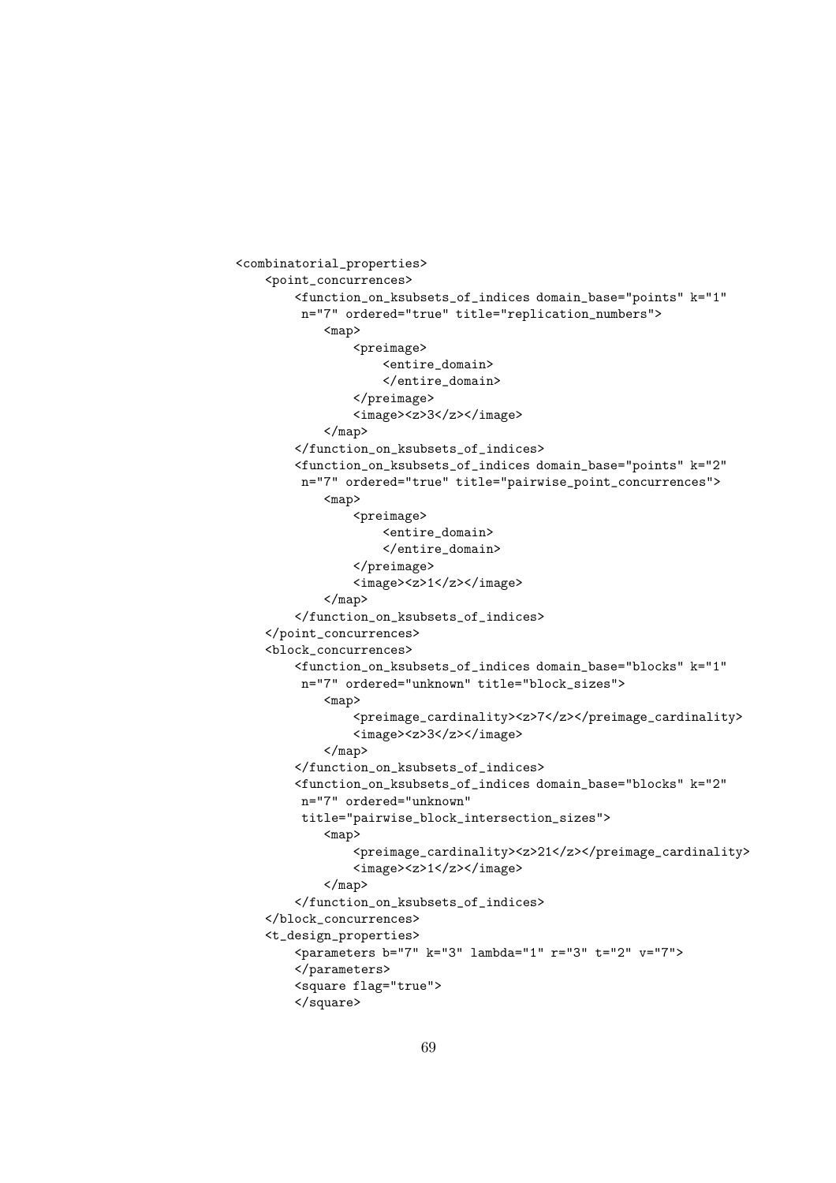```
<combinatorial_properties>
    <point_concurrences>
        <function_on_ksubsets_of_indices domain_base="points" k="1"
         n="7" ordered="true" title="replication_numbers">
            <map>
                <preimage>
                    <entire_domain>
                    </entire_domain>
                </preimage>
                <image><z>3</z></image>
            </map>
        </function_on_ksubsets_of_indices>
        <function_on_ksubsets_of_indices domain_base="points" k="2"
         n="7" ordered="true" title="pairwise_point_concurrences">
            <map>
                <preimage>
                    <entire_domain>
                    </entire_domain>
                </preimage>
                <image><z>1</z></image>
            </map>
        </function_on_ksubsets_of_indices>
    </point_concurrences>
    <block_concurrences>
        <function_on_ksubsets_of_indices domain_base="blocks" k="1"
         n="7" ordered="unknown" title="block_sizes">
            <map>
                <preimage_cardinality><z>7</z></preimage_cardinality>
                <image><z>3</z></image>
            </map>
        </function_on_ksubsets_of_indices>
        <function_on_ksubsets_of_indices domain_base="blocks" k="2"
         n="7" ordered="unknown"
         title="pairwise_block_intersection_sizes">
            <map>
                <preimage_cardinality><z>21</z></preimage_cardinality>
                <image><z>1</z></image>
            </map>
        </function_on_ksubsets_of_indices>
    </block_concurrences>
    <t_design_properties>
        <parameters b="7" k="3" lambda="1" r="3" t="2" v="7">
        </parameters>
        <square flag="true">
        </square>
```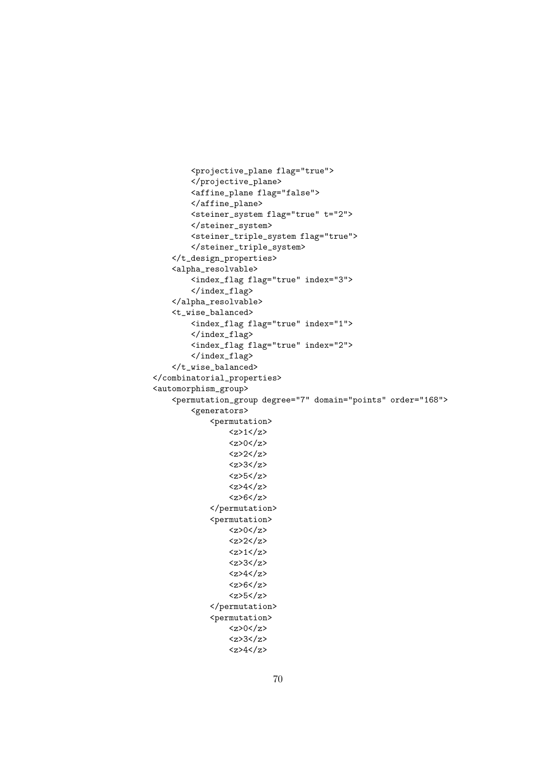```
        <projective_plane flag="true">
        </projective_plane>
        <affine_plane flag="false">
        </affine_plane>
        <steiner_system flag="true" t="2">
        </steiner_system>
        <steiner_triple_system flag="true">
        </steiner_triple_system>
    </t_design_properties>
    <alpha_resolvable>
        <index_flag flag="true" index="3">
        </index_flag>
    </alpha_resolvable>
    <t_wise_balanced>
        <index_flag flag="true" index="1">
        </index_flag>
        <index_flag flag="true" index="2">
        </index_flag>
    </t_wise_balanced>
</combinatorial_properties>
<automorphism_group>
    <permutation_group degree="7" domain="points" order="168">
        <generators>
            <permutation>
                <z>1</z>
                <z>0</z>
                <z>2</z>
                <z>3</z>
                <z>5</z>
                <z>4</z>
                <z>6</z>
            </permutation>
            <permutation>
                <z>0</z>
                <z>2</z>
                <z>1</z>
                <z>3</z>
                <z>4</z>
                <z>6</z>
                <z>5</z>
            </permutation>
            <permutation>
                <z>0</z>
                <z>3</z>
                <z>4</z>
```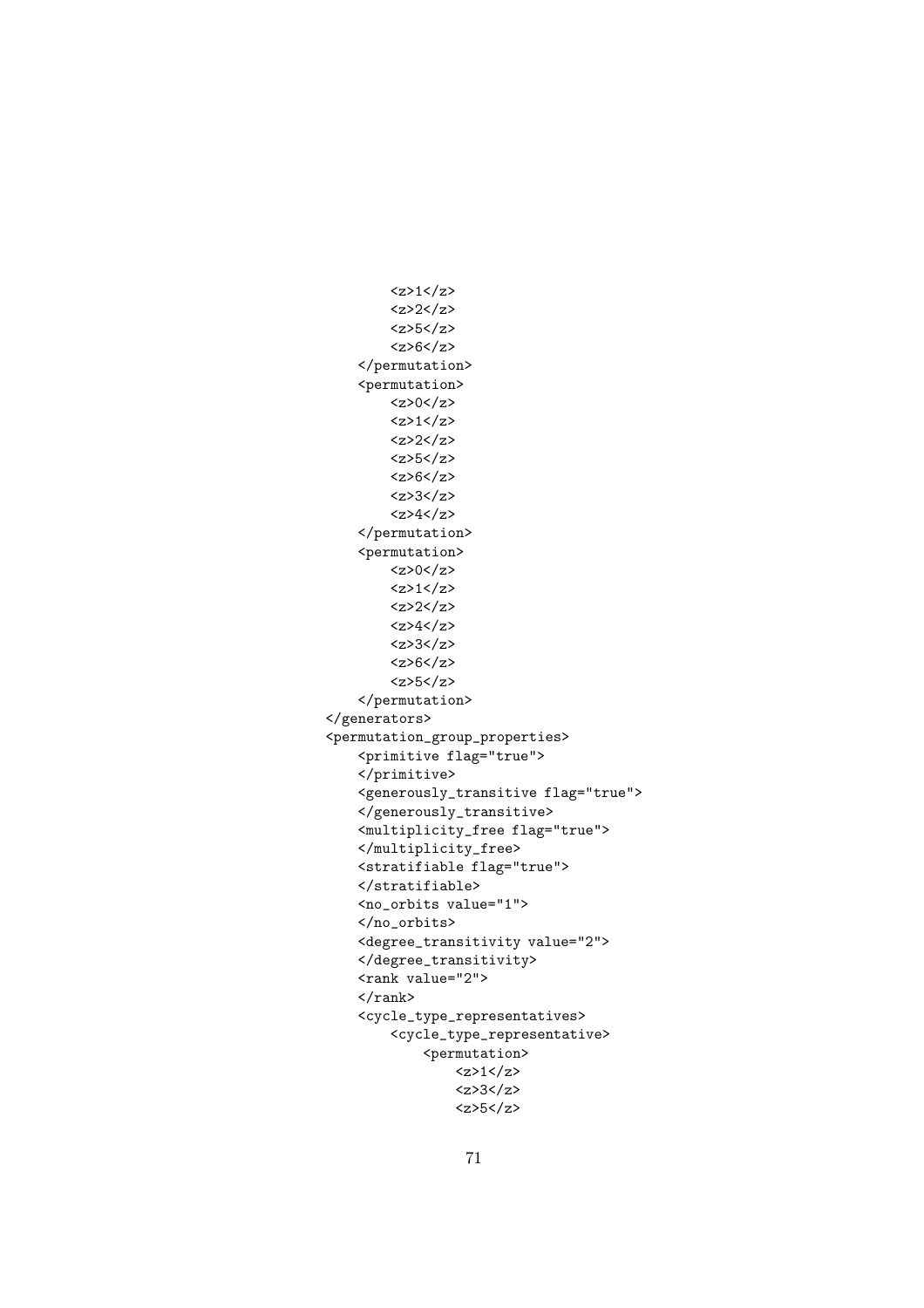```
            <z>1</z>
            <z>2</z>
            <z>5</z>
            <z>6</z>
        </permutation>
        <permutation>
            <z>0</z>
            <z>1</z>
            <z>2</z>
            <z>5</z>
            <z>6</z>
            <z>3</z>
            <z>4</z>
        </permutation>
        <permutation>
            <z>0</z>
            <z>1</z>
            <z>2</z>
            <z>4</z>
            <z>3</z>
            <z>6</z>
            <z>5</z>
        </permutation>
    </generators>
    <permutation_group_properties>
        <primitive flag="true">
        </primitive>
        <generously_transitive flag="true">
        </generously_transitive>
        <multiplicity_free flag="true">
        </multiplicity_free>
        <stratifiable flag="true">
        </stratifiable>
        <no_orbits value="1">
        </no_orbits>
        <degree_transitivity value="2">
        </degree_transitivity>
        <rank value="2">
        </rank>
        <cycle_type_representatives>
            <cycle_type_representative>
                <permutation>
                    <z>1</z>
                    <z>3</z>
                    <z>5</z>
```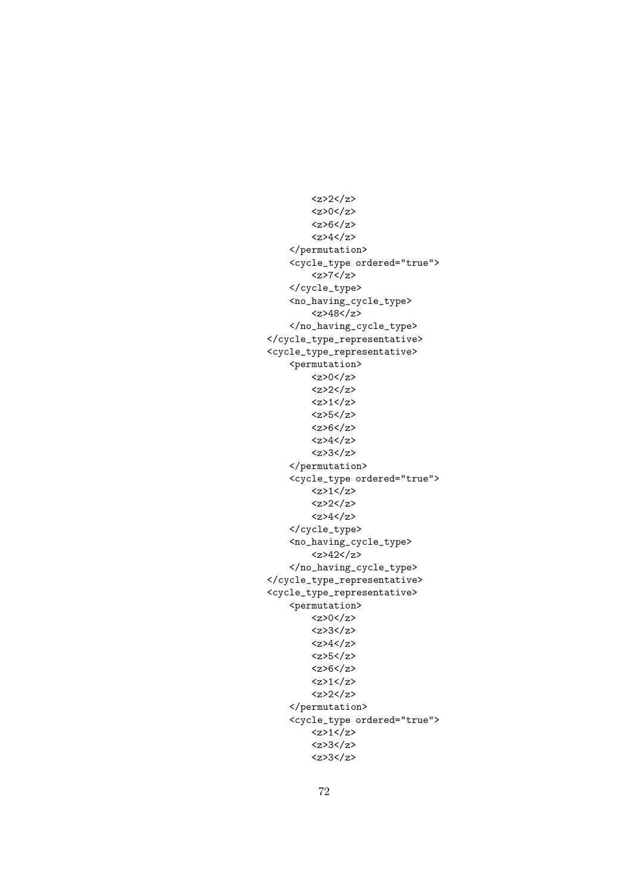```
            <z>2</z>
            <z>0</z>
            <z>6</z>
            <z>4</z>
        </permutation>
        <cycle_type ordered="true">
            <z>7</z>
        </cycle_type>
        <no_having_cycle_type>
            <z>48</z>
        </no_having_cycle_type>
    </cycle_type_representative>
    <cycle_type_representative>
        <permutation>
            <z>0</z>
            <z>2</z>
            <z>1</z>
            <z>5</z>
            <z>6</z>
            <z>4</z>
            <z>3</z>
        </permutation>
        <cycle_type ordered="true">
            <z>1</z>
            <z>2</z>
            <z>4</z>
        </cycle_type>
        <no_having_cycle_type>
            <z>42</z>
        </no_having_cycle_type>
    </cycle_type_representative>
    <cycle_type_representative>
        <permutation>
            <z>0</z>
            <z>3</z>
            <z>4</z>
            <z>5</z>
            <z>6</z>
            <z>1</z>
            <z>2</z>
        </permutation>
        <cycle_type ordered="true">
            <z>1</z>
            <z>3</z>
            <z>3</z>
```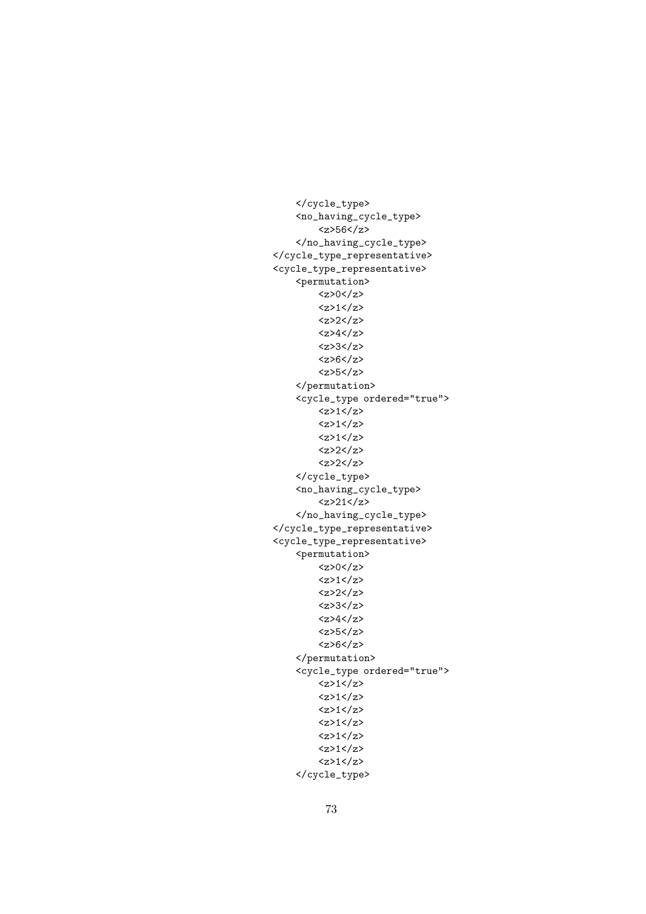```
    </cycle_type>
    <no_having_cycle_type>
        <z>56</z>
    </no_having_cycle_type>
</cycle_type_representative>
<cycle_type_representative>
    <permutation>
        <z>0</z>
        <z>1</z>
        <z>2</z>
        <z>4</z>
        <z>3</z>
        <z>6</z>
        <z>5</z>
    </permutation>
    <cycle_type ordered="true">
        <z>1</z>
        <z>1</z>
        <z>1</z>
        <z>2</z>
        <z>2</z>
    </cycle_type>
    <no_having_cycle_type>
        <z>21</z>
    </no_having_cycle_type>
</cycle_type_representative>
<cycle_type_representative>
    <permutation>
        <z>0</z>
        <z>1</z>
        <z>2</z>
        <z>3</z>
        <z>4</z>
        <z>5</z>
        <z>6</z>
    </permutation>
    <cycle_type ordered="true">
        <z>1</z>
        <z>1</z>
        <z>1</z>
        <z>1</z>
        <z>1</z>
        <z>1</z>
        <z>1</z>
    </cycle_type>
```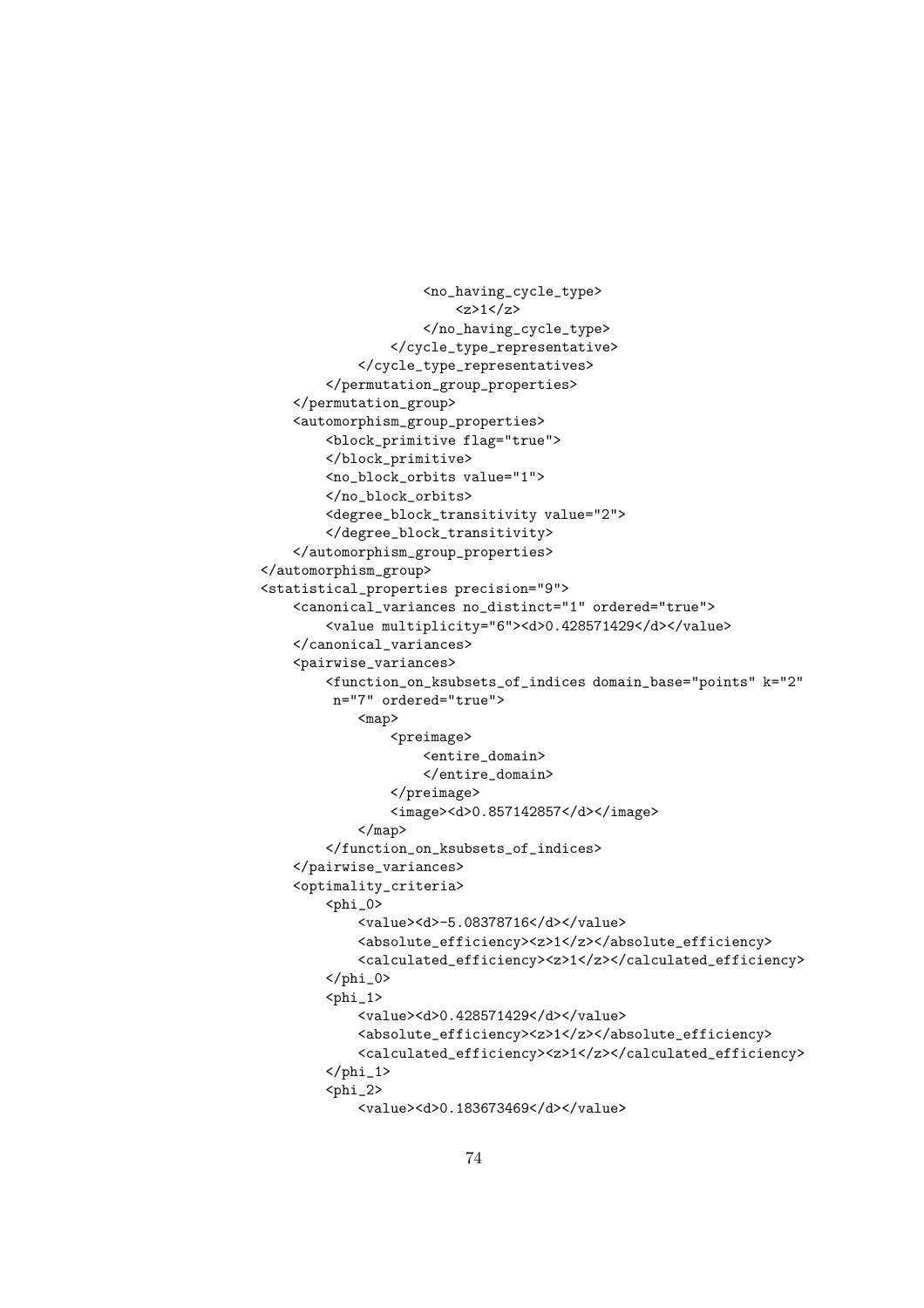```
                    <no_having_cycle_type>
                        <z>1</z>
                    </no_having_cycle_type>
                </cycle_type_representative>
            </cycle_type_representatives>
        </permutation_group_properties>
    </permutation_group>
    <automorphism_group_properties>
        <block_primitive flag="true">
        </block_primitive>
        <no_block_orbits value="1">
        </no_block_orbits>
        <degree_block_transitivity value="2">
        </degree_block_transitivity>
    </automorphism_group_properties>
</automorphism_group>
<statistical_properties precision="9">
    <canonical_variances no_distinct="1" ordered="true">
        <value multiplicity="6"><d>0.428571429</d></value>
    </canonical_variances>
    <pairwise_variances>
        <function_on_ksubsets_of_indices domain_base="points" k="2"
         n="7" ordered="true">
            <map>
                <preimage>
                    <entire_domain>
                    </entire_domain>
                </preimage>
                <image><d>0.857142857</d></image>
            </map>
        </function_on_ksubsets_of_indices>
    </pairwise_variances>
    <optimality_criteria>
        <phi_0>
            <value><d>-5.08378716</d></value>
            <absolute_efficiency><z>1</z></absolute_efficiency>
            <calculated_efficiency><z>1</z></calculated_efficiency>
        </phi_0>
        <phi_1>
            <value><d>0.428571429</d></value>
            <absolute_efficiency><z>1</z></absolute_efficiency>
            <calculated_efficiency><z>1</z></calculated_efficiency>
        </phi_1>
        <phi_2>
            <value><d>0.183673469</d></value>
```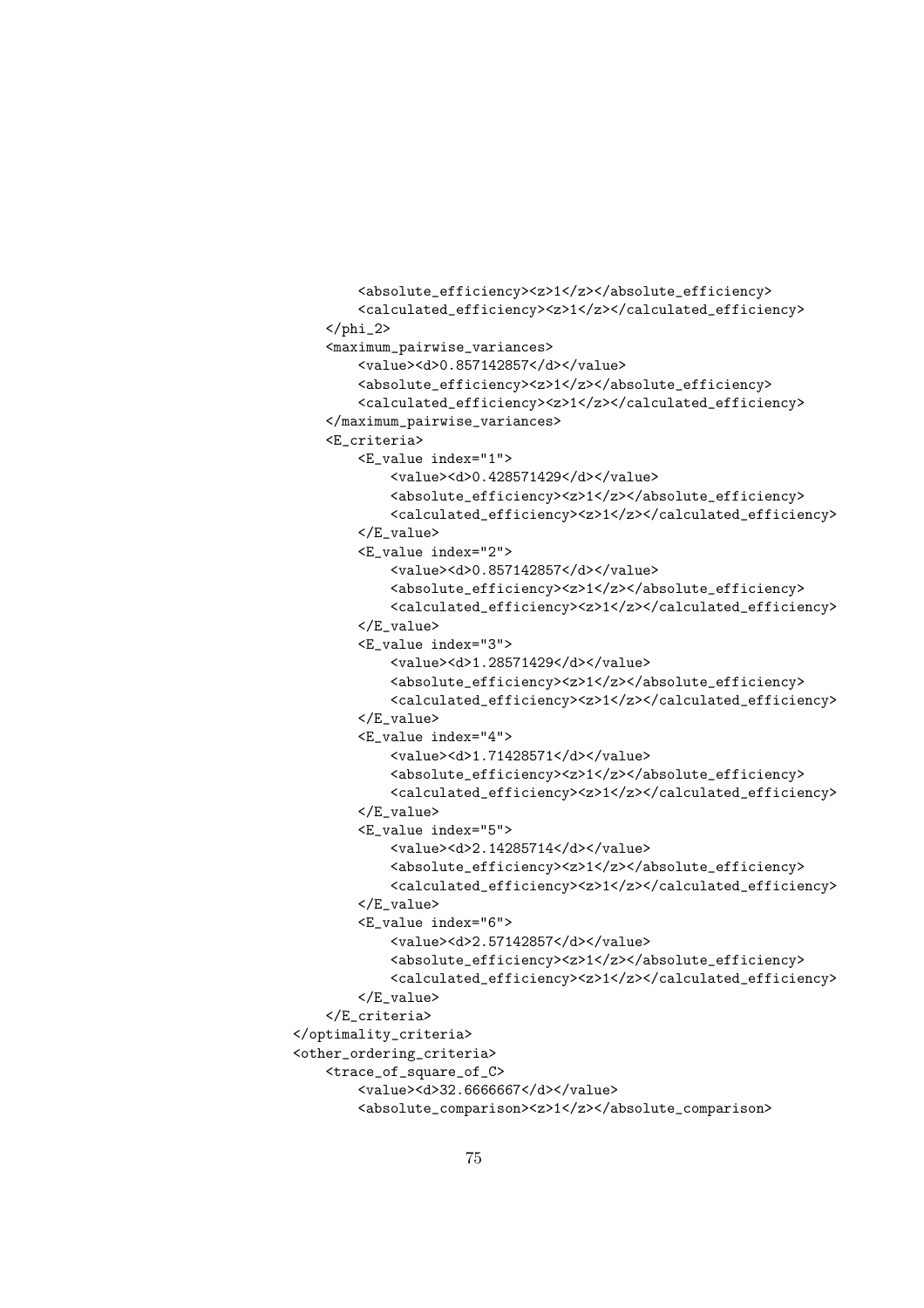```
        <absolute_efficiency><z>1</z></absolute_efficiency>
        <calculated_efficiency><z>1</z></calculated_efficiency>
    </phi_2>
    <maximum_pairwise_variances>
        <value><d>0.857142857</d></value>
        <absolute_efficiency><z>1</z></absolute_efficiency>
        <calculated_efficiency><z>1</z></calculated_efficiency>
    </maximum_pairwise_variances>
    <E_criteria>
        <E_value index="1">
            <value><d>0.428571429</d></value>
            <absolute_efficiency><z>1</z></absolute_efficiency>
            <calculated_efficiency><z>1</z></calculated_efficiency>
        </E_value>
        <E_value index="2">
            <value><d>0.857142857</d></value>
            <absolute_efficiency><z>1</z></absolute_efficiency>
            <calculated_efficiency><z>1</z></calculated_efficiency>
        </E_value>
        <E_value index="3">
            <value><d>1.28571429</d></value>
            <absolute_efficiency><z>1</z></absolute_efficiency>
            <calculated_efficiency><z>1</z></calculated_efficiency>
        </E_value>
        <E_value index="4">
            <value><d>1.71428571</d></value>
            <absolute_efficiency><z>1</z></absolute_efficiency>
            <calculated_efficiency><z>1</z></calculated_efficiency>
        </E_value>
        <E_value index="5">
            <value><d>2.14285714</d></value>
            <absolute_efficiency><z>1</z></absolute_efficiency>
            <calculated_efficiency><z>1</z></calculated_efficiency>
        </E_value>
        <E_value index="6">
            <value><d>2.57142857</d></value>
            <absolute_efficiency><z>1</z></absolute_efficiency>
            <calculated_efficiency><z>1</z></calculated_efficiency>
        </E_value>
    </E_criteria>
</optimality_criteria>
<other_ordering_criteria>
    <trace_of_square_of_C>
        <value><d>32.6666667</d></value>
        <absolute_comparison><z>1</z></absolute_comparison>
```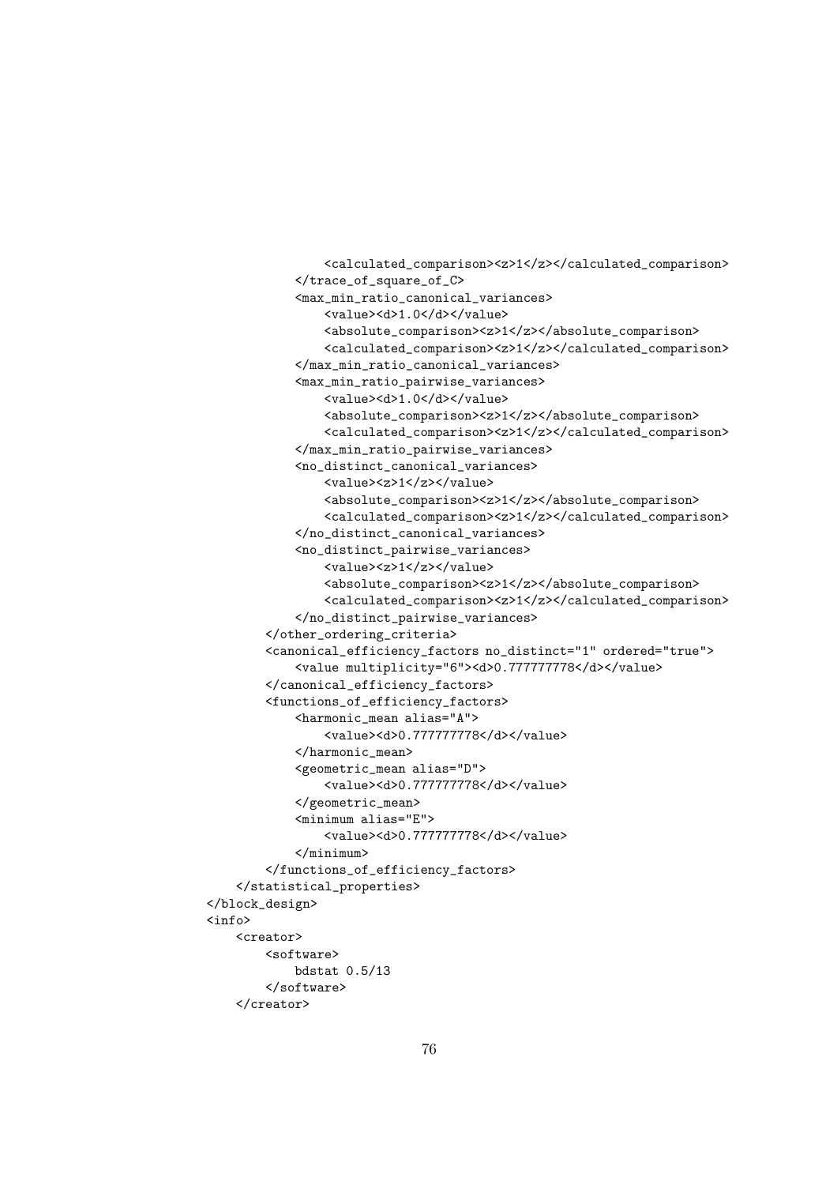```
                <calculated_comparison><z>1</z></calculated_comparison>
            </trace_of_square_of_C>
            <max_min_ratio_canonical_variances>
                <value><d>1.0</d></value>
                <absolute_comparison><z>1</z></absolute_comparison>
                <calculated_comparison><z>1</z></calculated_comparison>
            </max_min_ratio_canonical_variances>
            <max_min_ratio_pairwise_variances>
                <value><d>1.0</d></value>
                <absolute_comparison><z>1</z></absolute_comparison>
                <calculated_comparison><z>1</z></calculated_comparison>
            </max_min_ratio_pairwise_variances>
            <no_distinct_canonical_variances>
                <value><z>1</z></value>
                <absolute_comparison><z>1</z></absolute_comparison>
                <calculated_comparison><z>1</z></calculated_comparison>
            </no_distinct_canonical_variances>
            <no_distinct_pairwise_variances>
                <value><z>1</z></value>
                <absolute_comparison><z>1</z></absolute_comparison>
                <calculated_comparison><z>1</z></calculated_comparison>
            </no_distinct_pairwise_variances>
        </other_ordering_criteria>
        <canonical_efficiency_factors no_distinct="1" ordered="true">
            <value multiplicity="6"><d>0.777777778</d></value>
        </canonical_efficiency_factors>
        <functions_of_efficiency_factors>
            <harmonic_mean alias="A">
                <value><d>0.777777778</d></value>
            </harmonic_mean>
            <geometric_mean alias="D">
                <value><d>0.777777778</d></value>
            </geometric_mean>
            <minimum alias="E">
                <value><d>0.777777778</d></value>
            </minimum>
        </functions_of_efficiency_factors>
    </statistical_properties>
</block_design>
<info>
    <creator>
        <software>
            bdstat 0.5/13
        </software>
    </creator>
```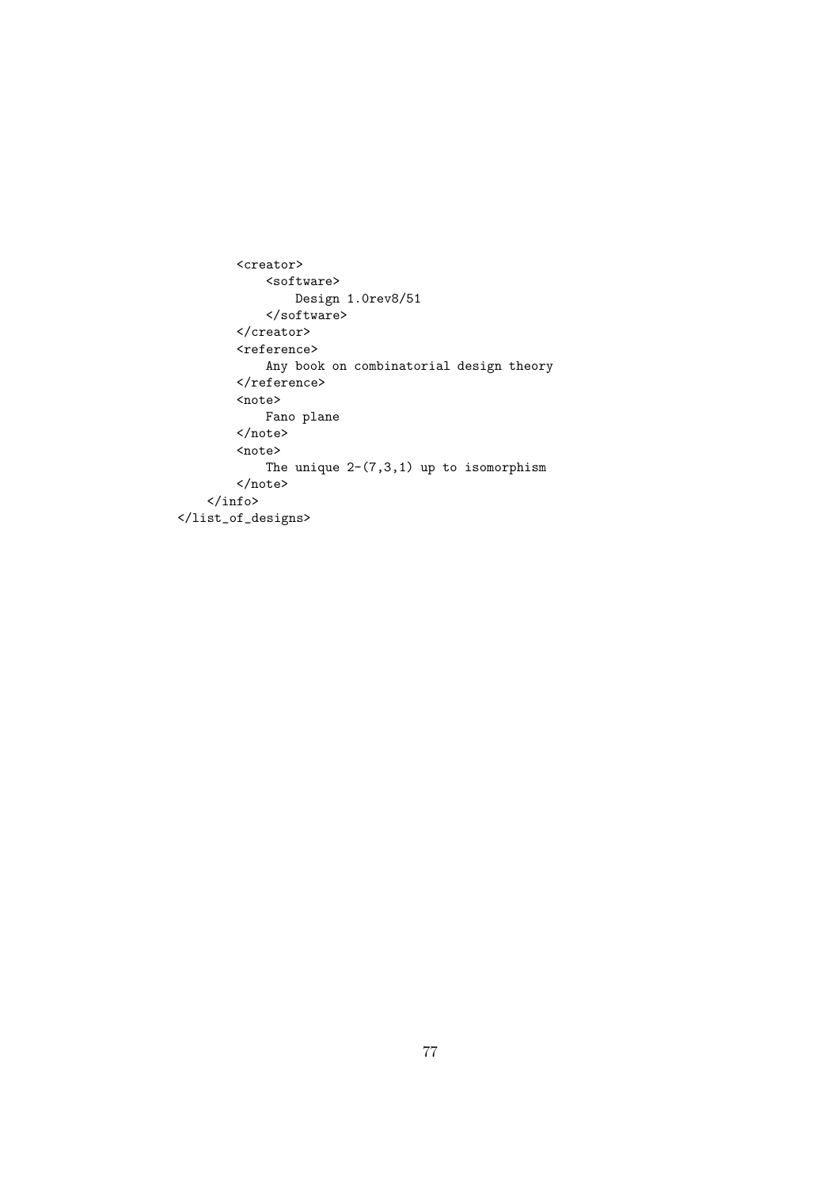```
        <creator>
            <software>
                Design 1.0rev8/51
            </software>
        </creator>
        <reference>
            Any book on combinatorial design theory
        </reference>
        <note>
            Fano plane
        </note>
        <note>
            The unique 2-(7,3,1) up to isomorphism
        </note>
    </info>
</list_of_designs>
```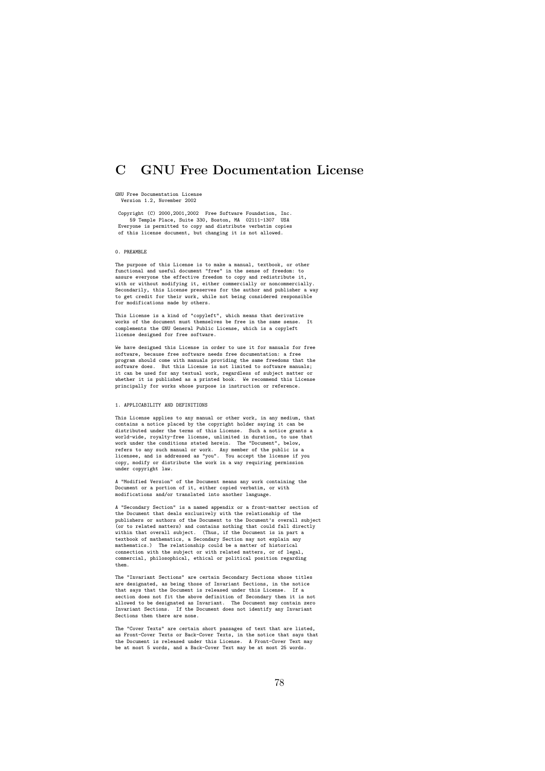# C GNU Free Documentation License

```
GNU Free Documentation License
  Version 1.2, November 2002

 Copyright (C) 2000,2001,2002  Free Software Foundation, Inc.
     59 Temple Place, Suite 330, Boston, MA  02111-1307  USA
 Everyone is permitted to copy and distribute verbatim copies
 of this license document, but changing it is not allowed.


0. PREAMBLE

The purpose of this License is to make a manual, textbook, or other
functional and useful document "free" in the sense of freedom: to
assure everyone the effective freedom to copy and redistribute it,
with or without modifying it, either commercially or noncommercially.
Secondarily, this License preserves for the author and publisher a way
to get credit for their work, while not being considered responsible
for modifications made by others.

This License is a kind of "copyleft", which means that derivative
works of the document must themselves be free in the same sense.  It
complements the GNU General Public License, which is a copyleft
license designed for free software.

We have designed this License in order to use it for manuals for free
software, because free software needs free documentation: a free
program should come with manuals providing the same freedoms that the
software does.  But this License is not limited to software manuals;
it can be used for any textual work, regardless of subject matter or
whether it is published as a printed book.  We recommend this License
principally for works whose purpose is instruction or reference.


1. APPLICABILITY AND DEFINITIONS

This License applies to any manual or other work, in any medium, that
contains a notice placed by the copyright holder saying it can be
distributed under the terms of this License.  Such a notice grants a
world-wide, royalty-free license, unlimited in duration, to use that
work under the conditions stated herein.  The "Document", below,
refers to any such manual or work.  Any member of the public is a
licensee, and is addressed as "you".  You accept the license if you
copy, modify or distribute the work in a way requiring permission
under copyright law.

A "Modified Version" of the Document means any work containing the
Document or a portion of it, either copied verbatim, or with
modifications and/or translated into another language.

A "Secondary Section" is a named appendix or a front-matter section of
the Document that deals exclusively with the relationship of the
publishers or authors of the Document to the Document's overall subject
(or to related matters) and contains nothing that could fall directly
within that overall subject.  (Thus, if the Document is in part a
textbook of mathematics, a Secondary Section may not explain any
mathematics.)  The relationship could be a matter of historical
connection with the subject or with related matters, or of legal,
commercial, philosophical, ethical or political position regarding
them.

The "Invariant Sections" are certain Secondary Sections whose titles
are designated, as being those of Invariant Sections, in the notice
that says that the Document is released under this License.  If a
section does not fit the above definition of Secondary then it is not
allowed to be designated as Invariant.  The Document may contain zero
Invariant Sections.  If the Document does not identify any Invariant
Sections then there are none.

The "Cover Texts" are certain short passages of text that are listed,
as Front-Cover Texts or Back-Cover Texts, in the notice that says that
the Document is released under this License.  A Front-Cover Text may
be at most 5 words, and a Back-Cover Text may be at most 25 words.
```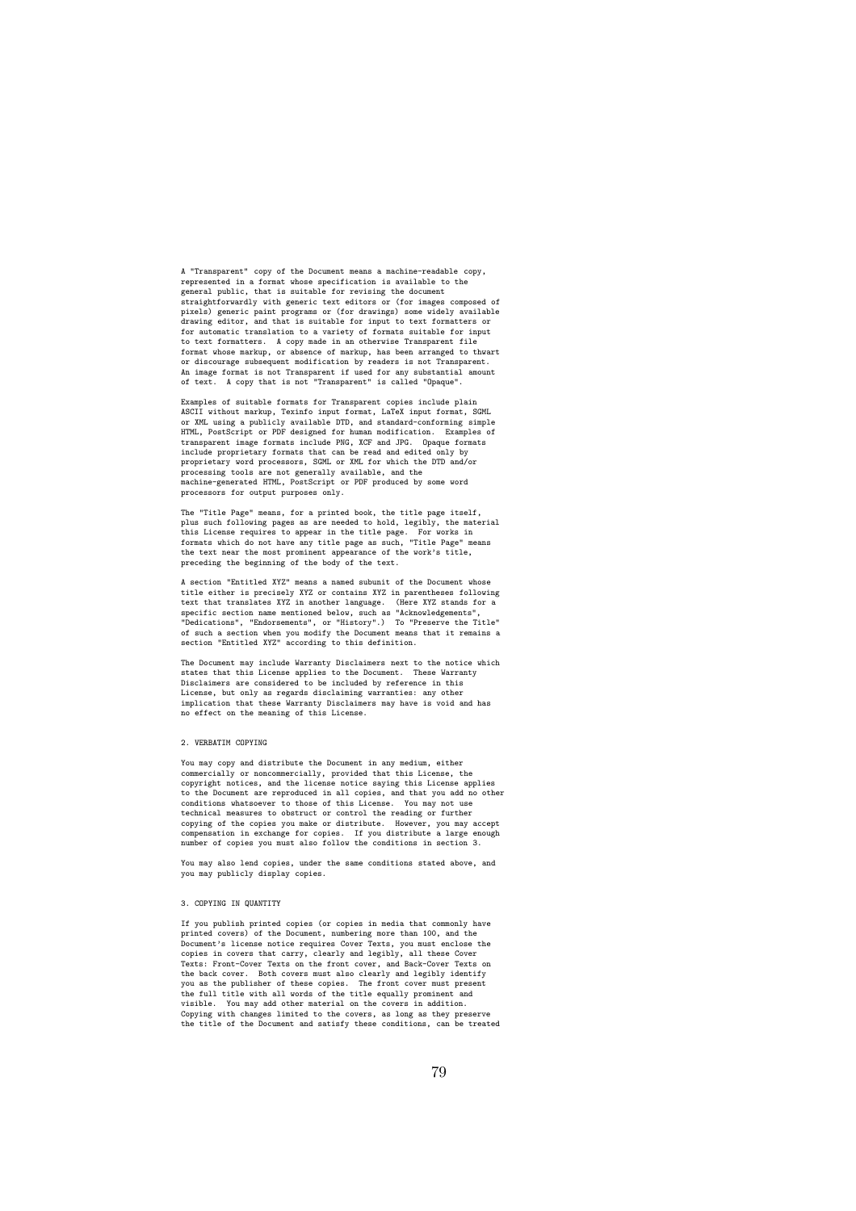A "Transparent" copy of the Document means a machine-readable copy, represented in a format whose specification is available to the general public, that is suitable for revising the document straightforwardly with generic text editors or (for images composed of pixels) generic paint programs or (for drawings) some widely available drawing editor, and that is suitable for input to text formatters or for automatic translation to a variety of formats suitable for input to text formatters. A copy made in an otherwise Transparent file format whose markup, or absence of markup, has been arranged to thwart or discourage subsequent modification by readers is not Transparent. An image format is not Transparent if used for any substantial amount of text. A copy that is not "Transparent" is called "Opaque".

Examples of suitable formats for Transparent copies include plain ASCII without markup, Texinfo input format, LaTeX input format, SGML or XML using a publicly available DTD, and standard-conforming simple HTML, PostScript or PDF designed for human modification. Examples of transparent image formats include PNG, XCF and JPG. Opaque formats include proprietary formats that can be read and edited only by proprietary word processors, SGML or XML for which the DTD and/or processing tools are not generally available, and the machine-generated HTML, PostScript or PDF produced by some word processors for output purposes only.

The "Title Page" means, for a printed book, the title page itself, plus such following pages as are needed to hold, legibly, the material this License requires to appear in the title page. For works in formats which do not have any title page as such, "Title Page" means the text near the most prominent appearance of the work's title, preceding the beginning of the body of the text.

A section "Entitled XYZ" means a named subunit of the Document whose title either is precisely XYZ or contains XYZ in parentheses following text that translates XYZ in another language. (Here XYZ stands for a specific section name mentioned below, such as "Acknowledgements", "Dedications", "Endorsements", or "History".) To "Preserve the Title" of such a section when you modify the Document means that it remains a section "Entitled XYZ" according to this definition.

The Document may include Warranty Disclaimers next to the notice which states that this License applies to the Document. These Warranty Disclaimers are considered to be included by reference in this License, but only as regards disclaiming warranties: any other implication that these Warranty Disclaimers may have is void and has no effect on the meaning of this License.

## 2. VERBATIM COPYING

You may copy and distribute the Document in any medium, either commercially or noncommercially, provided that this License, the copyright notices, and the license notice saying this License applies to the Document are reproduced in all copies, and that you add no other conditions whatsoever to those of this License. You may not use technical measures to obstruct or control the reading or further copying of the copies you make or distribute. However, you may accept compensation in exchange for copies. If you distribute a large enough number of copies you must also follow the conditions in section 3.

You may also lend copies, under the same conditions stated above, and you may publicly display copies.

## 3. COPYING IN QUANTITY

If you publish printed copies (or copies in media that commonly have printed covers) of the Document, numbering more than 100, and the Document's license notice requires Cover Texts, you must enclose the copies in covers that carry, clearly and legibly, all these Cover Texts: Front-Cover Texts on the front cover, and Back-Cover Texts on the back cover. Both covers must also clearly and legibly identify you as the publisher of these copies. The front cover must present the full title with all words of the title equally prominent and visible. You may add other material on the covers in addition. Copying with changes limited to the covers, as long as they preserve the title of the Document and satisfy these conditions, can be treated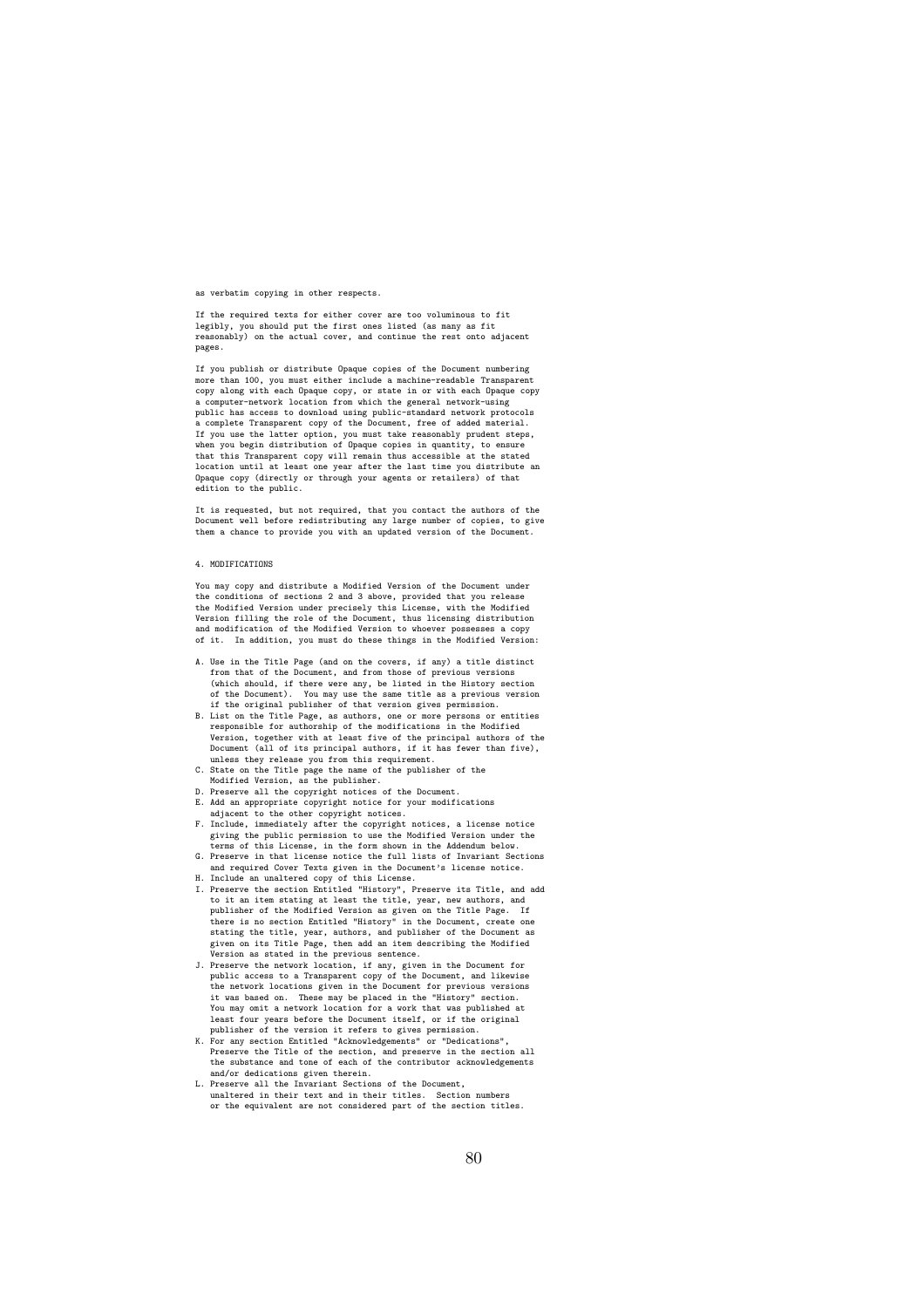as verbatim copying in other respects.

If the required texts for either cover are too voluminous to fit legibly, you should put the first ones listed (as many as fit reasonably) on the actual cover, and continue the rest onto adjacent pages.

If you publish or distribute Opaque copies of the Document numbering more than 100, you must either include a machine-readable Transparent copy along with each Opaque copy, or state in or with each Opaque copy a computer-network location from which the general network-using public has access to download using public-standard network protocols a complete Transparent copy of the Document, free of added material. If you use the latter option, you must take reasonably prudent steps, when you begin distribution of Opaque copies in quantity, to ensure that this Transparent copy will remain thus accessible at the stated location until at least one year after the last time you distribute an Opaque copy (directly or through your agents or retailers) of that edition to the public.

It is requested, but not required, that you contact the authors of the Document well before redistributing any large number of copies, to give them a chance to provide you with an updated version of the Document.

## 4. MODIFICATIONS

You may copy and distribute a Modified Version of the Document under the conditions of sections 2 and 3 above, provided that you release the Modified Version under precisely this License, with the Modified Version filling the role of the Document, thus licensing distribution and modification of the Modified Version to whoever possesses a copy of it. In addition, you must do these things in the Modified Version:

A. Use in the Title Page (and on the covers, if any) a title distinct from that of the Document, and from those of previous versions (which should, if there were any, be listed in the History section of the Document). You may use the same title as a previous version if the original publisher of that version gives permission.
B. List on the Title Page, as authors, one or more persons or entities responsible for authorship of the modifications in the Modified Version, together with at least five of the principal authors of the Document (all of its principal authors, if it has fewer than five), unless they release you from this requirement.
C. State on the Title page the name of the publisher of the Modified Version, as the publisher.
D. Preserve all the copyright notices of the Document.
E. Add an appropriate copyright notice for your modifications adjacent to the other copyright notices.
F. Include, immediately after the copyright notices, a license notice giving the public permission to use the Modified Version under the terms of this License, in the form shown in the Addendum below.
G. Preserve in that license notice the full lists of Invariant Sections and required Cover Texts given in the Document's license notice.
H. Include an unaltered copy of this License.
I. Preserve the section Entitled "History", Preserve its Title, and add to it an item stating at least the title, year, new authors, and publisher of the Modified Version as given on the Title Page. If there is no section Entitled "History" in the Document, create one stating the title, year, authors, and publisher of the Document as given on its Title Page, then add an item describing the Modified Version as stated in the previous sentence.
J. Preserve the network location, if any, given in the Document for public access to a Transparent copy of the Document, and likewise the network locations given in the Document for previous versions it was based on. These may be placed in the "History" section. You may omit a network location for a work that was published at least four years before the Document itself, or if the original publisher of the version it refers to gives permission.
K. For any section Entitled "Acknowledgements" or "Dedications", Preserve the Title of the section, and preserve in the section all the substance and tone of each of the contributor acknowledgements and/or dedications given therein.
L. Preserve all the Invariant Sections of the Document, unaltered in their text and in their titles. Section numbers or the equivalent are not considered part of the section titles.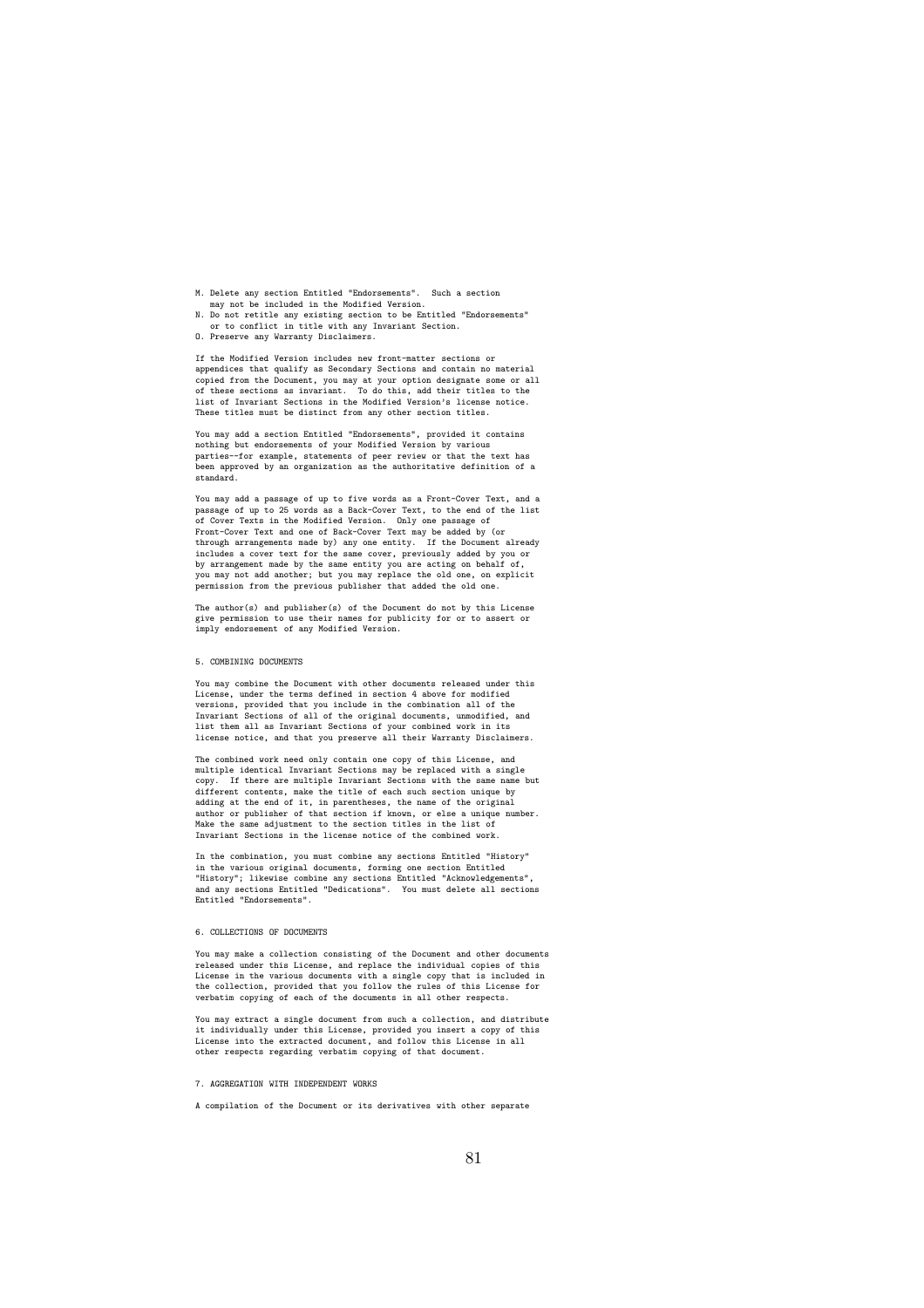M. Delete any section Entitled "Endorsements". Such a section may not be included in the Modified Version.
N. Do not retitle any existing section to be Entitled "Endorsements" or to conflict in title with any Invariant Section.
O. Preserve any Warranty Disclaimers.

If the Modified Version includes new front-matter sections or appendices that qualify as Secondary Sections and contain no material copied from the Document, you may at your option designate some or all of these sections as invariant. To do this, add their titles to the list of Invariant Sections in the Modified Version's license notice. These titles must be distinct from any other section titles.

You may add a section Entitled "Endorsements", provided it contains nothing but endorsements of your Modified Version by various parties--for example, statements of peer review or that the text has been approved by an organization as the authoritative definition of a standard.

You may add a passage of up to five words as a Front-Cover Text, and a passage of up to 25 words as a Back-Cover Text, to the end of the list of Cover Texts in the Modified Version. Only one passage of Front-Cover Text and one of Back-Cover Text may be added by (or through arrangements made by) any one entity. If the Document already includes a cover text for the same cover, previously added by you or by arrangement made by the same entity you are acting on behalf of, you may not add another; but you may replace the old one, on explicit permission from the previous publisher that added the old one.

The author(s) and publisher(s) of the Document do not by this License give permission to use their names for publicity for or to assert or imply endorsement of any Modified Version.

## 5. COMBINING DOCUMENTS

You may combine the Document with other documents released under this License, under the terms defined in section 4 above for modified versions, provided that you include in the combination all of the Invariant Sections of all of the original documents, unmodified, and list them all as Invariant Sections of your combined work in its license notice, and that you preserve all their Warranty Disclaimers.

The combined work need only contain one copy of this License, and multiple identical Invariant Sections may be replaced with a single copy. If there are multiple Invariant Sections with the same name but different contents, make the title of each such section unique by adding at the end of it, in parentheses, the name of the original author or publisher of that section if known, or else a unique number. Make the same adjustment to the section titles in the list of Invariant Sections in the license notice of the combined work.

In the combination, you must combine any sections Entitled "History" in the various original documents, forming one section Entitled "History"; likewise combine any sections Entitled "Acknowledgements", and any sections Entitled "Dedications". You must delete all sections Entitled "Endorsements".

## 6. COLLECTIONS OF DOCUMENTS

You may make a collection consisting of the Document and other documents released under this License, and replace the individual copies of this License in the various documents with a single copy that is included in the collection, provided that you follow the rules of this License for verbatim copying of each of the documents in all other respects.

You may extract a single document from such a collection, and distribute it individually under this License, provided you insert a copy of this License into the extracted document, and follow this License in all other respects regarding verbatim copying of that document.

## 7. AGGREGATION WITH INDEPENDENT WORKS

A compilation of the Document or its derivatives with other separate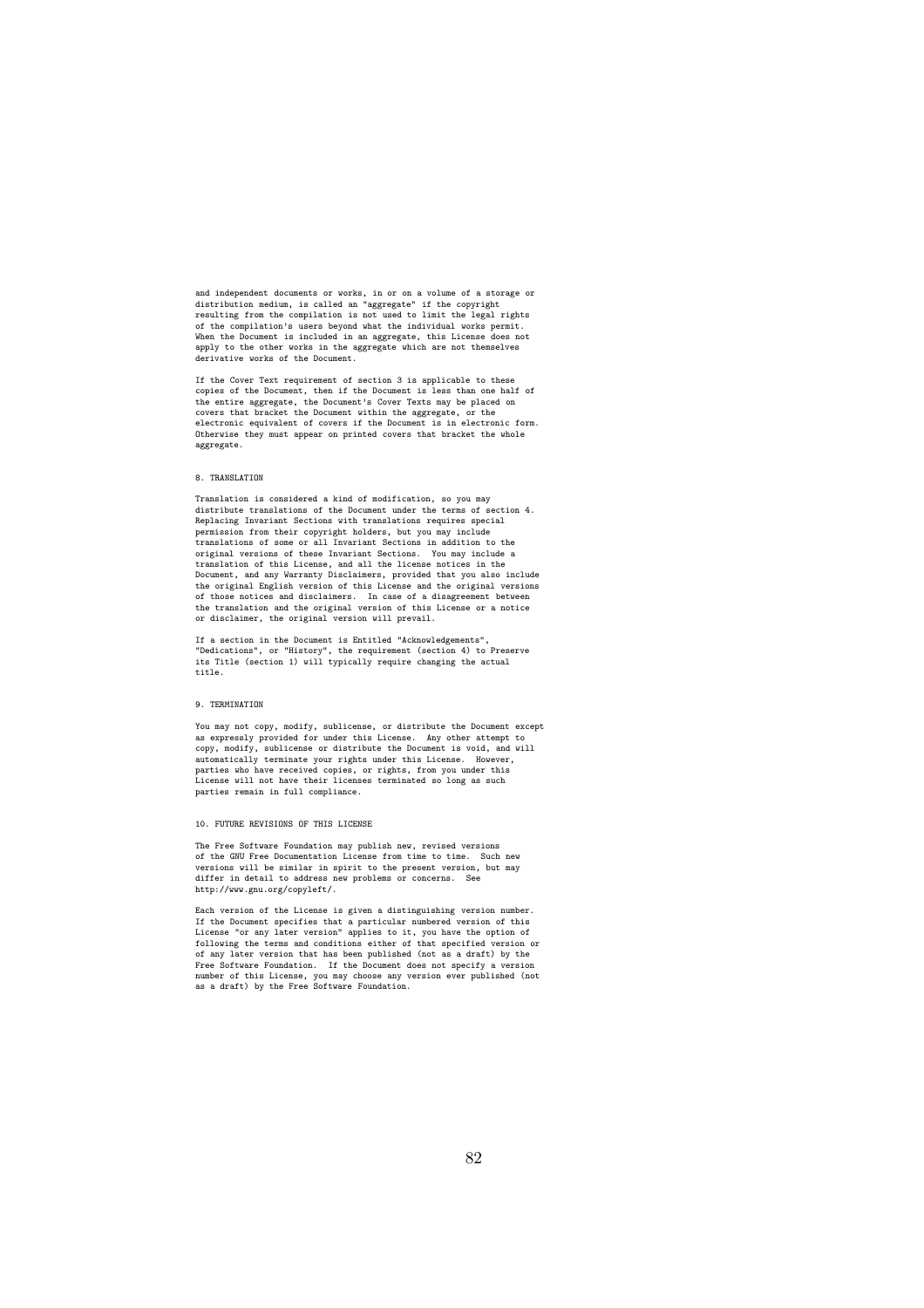and independent documents or works, in or on a volume of a storage or distribution medium, is called an "aggregate" if the copyright resulting from the compilation is not used to limit the legal rights of the compilation's users beyond what the individual works permit. When the Document is included in an aggregate, this License does not apply to the other works in the aggregate which are not themselves derivative works of the Document.

If the Cover Text requirement of section 3 is applicable to these copies of the Document, then if the Document is less than one half of the entire aggregate, the Document's Cover Texts may be placed on covers that bracket the Document within the aggregate, or the electronic equivalent of covers if the Document is in electronic form. Otherwise they must appear on printed covers that bracket the whole aggregate.

8. TRANSLATION

Translation is considered a kind of modification, so you may distribute translations of the Document under the terms of section 4. Replacing Invariant Sections with translations requires special permission from their copyright holders, but you may include translations of some or all Invariant Sections in addition to the original versions of these Invariant Sections. You may include a translation of this License, and all the license notices in the Document, and any Warranty Disclaimers, provided that you also include the original English version of this License and the original versions of those notices and disclaimers. In case of a disagreement between the translation and the original version of this License or a notice or disclaimer, the original version will prevail.

If a section in the Document is Entitled "Acknowledgements", "Dedications", or "History", the requirement (section 4) to Preserve its Title (section 1) will typically require changing the actual title.

9. TERMINATION

You may not copy, modify, sublicense, or distribute the Document except as expressly provided for under this License. Any other attempt to copy, modify, sublicense or distribute the Document is void, and will automatically terminate your rights under this License. However, parties who have received copies, or rights, from you under this License will not have their licenses terminated so long as such parties remain in full compliance.

10. FUTURE REVISIONS OF THIS LICENSE

The Free Software Foundation may publish new, revised versions of the GNU Free Documentation License from time to time. Such new versions will be similar in spirit to the present version, but may differ in detail to address new problems or concerns. See http://www.gnu.org/copyleft/.

Each version of the License is given a distinguishing version number. If the Document specifies that a particular numbered version of this License "or any later version" applies to it, you have the option of following the terms and conditions either of that specified version or of any later version that has been published (not as a draft) by the Free Software Foundation. If the Document does not specify a version number of this License, you may choose any version ever published (not as a draft) by the Free Software Foundation.